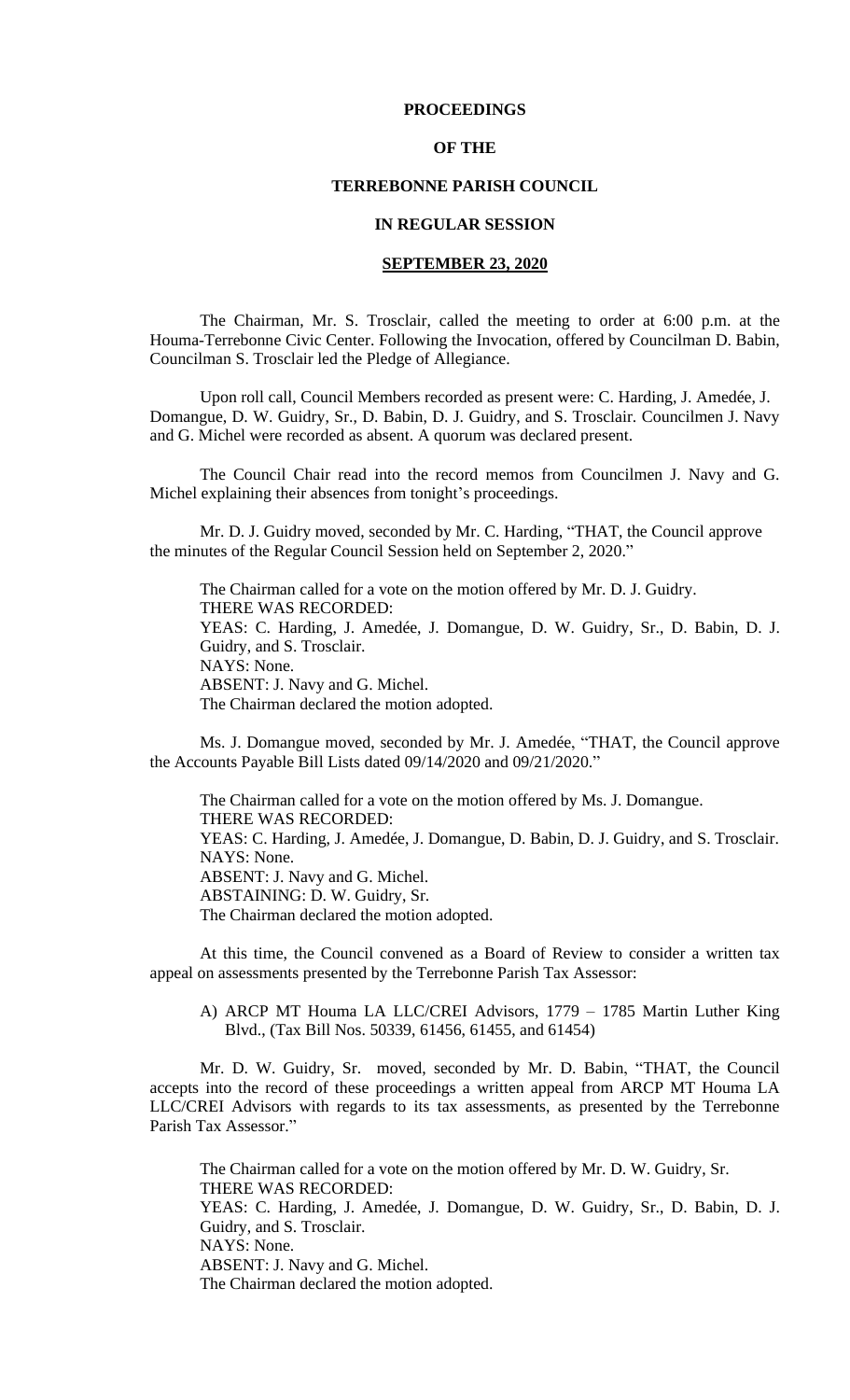# PROCEEDINGS

# OF THE

# TERREBONNE PARISH COUNCIL

# IN REGULAR SESSION

# SEPTEMBER 23, 2020

The Chairman, Mr. S. Trosclair, called the meeting to order at 6:00 p.m. at the Houma-Terrebonne Civic Center. Following the Invocation, offered by Councilman D. Babin, Councilman S. Trosclair led the Pledge of Allegiance.

Upon roll call, Council Members recorded as present were: C. Harding, J. Amedée, J. Domangue, D. W. Guidry, Sr., D. Babin, D. J. Guidry, and S. Trosclair. Councilmen J. Navy and G. Michel were recorded as absent. A quorum was declared present.

The Council Chair read into the record memos from Councilmen J. Navy and G. Michel explaining their absences from tonight's proceedings.

Mr. D. J. Guidry moved, seconded by Mr. C. Harding, "THAT, the Council approve the minutes of the Regular Council Session held on September 2, 2020."

The Chairman called for a vote on the motion offered by Mr. D. J. Guidry.
THERE WAS RECORDED:
YEAS: C. Harding, J. Amedée, J. Domangue, D. W. Guidry, Sr., D. Babin, D. J. Guidry, and S. Trosclair.
NAYS: None.
ABSENT: J. Navy and G. Michel.
The Chairman declared the motion adopted.

Ms. J. Domangue moved, seconded by Mr. J. Amedée, "THAT, the Council approve the Accounts Payable Bill Lists dated 09/14/2020 and 09/21/2020."

The Chairman called for a vote on the motion offered by Ms. J. Domangue.
THERE WAS RECORDED:
YEAS: C. Harding, J. Amedée, J. Domangue, D. Babin, D. J. Guidry, and S. Trosclair.
NAYS: None.
ABSENT: J. Navy and G. Michel.
ABSTAINING: D. W. Guidry, Sr.
The Chairman declared the motion adopted.

At this time, the Council convened as a Board of Review to consider a written tax appeal on assessments presented by the Terrebonne Parish Tax Assessor:

A) ARCP MT Houma LA LLC/CREI Advisors, 1779 – 1785 Martin Luther King Blvd., (Tax Bill Nos. 50339, 61456, 61455, and 61454)

Mr. D. W. Guidry, Sr. moved, seconded by Mr. D. Babin, "THAT, the Council accepts into the record of these proceedings a written appeal from ARCP MT Houma LA LLC/CREI Advisors with regards to its tax assessments, as presented by the Terrebonne Parish Tax Assessor."

The Chairman called for a vote on the motion offered by Mr. D. W. Guidry, Sr.
THERE WAS RECORDED:
YEAS: C. Harding, J. Amedée, J. Domangue, D. W. Guidry, Sr., D. Babin, D. J. Guidry, and S. Trosclair.
NAYS: None.
ABSENT: J. Navy and G. Michel.
The Chairman declared the motion adopted.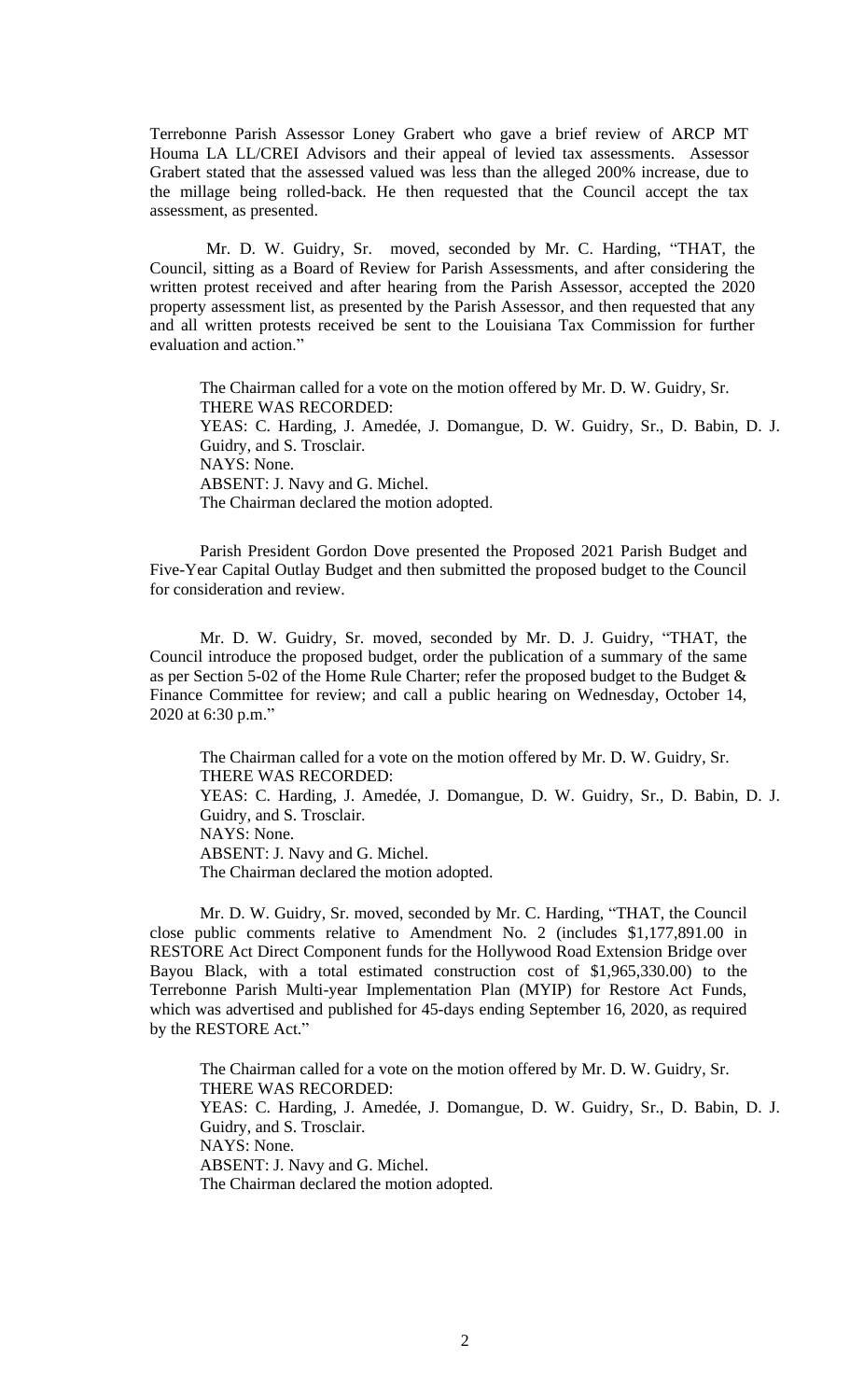Terrebonne Parish Assessor Loney Grabert who gave a brief review of ARCP MT Houma LA LL/CREI Advisors and their appeal of levied tax assessments. Assessor Grabert stated that the assessed valued was less than the alleged 200% increase, due to the millage being rolled-back. He then requested that the Council accept the tax assessment, as presented.

Mr. D. W. Guidry, Sr. moved, seconded by Mr. C. Harding, "THAT, the Council, sitting as a Board of Review for Parish Assessments, and after considering the written protest received and after hearing from the Parish Assessor, accepted the 2020 property assessment list, as presented by the Parish Assessor, and then requested that any and all written protests received be sent to the Louisiana Tax Commission for further evaluation and action."

The Chairman called for a vote on the motion offered by Mr. D. W. Guidry, Sr.
THERE WAS RECORDED:
YEAS: C. Harding, J. Amedée, J. Domangue, D. W. Guidry, Sr., D. Babin, D. J. Guidry, and S. Trosclair.
NAYS: None.
ABSENT: J. Navy and G. Michel.
The Chairman declared the motion adopted.

Parish President Gordon Dove presented the Proposed 2021 Parish Budget and Five-Year Capital Outlay Budget and then submitted the proposed budget to the Council for consideration and review.

Mr. D. W. Guidry, Sr. moved, seconded by Mr. D. J. Guidry, "THAT, the Council introduce the proposed budget, order the publication of a summary of the same as per Section 5-02 of the Home Rule Charter; refer the proposed budget to the Budget & Finance Committee for review; and call a public hearing on Wednesday, October 14, 2020 at 6:30 p.m."

The Chairman called for a vote on the motion offered by Mr. D. W. Guidry, Sr.
THERE WAS RECORDED:
YEAS: C. Harding, J. Amedée, J. Domangue, D. W. Guidry, Sr., D. Babin, D. J. Guidry, and S. Trosclair.
NAYS: None.
ABSENT: J. Navy and G. Michel.
The Chairman declared the motion adopted.

Mr. D. W. Guidry, Sr. moved, seconded by Mr. C. Harding, "THAT, the Council close public comments relative to Amendment No. 2 (includes $1,177,891.00 in RESTORE Act Direct Component funds for the Hollywood Road Extension Bridge over Bayou Black, with a total estimated construction cost of $1,965,330.00) to the Terrebonne Parish Multi-year Implementation Plan (MYIP) for Restore Act Funds, which was advertised and published for 45-days ending September 16, 2020, as required by the RESTORE Act."

The Chairman called for a vote on the motion offered by Mr. D. W. Guidry, Sr.
THERE WAS RECORDED:
YEAS: C. Harding, J. Amedée, J. Domangue, D. W. Guidry, Sr., D. Babin, D. J. Guidry, and S. Trosclair.
NAYS: None.
ABSENT: J. Navy and G. Michel.
The Chairman declared the motion adopted.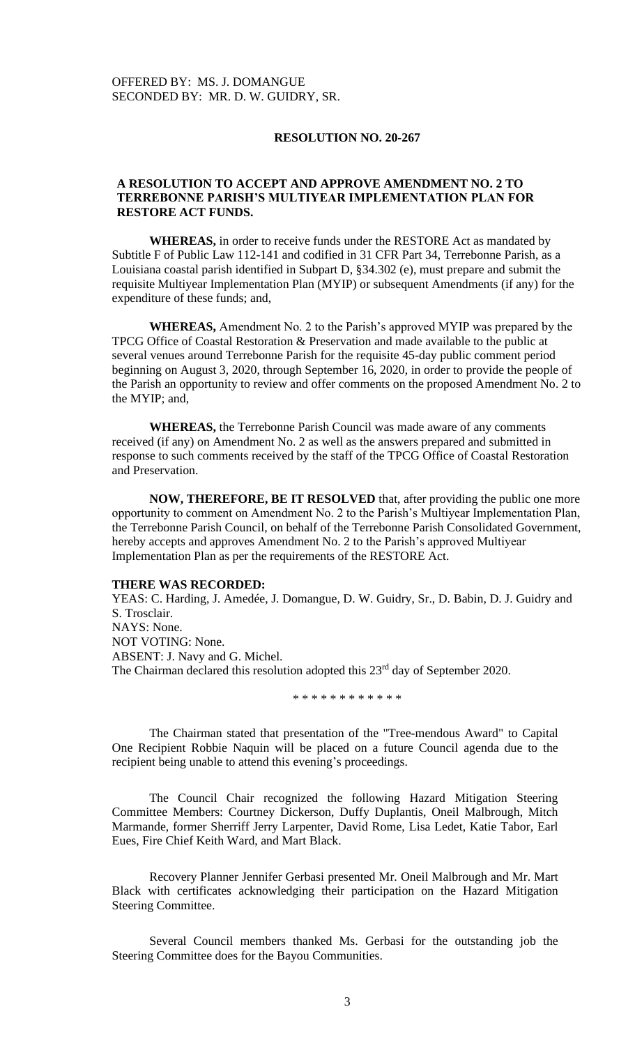OFFERED BY: MS. J. DOMANGUE
SECONDED BY: MR. D. W. GUIDRY, SR.

**RESOLUTION NO. 20-267**

**A RESOLUTION TO ACCEPT AND APPROVE AMENDMENT NO. 2 TO TERREBONNE PARISH'S MULTIYEAR IMPLEMENTATION PLAN FOR RESTORE ACT FUNDS.**

**WHEREAS,** in order to receive funds under the RESTORE Act as mandated by Subtitle F of Public Law 112-141 and codified in 31 CFR Part 34, Terrebonne Parish, as a Louisiana coastal parish identified in Subpart D, §34.302 (e), must prepare and submit the requisite Multiyear Implementation Plan (MYIP) or subsequent Amendments (if any) for the expenditure of these funds; and,

**WHEREAS,** Amendment No. 2 to the Parish's approved MYIP was prepared by the TPCG Office of Coastal Restoration & Preservation and made available to the public at several venues around Terrebonne Parish for the requisite 45-day public comment period beginning on August 3, 2020, through September 16, 2020, in order to provide the people of the Parish an opportunity to review and offer comments on the proposed Amendment No. 2 to the MYIP; and,

**WHEREAS,** the Terrebonne Parish Council was made aware of any comments received (if any) on Amendment No. 2 as well as the answers prepared and submitted in response to such comments received by the staff of the TPCG Office of Coastal Restoration and Preservation.

**NOW, THEREFORE, BE IT RESOLVED** that, after providing the public one more opportunity to comment on Amendment No. 2 to the Parish's Multiyear Implementation Plan, the Terrebonne Parish Council, on behalf of the Terrebonne Parish Consolidated Government, hereby accepts and approves Amendment No. 2 to the Parish's approved Multiyear Implementation Plan as per the requirements of the RESTORE Act.

**THERE WAS RECORDED:**
YEAS: C. Harding, J. Amedée, J. Domangue, D. W. Guidry, Sr., D. Babin, D. J. Guidry and S. Trosclair.
NAYS: None.
NOT VOTING: None.
ABSENT: J. Navy and G. Michel.
The Chairman declared this resolution adopted this 23rd day of September 2020.

* * * * * * * * * * * *

The Chairman stated that presentation of the "Tree-mendous Award" to Capital One Recipient Robbie Naquin will be placed on a future Council agenda due to the recipient being unable to attend this evening's proceedings.

The Council Chair recognized the following Hazard Mitigation Steering Committee Members: Courtney Dickerson, Duffy Duplantis, Oneil Malbrough, Mitch Marmande, former Sherriff Jerry Larpenter, David Rome, Lisa Ledet, Katie Tabor, Earl Eues, Fire Chief Keith Ward, and Mart Black.

Recovery Planner Jennifer Gerbasi presented Mr. Oneil Malbrough and Mr. Mart Black with certificates acknowledging their participation on the Hazard Mitigation Steering Committee.

Several Council members thanked Ms. Gerbasi for the outstanding job the Steering Committee does for the Bayou Communities.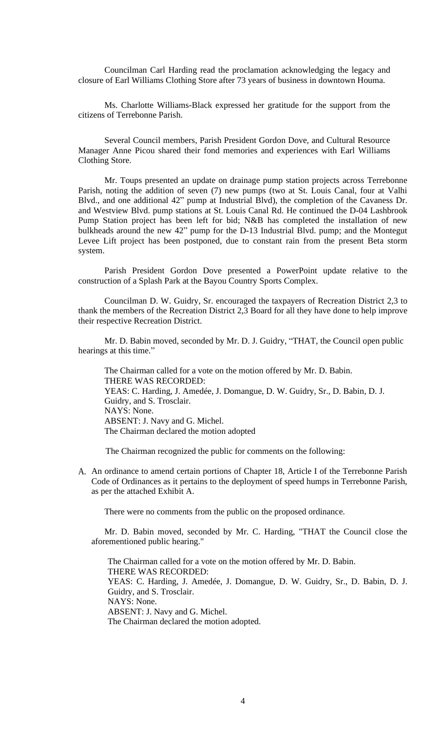Councilman Carl Harding read the proclamation acknowledging the legacy and closure of Earl Williams Clothing Store after 73 years of business in downtown Houma.

Ms. Charlotte Williams-Black expressed her gratitude for the support from the citizens of Terrebonne Parish.

Several Council members, Parish President Gordon Dove, and Cultural Resource Manager Anne Picou shared their fond memories and experiences with Earl Williams Clothing Store.

Mr. Toups presented an update on drainage pump station projects across Terrebonne Parish, noting the addition of seven (7) new pumps (two at St. Louis Canal, four at Valhi Blvd., and one additional 42" pump at Industrial Blvd), the completion of the Cavaness Dr. and Westview Blvd. pump stations at St. Louis Canal Rd. He continued the D-04 Lashbrook Pump Station project has been left for bid; N&B has completed the installation of new bulkheads around the new 42" pump for the D-13 Industrial Blvd. pump; and the Montegut Levee Lift project has been postponed, due to constant rain from the present Beta storm system.

Parish President Gordon Dove presented a PowerPoint update relative to the construction of a Splash Park at the Bayou Country Sports Complex.

Councilman D. W. Guidry, Sr. encouraged the taxpayers of Recreation District 2,3 to thank the members of the Recreation District 2,3 Board for all they have done to help improve their respective Recreation District.

Mr. D. Babin moved, seconded by Mr. D. J. Guidry, "THAT, the Council open public hearings at this time."

The Chairman called for a vote on the motion offered by Mr. D. Babin.
THERE WAS RECORDED:
YEAS: C. Harding, J. Amedée, J. Domangue, D. W. Guidry, Sr., D. Babin, D. J. Guidry, and S. Trosclair.
NAYS: None.
ABSENT: J. Navy and G. Michel.
The Chairman declared the motion adopted

The Chairman recognized the public for comments on the following:

A. An ordinance to amend certain portions of Chapter 18, Article I of the Terrebonne Parish Code of Ordinances as it pertains to the deployment of speed humps in Terrebonne Parish, as per the attached Exhibit A.

   There were no comments from the public on the proposed ordinance.

   Mr. D. Babin moved, seconded by Mr. C. Harding, "THAT the Council close the aforementioned public hearing."

   The Chairman called for a vote on the motion offered by Mr. D. Babin.
   THERE WAS RECORDED:
   YEAS: C. Harding, J. Amedée, J. Domangue, D. W. Guidry, Sr., D. Babin, D. J. Guidry, and S. Trosclair.
   NAYS: None.
   ABSENT: J. Navy and G. Michel.
   The Chairman declared the motion adopted.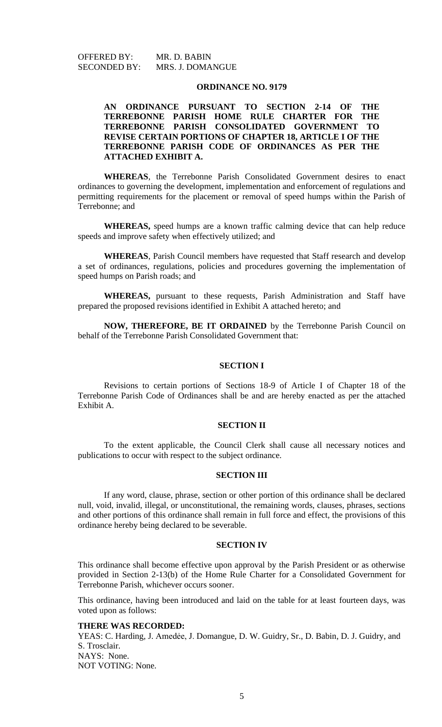OFFERED BY: MR. D. BABIN
SECONDED BY: MRS. J. DOMANGUE

## ORDINANCE NO. 9179

**AN ORDINANCE PURSUANT TO SECTION 2-14 OF THE TERREBONNE PARISH HOME RULE CHARTER FOR THE TERREBONNE PARISH CONSOLIDATED GOVERNMENT TO REVISE CERTAIN PORTIONS OF CHAPTER 18, ARTICLE I OF THE TERREBONNE PARISH CODE OF ORDINANCES AS PER THE ATTACHED EXHIBIT A.**

**WHEREAS**, the Terrebonne Parish Consolidated Government desires to enact ordinances to governing the development, implementation and enforcement of regulations and permitting requirements for the placement or removal of speed humps within the Parish of Terrebonne; and

**WHEREAS,** speed humps are a known traffic calming device that can help reduce speeds and improve safety when effectively utilized; and

**WHEREAS**, Parish Council members have requested that Staff research and develop a set of ordinances, regulations, policies and procedures governing the implementation of speed humps on Parish roads; and

**WHEREAS,** pursuant to these requests, Parish Administration and Staff have prepared the proposed revisions identified in Exhibit A attached hereto; and

**NOW, THEREFORE, BE IT ORDAINED** by the Terrebonne Parish Council on behalf of the Terrebonne Parish Consolidated Government that:

### SECTION I

Revisions to certain portions of Sections 18-9 of Article I of Chapter 18 of the Terrebonne Parish Code of Ordinances shall be and are hereby enacted as per the attached Exhibit A.

### SECTION II

To the extent applicable, the Council Clerk shall cause all necessary notices and publications to occur with respect to the subject ordinance.

### SECTION III

If any word, clause, phrase, section or other portion of this ordinance shall be declared null, void, invalid, illegal, or unconstitutional, the remaining words, clauses, phrases, sections and other portions of this ordinance shall remain in full force and effect, the provisions of this ordinance hereby being declared to be severable.

### SECTION IV

This ordinance shall become effective upon approval by the Parish President or as otherwise provided in Section 2-13(b) of the Home Rule Charter for a Consolidated Government for Terrebonne Parish, whichever occurs sooner.

This ordinance, having been introduced and laid on the table for at least fourteen days, was voted upon as follows:

**THERE WAS RECORDED:**
YEAS: C. Harding, J. Amedėe, J. Domangue, D. W. Guidry, Sr., D. Babin, D. J. Guidry, and S. Trosclair.
NAYS: None.
NOT VOTING: None.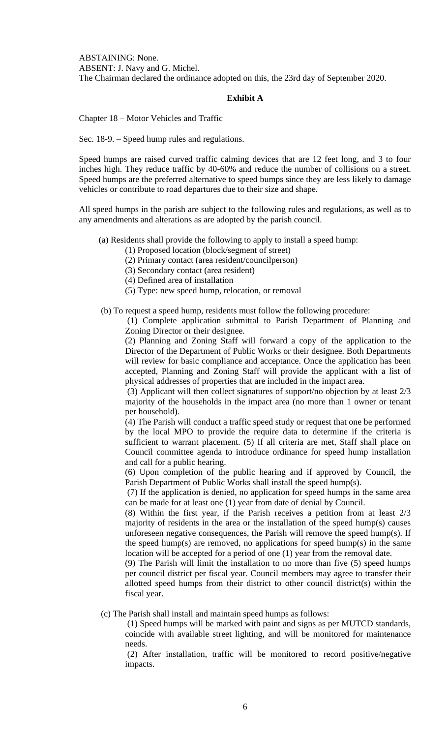ABSTAINING: None.
ABSENT: J. Navy and G. Michel.
The Chairman declared the ordinance adopted on this, the 23rd day of September 2020.

**Exhibit A**

Chapter 18 – Motor Vehicles and Traffic

Sec. 18-9. – Speed hump rules and regulations.

Speed humps are raised curved traffic calming devices that are 12 feet long, and 3 to four inches high. They reduce traffic by 40-60% and reduce the number of collisions on a street. Speed humps are the preferred alternative to speed bumps since they are less likely to damage vehicles or contribute to road departures due to their size and shape.

All speed humps in the parish are subject to the following rules and regulations, as well as to any amendments and alterations as are adopted by the parish council.

(a) Residents shall provide the following to apply to install a speed hump:

(1) Proposed location (block/segment of street)
(2) Primary contact (area resident/councilperson)
(3) Secondary contact (area resident)
(4) Defined area of installation
(5) Type: new speed hump, relocation, or removal

(b) To request a speed hump, residents must follow the following procedure:

(1) Complete application submittal to Parish Department of Planning and Zoning Director or their designee.

(2) Planning and Zoning Staff will forward a copy of the application to the Director of the Department of Public Works or their designee. Both Departments will review for basic compliance and acceptance. Once the application has been accepted, Planning and Zoning Staff will provide the applicant with a list of physical addresses of properties that are included in the impact area.

(3) Applicant will then collect signatures of support/no objection by at least 2/3 majority of the households in the impact area (no more than 1 owner or tenant per household).

(4) The Parish will conduct a traffic speed study or request that one be performed by the local MPO to provide the require data to determine if the criteria is sufficient to warrant placement. (5) If all criteria are met, Staff shall place on Council committee agenda to introduce ordinance for speed hump installation and call for a public hearing.

(6) Upon completion of the public hearing and if approved by Council, the Parish Department of Public Works shall install the speed hump(s).

(7) If the application is denied, no application for speed humps in the same area can be made for at least one (1) year from date of denial by Council.

(8) Within the first year, if the Parish receives a petition from at least 2/3 majority of residents in the area or the installation of the speed hump(s) causes unforeseen negative consequences, the Parish will remove the speed hump(s). If the speed hump(s) are removed, no applications for speed hump(s) in the same location will be accepted for a period of one (1) year from the removal date.

(9) The Parish will limit the installation to no more than five (5) speed humps per council district per fiscal year. Council members may agree to transfer their allotted speed humps from their district to other council district(s) within the fiscal year.

(c) The Parish shall install and maintain speed humps as follows:

(1) Speed humps will be marked with paint and signs as per MUTCD standards, coincide with available street lighting, and will be monitored for maintenance needs.

(2) After installation, traffic will be monitored to record positive/negative impacts.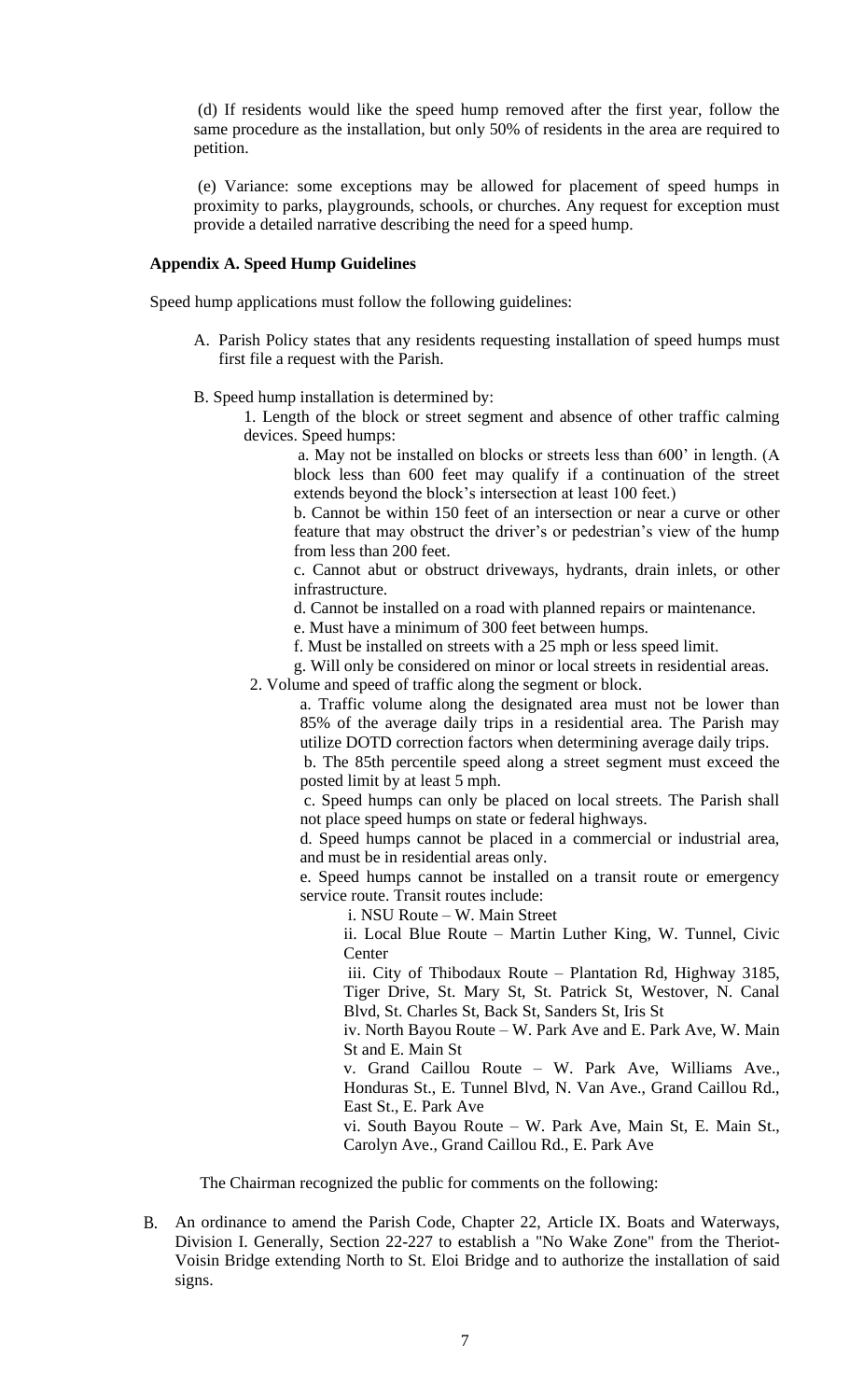(d) If residents would like the speed hump removed after the first year, follow the same procedure as the installation, but only 50% of residents in the area are required to petition.

(e) Variance: some exceptions may be allowed for placement of speed humps in proximity to parks, playgrounds, schools, or churches. Any request for exception must provide a detailed narrative describing the need for a speed hump.

**Appendix A. Speed Hump Guidelines**

Speed hump applications must follow the following guidelines:

A. Parish Policy states that any residents requesting installation of speed humps must first file a request with the Parish.

B. Speed hump installation is determined by:

1. Length of the block or street segment and absence of other traffic calming devices. Speed humps:
   
   a. May not be installed on blocks or streets less than 600' in length. (A block less than 600 feet may qualify if a continuation of the street extends beyond the block's intersection at least 100 feet.)
   
   b. Cannot be within 150 feet of an intersection or near a curve or other feature that may obstruct the driver's or pedestrian's view of the hump from less than 200 feet.
   
   c. Cannot abut or obstruct driveways, hydrants, drain inlets, or other infrastructure.
   
   d. Cannot be installed on a road with planned repairs or maintenance.
   
   e. Must have a minimum of 300 feet between humps.
   
   f. Must be installed on streets with a 25 mph or less speed limit.
   
   g. Will only be considered on minor or local streets in residential areas.

2. Volume and speed of traffic along the segment or block.
   
   a. Traffic volume along the designated area must not be lower than 85% of the average daily trips in a residential area. The Parish may utilize DOTD correction factors when determining average daily trips.
   
   b. The 85th percentile speed along a street segment must exceed the posted limit by at least 5 mph.
   
   c. Speed humps can only be placed on local streets. The Parish shall not place speed humps on state or federal highways.
   
   d. Speed humps cannot be placed in a commercial or industrial area, and must be in residential areas only.
   
   e. Speed humps cannot be installed on a transit route or emergency service route. Transit routes include:
   
      i. NSU Route – W. Main Street
      
      ii. Local Blue Route – Martin Luther King, W. Tunnel, Civic Center
      
      iii. City of Thibodaux Route – Plantation Rd, Highway 3185, Tiger Drive, St. Mary St, St. Patrick St, Westover, N. Canal Blvd, St. Charles St, Back St, Sanders St, Iris St
      
      iv. North Bayou Route – W. Park Ave and E. Park Ave, W. Main St and E. Main St
      
      v. Grand Caillou Route – W. Park Ave, Williams Ave., Honduras St., E. Tunnel Blvd, N. Van Ave., Grand Caillou Rd., East St., E. Park Ave
      
      vi. South Bayou Route – W. Park Ave, Main St, E. Main St., Carolyn Ave., Grand Caillou Rd., E. Park Ave

The Chairman recognized the public for comments on the following:

B. An ordinance to amend the Parish Code, Chapter 22, Article IX. Boats and Waterways, Division I. Generally, Section 22-227 to establish a "No Wake Zone" from the Theriot-Voisin Bridge extending North to St. Eloi Bridge and to authorize the installation of said signs.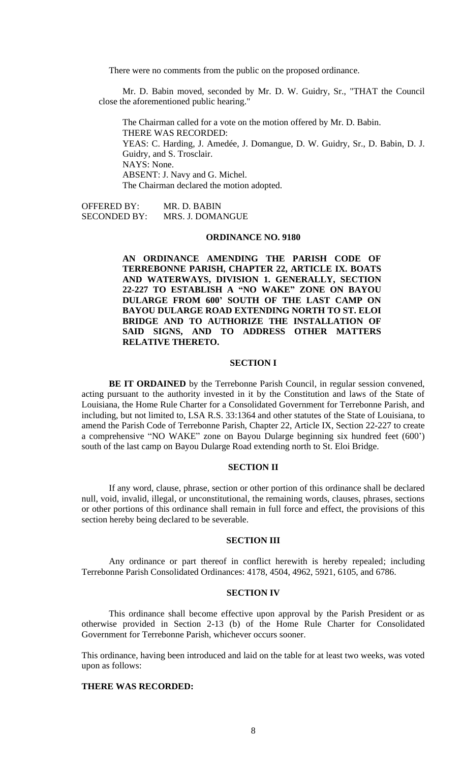There were no comments from the public on the proposed ordinance.

Mr. D. Babin moved, seconded by Mr. D. W. Guidry, Sr., "THAT the Council close the aforementioned public hearing."

The Chairman called for a vote on the motion offered by Mr. D. Babin.
THERE WAS RECORDED:
YEAS: C. Harding, J. Amedée, J. Domangue, D. W. Guidry, Sr., D. Babin, D. J. Guidry, and S. Trosclair.
NAYS: None.
ABSENT: J. Navy and G. Michel.
The Chairman declared the motion adopted.

OFFERED BY: MR. D. BABIN
SECONDED BY: MRS. J. DOMANGUE

**ORDINANCE NO. 9180**

**AN ORDINANCE AMENDING THE PARISH CODE OF TERREBONNE PARISH, CHAPTER 22, ARTICLE IX. BOATS AND WATERWAYS, DIVISION 1. GENERALLY, SECTION 22-227 TO ESTABLISH A "NO WAKE" ZONE ON BAYOU DULARGE FROM 600' SOUTH OF THE LAST CAMP ON BAYOU DULARGE ROAD EXTENDING NORTH TO ST. ELOI BRIDGE AND TO AUTHORIZE THE INSTALLATION OF SAID SIGNS, AND TO ADDRESS OTHER MATTERS RELATIVE THERETO.**

**SECTION I**

**BE IT ORDAINED** by the Terrebonne Parish Council, in regular session convened, acting pursuant to the authority invested in it by the Constitution and laws of the State of Louisiana, the Home Rule Charter for a Consolidated Government for Terrebonne Parish, and including, but not limited to, LSA R.S. 33:1364 and other statutes of the State of Louisiana, to amend the Parish Code of Terrebonne Parish, Chapter 22, Article IX, Section 22-227 to create a comprehensive "NO WAKE" zone on Bayou Dularge beginning six hundred feet (600') south of the last camp on Bayou Dularge Road extending north to St. Eloi Bridge.

**SECTION II**

If any word, clause, phrase, section or other portion of this ordinance shall be declared null, void, invalid, illegal, or unconstitutional, the remaining words, clauses, phrases, sections or other portions of this ordinance shall remain in full force and effect, the provisions of this section hereby being declared to be severable.

**SECTION III**

Any ordinance or part thereof in conflict herewith is hereby repealed; including Terrebonne Parish Consolidated Ordinances: 4178, 4504, 4962, 5921, 6105, and 6786.

**SECTION IV**

This ordinance shall become effective upon approval by the Parish President or as otherwise provided in Section 2-13 (b) of the Home Rule Charter for Consolidated Government for Terrebonne Parish, whichever occurs sooner.

This ordinance, having been introduced and laid on the table for at least two weeks, was voted upon as follows:

**THERE WAS RECORDED:**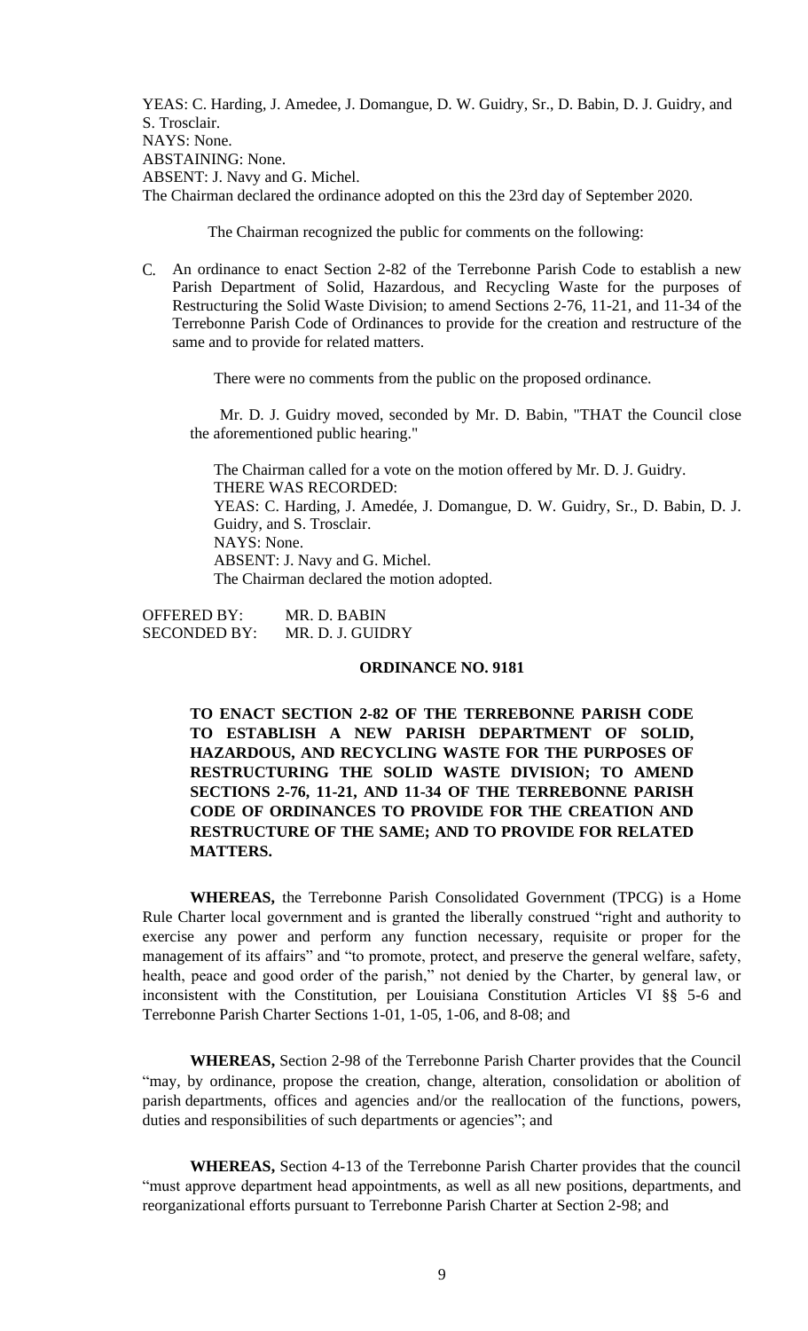YEAS: C. Harding, J. Amedee, J. Domangue, D. W. Guidry, Sr., D. Babin, D. J. Guidry, and S. Trosclair.
NAYS: None.
ABSTAINING: None.
ABSENT: J. Navy and G. Michel.
The Chairman declared the ordinance adopted on this the 23rd day of September 2020.

The Chairman recognized the public for comments on the following:

C. An ordinance to enact Section 2-82 of the Terrebonne Parish Code to establish a new Parish Department of Solid, Hazardous, and Recycling Waste for the purposes of Restructuring the Solid Waste Division; to amend Sections 2-76, 11-21, and 11-34 of the Terrebonne Parish Code of Ordinances to provide for the creation and restructure of the same and to provide for related matters.

There were no comments from the public on the proposed ordinance.

Mr. D. J. Guidry moved, seconded by Mr. D. Babin, "THAT the Council close the aforementioned public hearing."

The Chairman called for a vote on the motion offered by Mr. D. J. Guidry.
THERE WAS RECORDED:
YEAS: C. Harding, J. Amedée, J. Domangue, D. W. Guidry, Sr., D. Babin, D. J. Guidry, and S. Trosclair.
NAYS: None.
ABSENT: J. Navy and G. Michel.
The Chairman declared the motion adopted.

OFFERED BY: MR. D. BABIN
SECONDED BY: MR. D. J. GUIDRY

**ORDINANCE NO. 9181**

**TO ENACT SECTION 2-82 OF THE TERREBONNE PARISH CODE TO ESTABLISH A NEW PARISH DEPARTMENT OF SOLID, HAZARDOUS, AND RECYCLING WASTE FOR THE PURPOSES OF RESTRUCTURING THE SOLID WASTE DIVISION; TO AMEND SECTIONS 2-76, 11-21, AND 11-34 OF THE TERREBONNE PARISH CODE OF ORDINANCES TO PROVIDE FOR THE CREATION AND RESTRUCTURE OF THE SAME; AND TO PROVIDE FOR RELATED MATTERS.**

**WHEREAS,** the Terrebonne Parish Consolidated Government (TPCG) is a Home Rule Charter local government and is granted the liberally construed "right and authority to exercise any power and perform any function necessary, requisite or proper for the management of its affairs" and "to promote, protect, and preserve the general welfare, safety, health, peace and good order of the parish," not denied by the Charter, by general law, or inconsistent with the Constitution, per Louisiana Constitution Articles VI §§ 5-6 and Terrebonne Parish Charter Sections 1-01, 1-05, 1-06, and 8-08; and

**WHEREAS,** Section 2-98 of the Terrebonne Parish Charter provides that the Council "may, by ordinance, propose the creation, change, alteration, consolidation or abolition of parish departments, offices and agencies and/or the reallocation of the functions, powers, duties and responsibilities of such departments or agencies"; and

**WHEREAS,** Section 4-13 of the Terrebonne Parish Charter provides that the council "must approve department head appointments, as well as all new positions, departments, and reorganizational efforts pursuant to Terrebonne Parish Charter at Section 2-98; and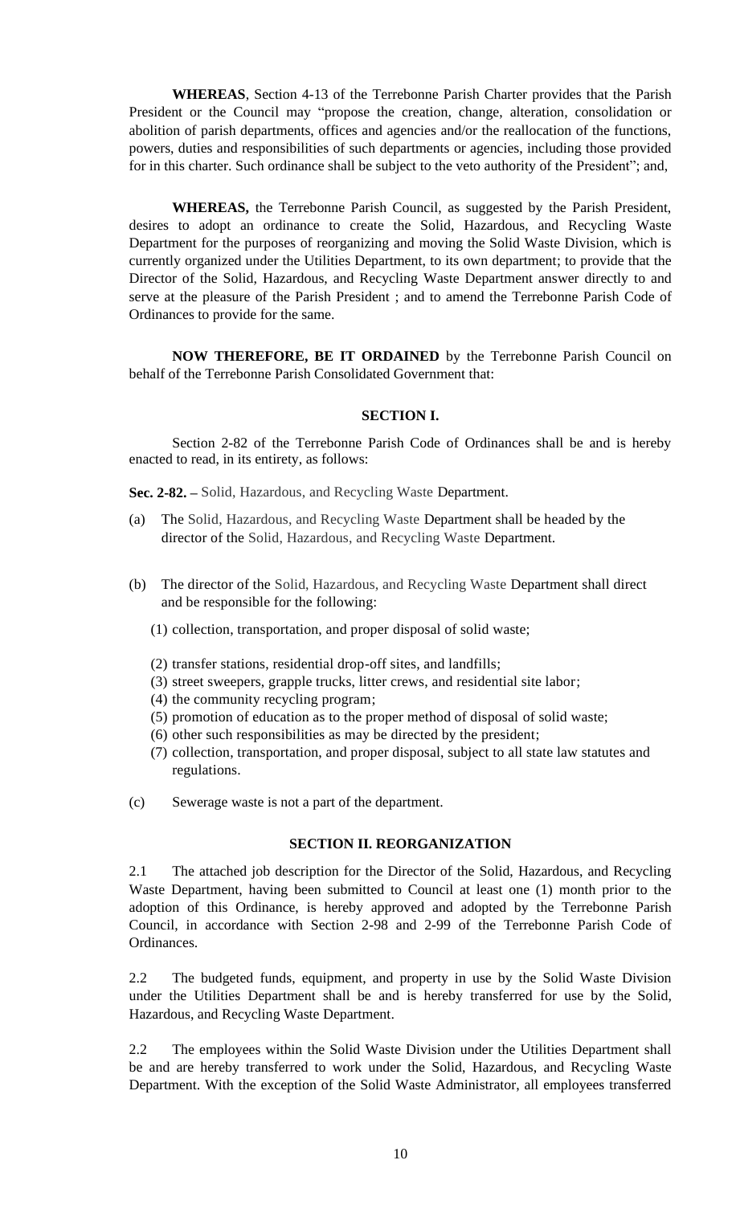**WHEREAS**, Section 4-13 of the Terrebonne Parish Charter provides that the Parish President or the Council may "propose the creation, change, alteration, consolidation or abolition of parish departments, offices and agencies and/or the reallocation of the functions, powers, duties and responsibilities of such departments or agencies, including those provided for in this charter. Such ordinance shall be subject to the veto authority of the President"; and,

**WHEREAS,** the Terrebonne Parish Council, as suggested by the Parish President, desires to adopt an ordinance to create the Solid, Hazardous, and Recycling Waste Department for the purposes of reorganizing and moving the Solid Waste Division, which is currently organized under the Utilities Department, to its own department; to provide that the Director of the Solid, Hazardous, and Recycling Waste Department answer directly to and serve at the pleasure of the Parish President ; and to amend the Terrebonne Parish Code of Ordinances to provide for the same.

**NOW THEREFORE, BE IT ORDAINED** by the Terrebonne Parish Council on behalf of the Terrebonne Parish Consolidated Government that:

### SECTION I.

Section 2-82 of the Terrebonne Parish Code of Ordinances shall be and is hereby enacted to read, in its entirety, as follows:

**Sec. 2-82. –** Solid, Hazardous, and Recycling Waste Department.

(a) The Solid, Hazardous, and Recycling Waste Department shall be headed by the director of the Solid, Hazardous, and Recycling Waste Department.

(b) The director of the Solid, Hazardous, and Recycling Waste Department shall direct and be responsible for the following:

(1) collection, transportation, and proper disposal of solid waste;

(2) transfer stations, residential drop-off sites, and landfills;

(3) street sweepers, grapple trucks, litter crews, and residential site labor;

(4) the community recycling program;

(5) promotion of education as to the proper method of disposal of solid waste;

(6) other such responsibilities as may be directed by the president;

(7) collection, transportation, and proper disposal, subject to all state law statutes and regulations.

(c) Sewerage waste is not a part of the department.

### SECTION II. REORGANIZATION

2.1 The attached job description for the Director of the Solid, Hazardous, and Recycling Waste Department, having been submitted to Council at least one (1) month prior to the adoption of this Ordinance, is hereby approved and adopted by the Terrebonne Parish Council, in accordance with Section 2-98 and 2-99 of the Terrebonne Parish Code of Ordinances.

2.2 The budgeted funds, equipment, and property in use by the Solid Waste Division under the Utilities Department shall be and is hereby transferred for use by the Solid, Hazardous, and Recycling Waste Department.

2.2 The employees within the Solid Waste Division under the Utilities Department shall be and are hereby transferred to work under the Solid, Hazardous, and Recycling Waste Department. With the exception of the Solid Waste Administrator, all employees transferred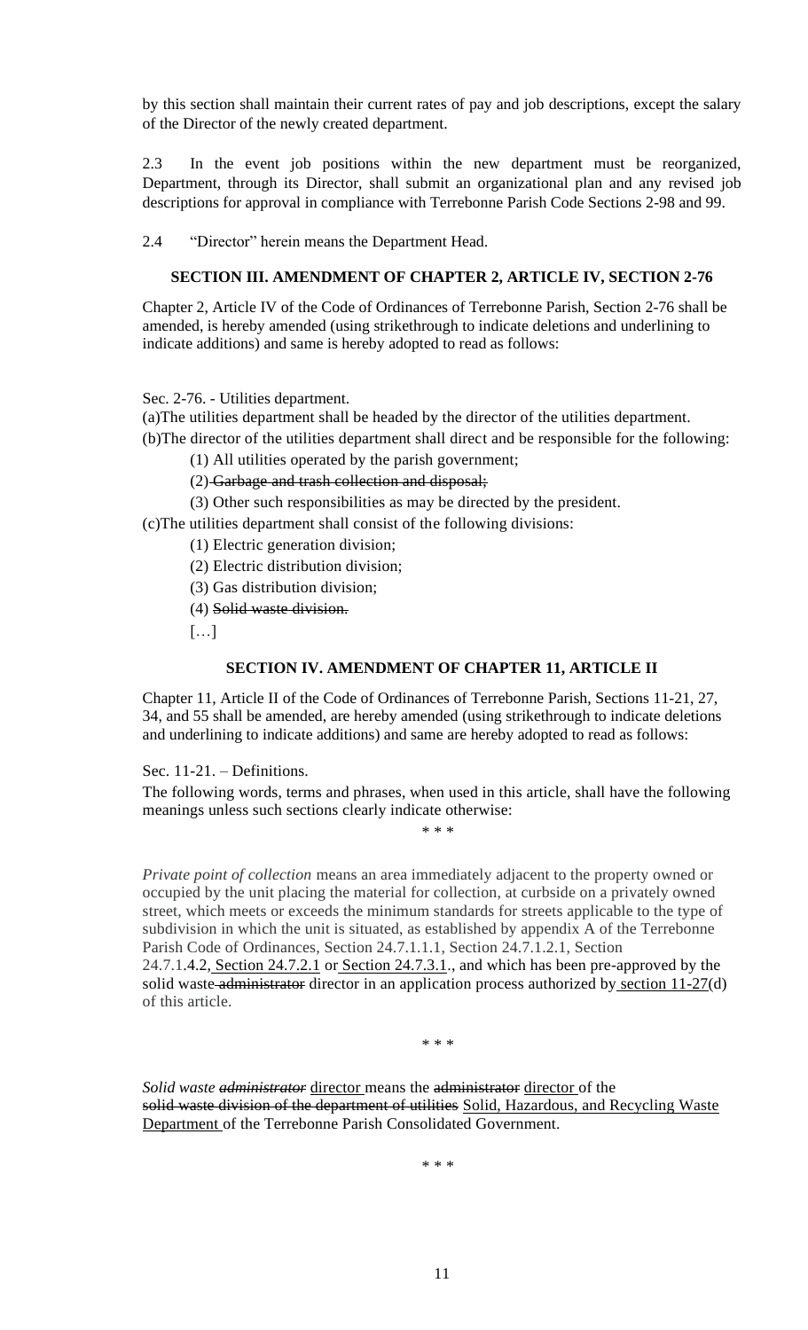by this section shall maintain their current rates of pay and job descriptions, except the salary of the Director of the newly created department.

2.3 In the event job positions within the new department must be reorganized, Department, through its Director, shall submit an organizational plan and any revised job descriptions for approval in compliance with Terrebonne Parish Code Sections 2-98 and 99.

2.4 "Director" herein means the Department Head.

**SECTION III. AMENDMENT OF CHAPTER 2, ARTICLE IV, SECTION 2-76**

Chapter 2, Article IV of the Code of Ordinances of Terrebonne Parish, Section 2-76 shall be amended, is hereby amended (using strikethrough to indicate deletions and underlining to indicate additions) and same is hereby adopted to read as follows:

Sec. 2-76. - Utilities department.

(a)The utilities department shall be headed by the director of the utilities department.

(b)The director of the utilities department shall direct and be responsible for the following:

(1) All utilities operated by the parish government;

(2) ~~Garbage and trash collection and disposal;~~

(3) Other such responsibilities as may be directed by the president.

(c)The utilities department shall consist of the following divisions:

(1) Electric generation division;

(2) Electric distribution division;

(3) Gas distribution division;

(4) ~~Solid waste division.~~

[…]

**SECTION IV. AMENDMENT OF CHAPTER 11, ARTICLE II**

Chapter 11, Article II of the Code of Ordinances of Terrebonne Parish, Sections 11-21, 27, 34, and 55 shall be amended, are hereby amended (using strikethrough to indicate deletions and underlining to indicate additions) and same are hereby adopted to read as follows:

Sec. 11-21. – Definitions.

The following words, terms and phrases, when used in this article, shall have the following meanings unless such sections clearly indicate otherwise:

\* \* \*

*Private point of collection* means an area immediately adjacent to the property owned or occupied by the unit placing the material for collection, at curbside on a privately owned street, which meets or exceeds the minimum standards for streets applicable to the type of subdivision in which the unit is situated, as established by appendix A of the Terrebonne Parish Code of Ordinances, Section 24.7.1.1.1, Section 24.7.1.2.1, Section 24.7.1.4.2, Section 24.7.2.1 or Section 24.7.3.1., and which has been pre-approved by the solid waste ~~administrator~~ director in an application process authorized by section 11-27(d) of this article.

\* \* \*

*Solid waste ~~administrator~~* director means the ~~administrator~~ director of the ~~solid waste division of the department of utilities~~ Solid, Hazardous, and Recycling Waste Department of the Terrebonne Parish Consolidated Government.

\* \* \*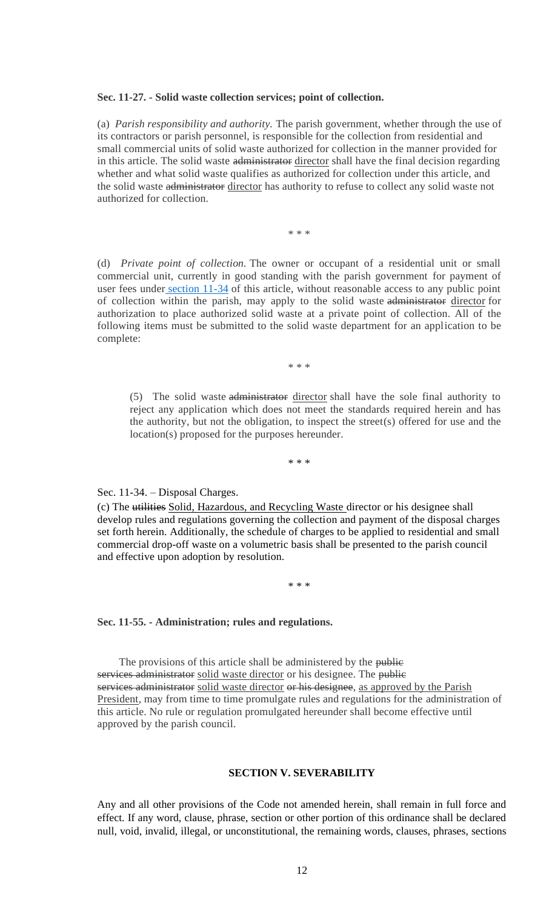**Sec. 11-27. - Solid waste collection services; point of collection.**

(a) *Parish responsibility and authority.* The parish government, whether through the use of its contractors or parish personnel, is responsible for the collection from residential and small commercial units of solid waste authorized for collection in the manner provided for in this article. The solid waste ~~administrator~~ director shall have the final decision regarding whether and what solid waste qualifies as authorized for collection under this article, and the solid waste ~~administrator~~ director has authority to refuse to collect any solid waste not authorized for collection.

\* \* \*

(d) *Private point of collection.* The owner or occupant of a residential unit or small commercial unit, currently in good standing with the parish government for payment of user fees under section 11-34 of this article, without reasonable access to any public point of collection within the parish, may apply to the solid waste ~~administrator~~ director for authorization to place authorized solid waste at a private point of collection. All of the following items must be submitted to the solid waste department for an application to be complete:

\* \* \*

(5) The solid waste ~~administrator~~ director shall have the sole final authority to reject any application which does not meet the standards required herein and has the authority, but not the obligation, to inspect the street(s) offered for use and the location(s) proposed for the purposes hereunder.

\* \* \*

Sec. 11-34. – Disposal Charges.

(c) The ~~utilities~~ Solid, Hazardous, and Recycling Waste director or his designee shall develop rules and regulations governing the collection and payment of the disposal charges set forth herein. Additionally, the schedule of charges to be applied to residential and small commercial drop-off waste on a volumetric basis shall be presented to the parish council and effective upon adoption by resolution.

\* \* \*

**Sec. 11-55. - Administration; rules and regulations.**

The provisions of this article shall be administered by the ~~public services administrator~~ solid waste director or his designee. The ~~public services administrator~~ solid waste director ~~or his designee~~, as approved by the Parish President, may from time to time promulgate rules and regulations for the administration of this article. No rule or regulation promulgated hereunder shall become effective until approved by the parish council.

**SECTION V. SEVERABILITY**

Any and all other provisions of the Code not amended herein, shall remain in full force and effect. If any word, clause, phrase, section or other portion of this ordinance shall be declared null, void, invalid, illegal, or unconstitutional, the remaining words, clauses, phrases, sections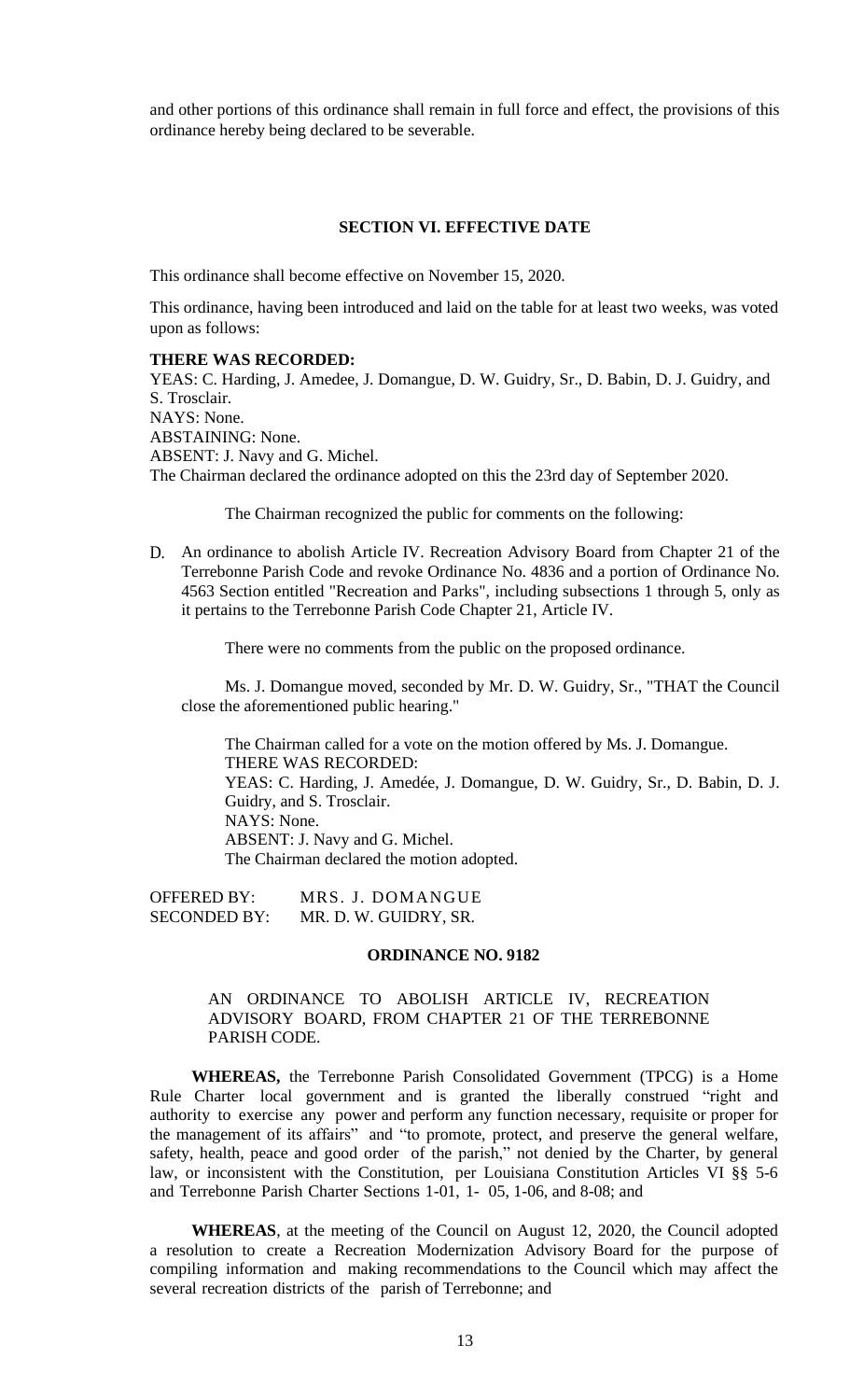and other portions of this ordinance shall remain in full force and effect, the provisions of this ordinance hereby being declared to be severable.

**SECTION VI. EFFECTIVE DATE**

This ordinance shall become effective on November 15, 2020.

This ordinance, having been introduced and laid on the table for at least two weeks, was voted upon as follows:

**THERE WAS RECORDED:**
YEAS: C. Harding, J. Amedee, J. Domangue, D. W. Guidry, Sr., D. Babin, D. J. Guidry, and S. Trosclair.
NAYS: None.
ABSTAINING: None.
ABSENT: J. Navy and G. Michel.
The Chairman declared the ordinance adopted on this the 23rd day of September 2020.

The Chairman recognized the public for comments on the following:

D. An ordinance to abolish Article IV. Recreation Advisory Board from Chapter 21 of the Terrebonne Parish Code and revoke Ordinance No. 4836 and a portion of Ordinance No. 4563 Section entitled "Recreation and Parks", including subsections 1 through 5, only as it pertains to the Terrebonne Parish Code Chapter 21, Article IV.

There were no comments from the public on the proposed ordinance.

Ms. J. Domangue moved, seconded by Mr. D. W. Guidry, Sr., "THAT the Council close the aforementioned public hearing."

The Chairman called for a vote on the motion offered by Ms. J. Domangue.
THERE WAS RECORDED:
YEAS: C. Harding, J. Amedée, J. Domangue, D. W. Guidry, Sr., D. Babin, D. J. Guidry, and S. Trosclair.
NAYS: None.
ABSENT: J. Navy and G. Michel.
The Chairman declared the motion adopted.

OFFERED BY: MRS. J. DOMANGUE
SECONDED BY: MR. D. W. GUIDRY, SR.

**ORDINANCE NO. 9182**

AN ORDINANCE TO ABOLISH ARTICLE IV, RECREATION ADVISORY BOARD, FROM CHAPTER 21 OF THE TERREBONNE PARISH CODE.

**WHEREAS,** the Terrebonne Parish Consolidated Government (TPCG) is a Home Rule Charter local government and is granted the liberally construed "right and authority to exercise any power and perform any function necessary, requisite or proper for the management of its affairs" and "to promote, protect, and preserve the general welfare, safety, health, peace and good order of the parish," not denied by the Charter, by general law, or inconsistent with the Constitution, per Louisiana Constitution Articles VI §§ 5-6 and Terrebonne Parish Charter Sections 1-01, 1- 05, 1-06, and 8-08; and

**WHEREAS**, at the meeting of the Council on August 12, 2020, the Council adopted a resolution to create a Recreation Modernization Advisory Board for the purpose of compiling information and making recommendations to the Council which may affect the several recreation districts of the parish of Terrebonne; and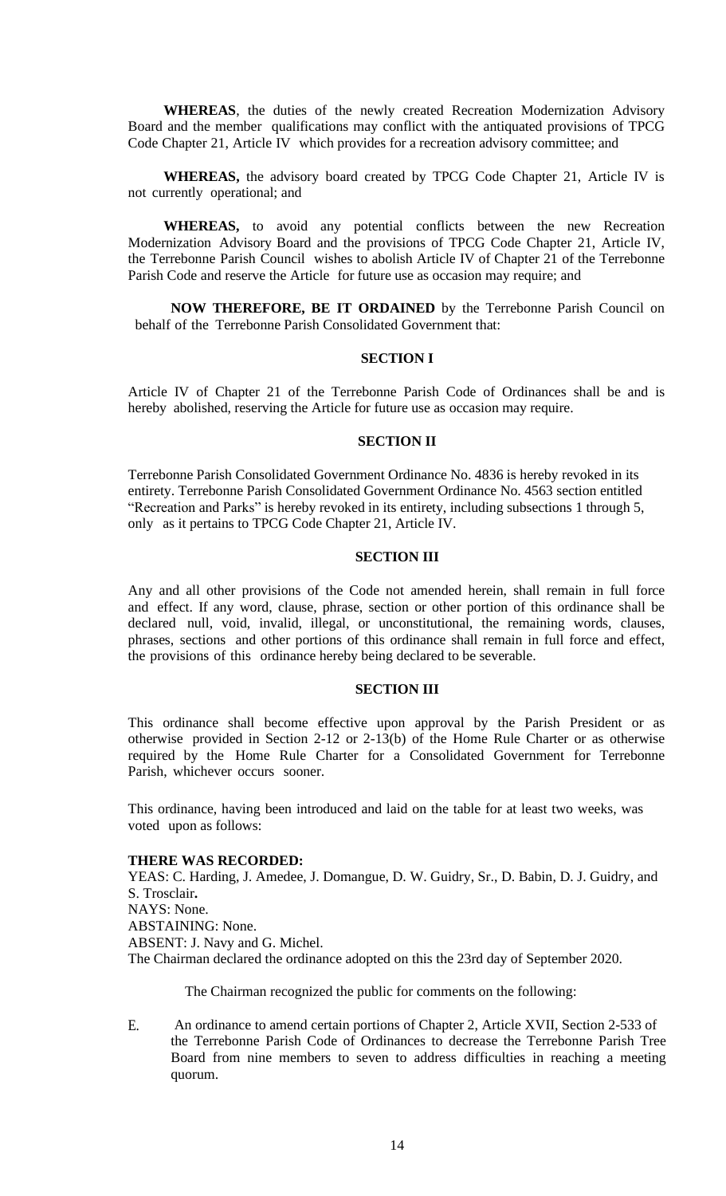**WHEREAS**, the duties of the newly created Recreation Modernization Advisory Board and the member qualifications may conflict with the antiquated provisions of TPCG Code Chapter 21, Article IV which provides for a recreation advisory committee; and

**WHEREAS,** the advisory board created by TPCG Code Chapter 21, Article IV is not currently operational; and

**WHEREAS,** to avoid any potential conflicts between the new Recreation Modernization Advisory Board and the provisions of TPCG Code Chapter 21, Article IV, the Terrebonne Parish Council wishes to abolish Article IV of Chapter 21 of the Terrebonne Parish Code and reserve the Article for future use as occasion may require; and

**NOW THEREFORE, BE IT ORDAINED** by the Terrebonne Parish Council on behalf of the Terrebonne Parish Consolidated Government that:

**SECTION I**

Article IV of Chapter 21 of the Terrebonne Parish Code of Ordinances shall be and is hereby abolished, reserving the Article for future use as occasion may require.

**SECTION II**

Terrebonne Parish Consolidated Government Ordinance No. 4836 is hereby revoked in its entirety. Terrebonne Parish Consolidated Government Ordinance No. 4563 section entitled "Recreation and Parks" is hereby revoked in its entirety, including subsections 1 through 5, only as it pertains to TPCG Code Chapter 21, Article IV.

**SECTION III**

Any and all other provisions of the Code not amended herein, shall remain in full force and effect. If any word, clause, phrase, section or other portion of this ordinance shall be declared null, void, invalid, illegal, or unconstitutional, the remaining words, clauses, phrases, sections and other portions of this ordinance shall remain in full force and effect, the provisions of this ordinance hereby being declared to be severable.

**SECTION III**

This ordinance shall become effective upon approval by the Parish President or as otherwise provided in Section 2-12 or 2-13(b) of the Home Rule Charter or as otherwise required by the Home Rule Charter for a Consolidated Government for Terrebonne Parish, whichever occurs sooner.

This ordinance, having been introduced and laid on the table for at least two weeks, was voted upon as follows:

**THERE WAS RECORDED:**
YEAS: C. Harding, J. Amedee, J. Domangue, D. W. Guidry, Sr., D. Babin, D. J. Guidry, and S. Trosclair**.**
NAYS: None.
ABSTAINING: None.
ABSENT: J. Navy and G. Michel.
The Chairman declared the ordinance adopted on this the 23rd day of September 2020.

The Chairman recognized the public for comments on the following:

E. An ordinance to amend certain portions of Chapter 2, Article XVII, Section 2-533 of the Terrebonne Parish Code of Ordinances to decrease the Terrebonne Parish Tree Board from nine members to seven to address difficulties in reaching a meeting quorum.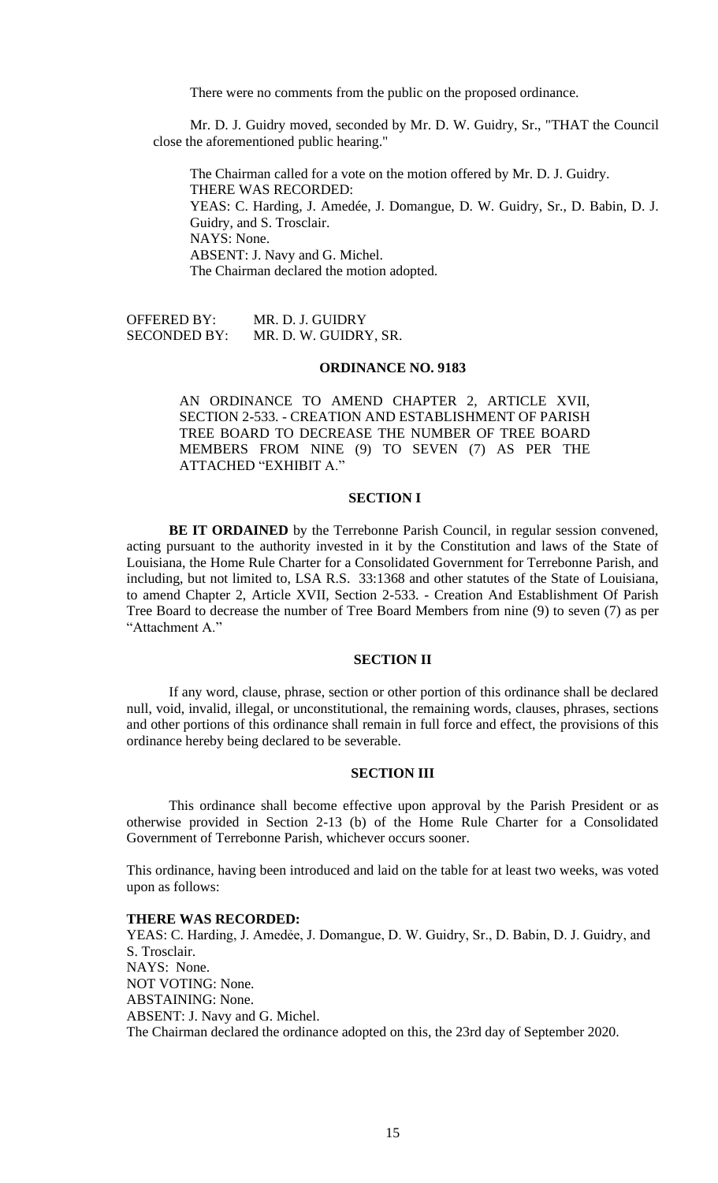There were no comments from the public on the proposed ordinance.

Mr. D. J. Guidry moved, seconded by Mr. D. W. Guidry, Sr., "THAT the Council close the aforementioned public hearing."

The Chairman called for a vote on the motion offered by Mr. D. J. Guidry.
THERE WAS RECORDED:
YEAS: C. Harding, J. Amedée, J. Domangue, D. W. Guidry, Sr., D. Babin, D. J. Guidry, and S. Trosclair.
NAYS: None.
ABSENT: J. Navy and G. Michel.
The Chairman declared the motion adopted.

OFFERED BY: MR. D. J. GUIDRY
SECONDED BY: MR. D. W. GUIDRY, SR.

**ORDINANCE NO. 9183**

AN ORDINANCE TO AMEND CHAPTER 2, ARTICLE XVII, SECTION 2-533. - CREATION AND ESTABLISHMENT OF PARISH TREE BOARD TO DECREASE THE NUMBER OF TREE BOARD MEMBERS FROM NINE (9) TO SEVEN (7) AS PER THE ATTACHED "EXHIBIT A."

**SECTION I**

**BE IT ORDAINED** by the Terrebonne Parish Council, in regular session convened, acting pursuant to the authority invested in it by the Constitution and laws of the State of Louisiana, the Home Rule Charter for a Consolidated Government for Terrebonne Parish, and including, but not limited to, LSA R.S. 33:1368 and other statutes of the State of Louisiana, to amend Chapter 2, Article XVII, Section 2-533. - Creation And Establishment Of Parish Tree Board to decrease the number of Tree Board Members from nine (9) to seven (7) as per "Attachment A."

**SECTION II**

If any word, clause, phrase, section or other portion of this ordinance shall be declared null, void, invalid, illegal, or unconstitutional, the remaining words, clauses, phrases, sections and other portions of this ordinance shall remain in full force and effect, the provisions of this ordinance hereby being declared to be severable.

**SECTION III**

This ordinance shall become effective upon approval by the Parish President or as otherwise provided in Section 2-13 (b) of the Home Rule Charter for a Consolidated Government of Terrebonne Parish, whichever occurs sooner.

This ordinance, having been introduced and laid on the table for at least two weeks, was voted upon as follows:

**THERE WAS RECORDED:**
YEAS: C. Harding, J. Amedẻe, J. Domangue, D. W. Guidry, Sr., D. Babin, D. J. Guidry, and S. Trosclair.
NAYS: None.
NOT VOTING: None.
ABSTAINING: None.
ABSENT: J. Navy and G. Michel.
The Chairman declared the ordinance adopted on this, the 23rd day of September 2020.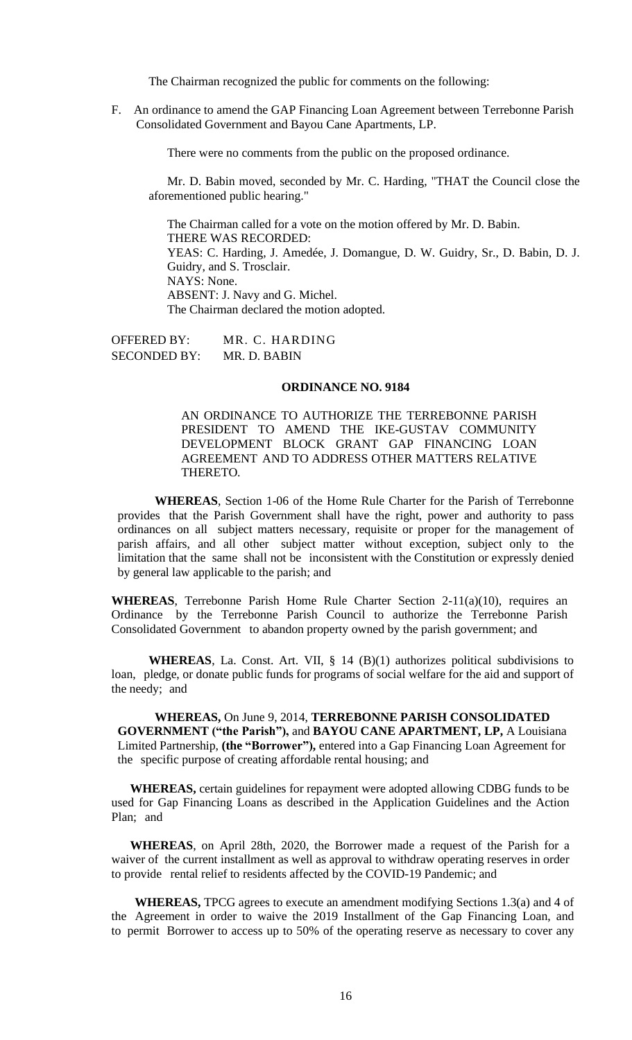The Chairman recognized the public for comments on the following:

F. An ordinance to amend the GAP Financing Loan Agreement between Terrebonne Parish Consolidated Government and Bayou Cane Apartments, LP.

There were no comments from the public on the proposed ordinance.

Mr. D. Babin moved, seconded by Mr. C. Harding, "THAT the Council close the aforementioned public hearing."

The Chairman called for a vote on the motion offered by Mr. D. Babin.
THERE WAS RECORDED:
YEAS: C. Harding, J. Amedée, J. Domangue, D. W. Guidry, Sr., D. Babin, D. J. Guidry, and S. Trosclair.
NAYS: None.
ABSENT: J. Navy and G. Michel.
The Chairman declared the motion adopted.

OFFERED BY: MR. C. HARDING
SECONDED BY: MR. D. BABIN

**ORDINANCE NO. 9184**

AN ORDINANCE TO AUTHORIZE THE TERREBONNE PARISH PRESIDENT TO AMEND THE IKE-GUSTAV COMMUNITY DEVELOPMENT BLOCK GRANT GAP FINANCING LOAN AGREEMENT AND TO ADDRESS OTHER MATTERS RELATIVE THERETO.

**WHEREAS**, Section 1-06 of the Home Rule Charter for the Parish of Terrebonne provides that the Parish Government shall have the right, power and authority to pass ordinances on all subject matters necessary, requisite or proper for the management of parish affairs, and all other subject matter without exception, subject only to the limitation that the same shall not be inconsistent with the Constitution or expressly denied by general law applicable to the parish; and

**WHEREAS**, Terrebonne Parish Home Rule Charter Section 2-11(a)(10), requires an Ordinance by the Terrebonne Parish Council to authorize the Terrebonne Parish Consolidated Government to abandon property owned by the parish government; and

**WHEREAS**, La. Const. Art. VII, § 14 (B)(1) authorizes political subdivisions to loan, pledge, or donate public funds for programs of social welfare for the aid and support of the needy; and

**WHEREAS,** On June 9, 2014, **TERREBONNE PARISH CONSOLIDATED GOVERNMENT ("the Parish"),** and **BAYOU CANE APARTMENT, LP,** A Louisiana Limited Partnership, **(the "Borrower"),** entered into a Gap Financing Loan Agreement for the specific purpose of creating affordable rental housing; and

**WHEREAS,** certain guidelines for repayment were adopted allowing CDBG funds to be used for Gap Financing Loans as described in the Application Guidelines and the Action Plan; and

**WHEREAS**, on April 28th, 2020, the Borrower made a request of the Parish for a waiver of the current installment as well as approval to withdraw operating reserves in order to provide rental relief to residents affected by the COVID-19 Pandemic; and

**WHEREAS,** TPCG agrees to execute an amendment modifying Sections 1.3(a) and 4 of the Agreement in order to waive the 2019 Installment of the Gap Financing Loan, and to permit Borrower to access up to 50% of the operating reserve as necessary to cover any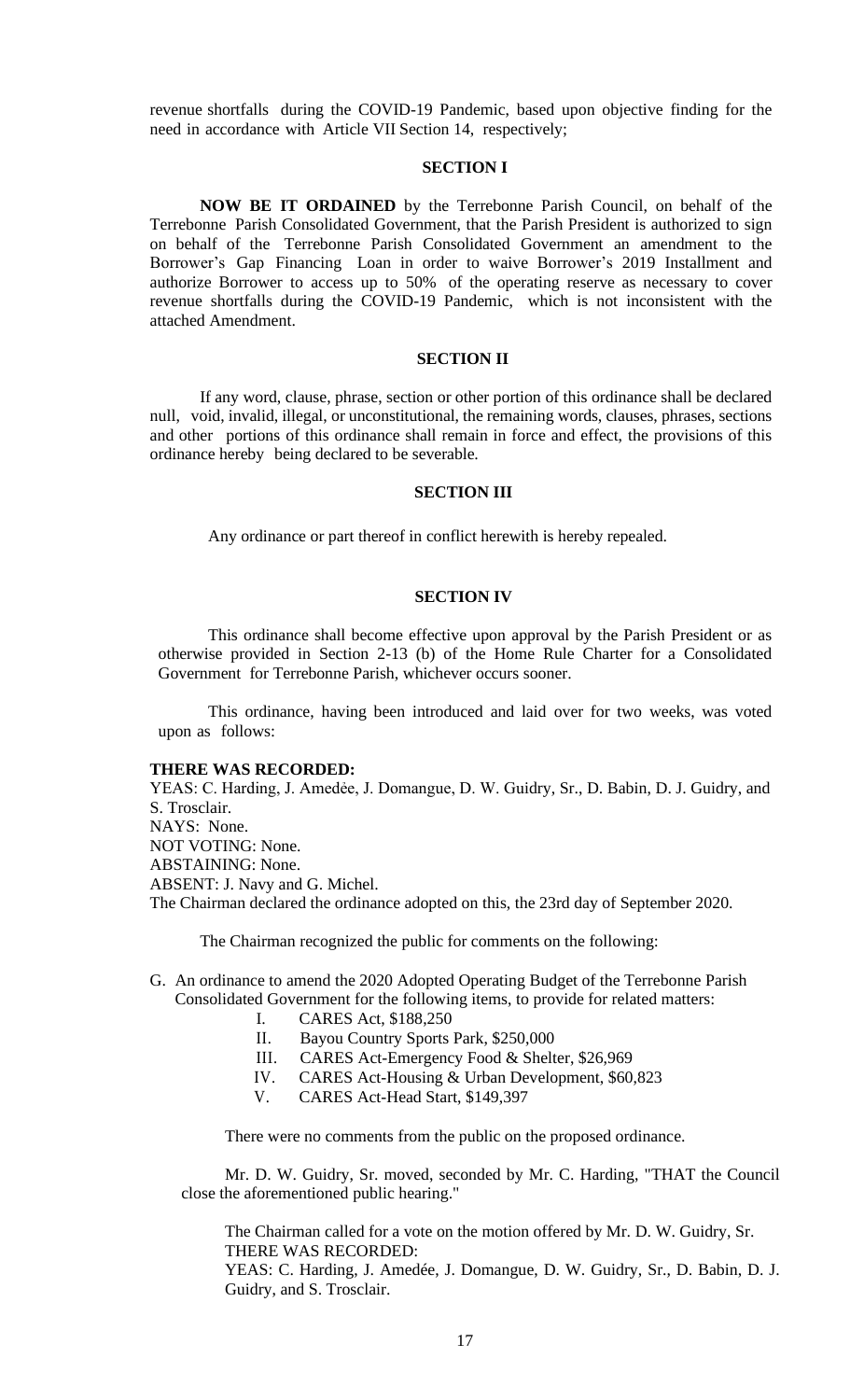revenue shortfalls during the COVID-19 Pandemic, based upon objective finding for the need in accordance with Article VII Section 14, respectively;

### SECTION I

**NOW BE IT ORDAINED** by the Terrebonne Parish Council, on behalf of the Terrebonne Parish Consolidated Government, that the Parish President is authorized to sign on behalf of the Terrebonne Parish Consolidated Government an amendment to the Borrower's Gap Financing Loan in order to waive Borrower's 2019 Installment and authorize Borrower to access up to 50% of the operating reserve as necessary to cover revenue shortfalls during the COVID-19 Pandemic, which is not inconsistent with the attached Amendment.

### SECTION II

If any word, clause, phrase, section or other portion of this ordinance shall be declared null, void, invalid, illegal, or unconstitutional, the remaining words, clauses, phrases, sections and other portions of this ordinance shall remain in force and effect, the provisions of this ordinance hereby being declared to be severable.

### SECTION III

Any ordinance or part thereof in conflict herewith is hereby repealed.

### SECTION IV

This ordinance shall become effective upon approval by the Parish President or as otherwise provided in Section 2-13 (b) of the Home Rule Charter for a Consolidated Government for Terrebonne Parish, whichever occurs sooner.

This ordinance, having been introduced and laid over for two weeks, was voted upon as follows:

**THERE WAS RECORDED:**
YEAS: C. Harding, J. Amedėe, J. Domangue, D. W. Guidry, Sr., D. Babin, D. J. Guidry, and S. Trosclair.
NAYS: None.
NOT VOTING: None.
ABSTAINING: None.
ABSENT: J. Navy and G. Michel.
The Chairman declared the ordinance adopted on this, the 23rd day of September 2020.

The Chairman recognized the public for comments on the following:

G. An ordinance to amend the 2020 Adopted Operating Budget of the Terrebonne Parish Consolidated Government for the following items, to provide for related matters:
   I. CARES Act, $188,250
   II. Bayou Country Sports Park, $250,000
   III. CARES Act-Emergency Food & Shelter, $26,969
   IV. CARES Act-Housing & Urban Development, $60,823
   V. CARES Act-Head Start, $149,397

There were no comments from the public on the proposed ordinance.

Mr. D. W. Guidry, Sr. moved, seconded by Mr. C. Harding, "THAT the Council close the aforementioned public hearing."

The Chairman called for a vote on the motion offered by Mr. D. W. Guidry, Sr.
THERE WAS RECORDED:
YEAS: C. Harding, J. Amedée, J. Domangue, D. W. Guidry, Sr., D. Babin, D. J. Guidry, and S. Trosclair.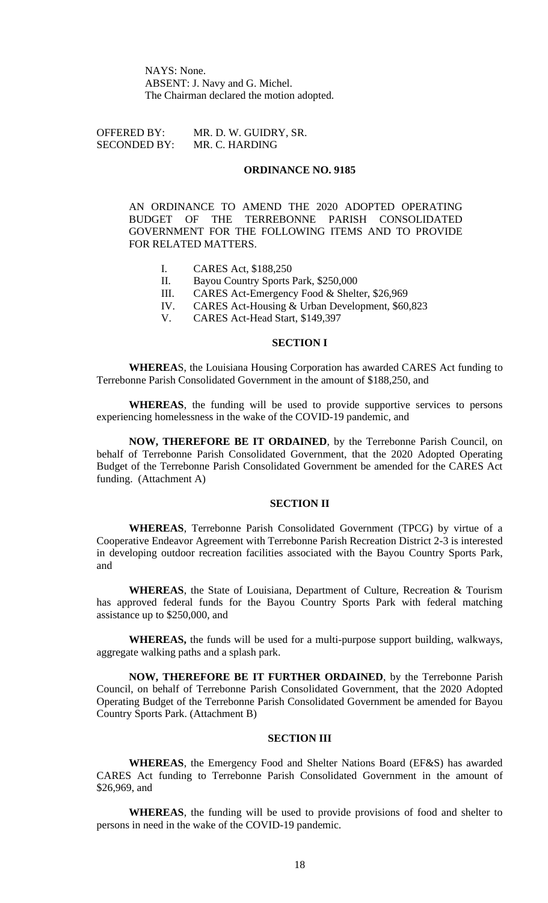NAYS: None.
ABSENT: J. Navy and G. Michel.
The Chairman declared the motion adopted.

OFFERED BY: MR. D. W. GUIDRY, SR.
SECONDED BY: MR. C. HARDING

**ORDINANCE NO. 9185**

AN ORDINANCE TO AMEND THE 2020 ADOPTED OPERATING BUDGET OF THE TERREBONNE PARISH CONSOLIDATED GOVERNMENT FOR THE FOLLOWING ITEMS AND TO PROVIDE FOR RELATED MATTERS.

I. CARES Act, $188,250
II. Bayou Country Sports Park, $250,000
III. CARES Act-Emergency Food & Shelter, $26,969
IV. CARES Act-Housing & Urban Development, $60,823
V. CARES Act-Head Start, $149,397

**SECTION I**

**WHEREAS**, the Louisiana Housing Corporation has awarded CARES Act funding to Terrebonne Parish Consolidated Government in the amount of $188,250, and

**WHEREAS**, the funding will be used to provide supportive services to persons experiencing homelessness in the wake of the COVID-19 pandemic, and

**NOW, THEREFORE BE IT ORDAINED**, by the Terrebonne Parish Council, on behalf of Terrebonne Parish Consolidated Government, that the 2020 Adopted Operating Budget of the Terrebonne Parish Consolidated Government be amended for the CARES Act funding. (Attachment A)

**SECTION II**

**WHEREAS**, Terrebonne Parish Consolidated Government (TPCG) by virtue of a Cooperative Endeavor Agreement with Terrebonne Parish Recreation District 2-3 is interested in developing outdoor recreation facilities associated with the Bayou Country Sports Park, and

**WHEREAS**, the State of Louisiana, Department of Culture, Recreation & Tourism has approved federal funds for the Bayou Country Sports Park with federal matching assistance up to $250,000, and

**WHEREAS,** the funds will be used for a multi-purpose support building, walkways, aggregate walking paths and a splash park.

**NOW, THEREFORE BE IT FURTHER ORDAINED**, by the Terrebonne Parish Council, on behalf of Terrebonne Parish Consolidated Government, that the 2020 Adopted Operating Budget of the Terrebonne Parish Consolidated Government be amended for Bayou Country Sports Park. (Attachment B)

**SECTION III**

**WHEREAS**, the Emergency Food and Shelter Nations Board (EF&S) has awarded CARES Act funding to Terrebonne Parish Consolidated Government in the amount of $26,969, and

**WHEREAS**, the funding will be used to provide provisions of food and shelter to persons in need in the wake of the COVID-19 pandemic.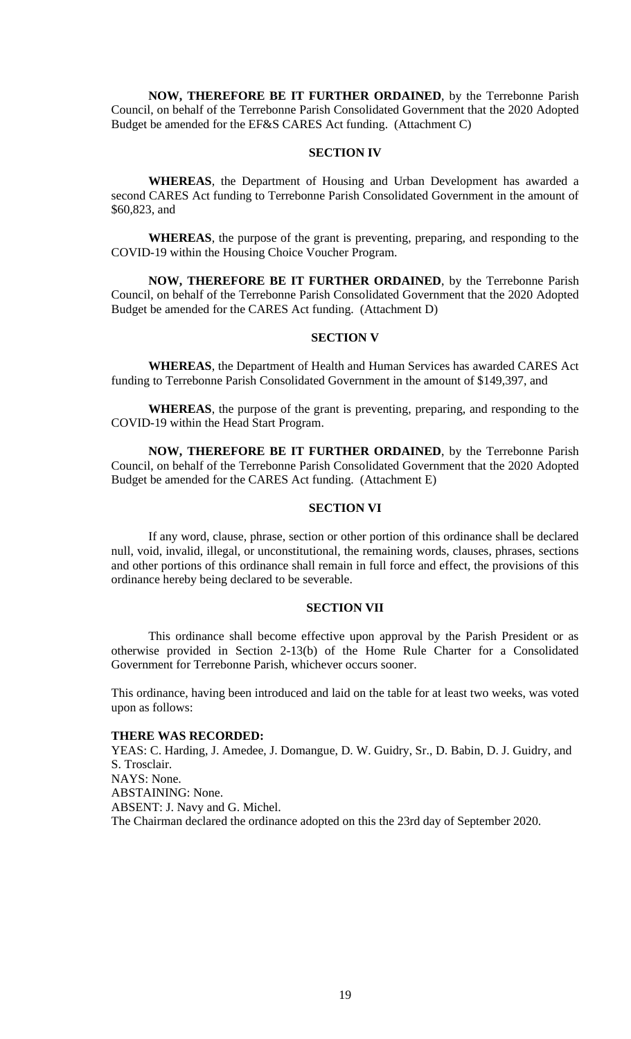**NOW, THEREFORE BE IT FURTHER ORDAINED**, by the Terrebonne Parish Council, on behalf of the Terrebonne Parish Consolidated Government that the 2020 Adopted Budget be amended for the EF&S CARES Act funding. (Attachment C)

### SECTION IV

**WHEREAS**, the Department of Housing and Urban Development has awarded a second CARES Act funding to Terrebonne Parish Consolidated Government in the amount of $60,823, and

**WHEREAS**, the purpose of the grant is preventing, preparing, and responding to the COVID-19 within the Housing Choice Voucher Program.

**NOW, THEREFORE BE IT FURTHER ORDAINED**, by the Terrebonne Parish Council, on behalf of the Terrebonne Parish Consolidated Government that the 2020 Adopted Budget be amended for the CARES Act funding. (Attachment D)

### SECTION V

**WHEREAS**, the Department of Health and Human Services has awarded CARES Act funding to Terrebonne Parish Consolidated Government in the amount of $149,397, and

**WHEREAS**, the purpose of the grant is preventing, preparing, and responding to the COVID-19 within the Head Start Program.

**NOW, THEREFORE BE IT FURTHER ORDAINED**, by the Terrebonne Parish Council, on behalf of the Terrebonne Parish Consolidated Government that the 2020 Adopted Budget be amended for the CARES Act funding. (Attachment E)

### SECTION VI

If any word, clause, phrase, section or other portion of this ordinance shall be declared null, void, invalid, illegal, or unconstitutional, the remaining words, clauses, phrases, sections and other portions of this ordinance shall remain in full force and effect, the provisions of this ordinance hereby being declared to be severable.

### SECTION VII

This ordinance shall become effective upon approval by the Parish President or as otherwise provided in Section 2-13(b) of the Home Rule Charter for a Consolidated Government for Terrebonne Parish, whichever occurs sooner.

This ordinance, having been introduced and laid on the table for at least two weeks, was voted upon as follows:

**THERE WAS RECORDED:**
YEAS: C. Harding, J. Amedee, J. Domangue, D. W. Guidry, Sr., D. Babin, D. J. Guidry, and S. Trosclair.
NAYS: None.
ABSTAINING: None.
ABSENT: J. Navy and G. Michel.
The Chairman declared the ordinance adopted on this the 23rd day of September 2020.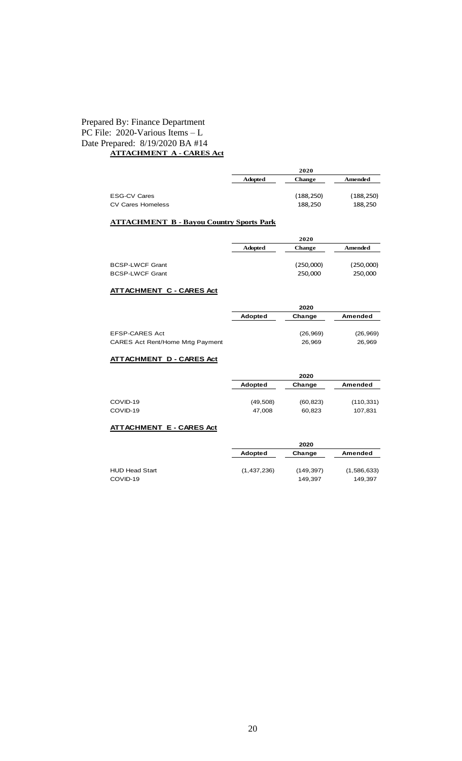Prepared By: Finance Department
PC File: 2020-Various Items – L
Date Prepared: 8/19/2020 BA #14

**ATTACHMENT A - CARES Act**

| | 2020 | | |
|---|---|---|---|
| | Adopted | Change | Amended |
| ESG-CV Cares | | (188,250) | (188,250) |
| CV Cares Homeless | | 188,250 | 188,250 |

**ATTACHMENT B - Bayou Country Sports Park**

| | 2020 | | |
|---|---|---|---|
| | Adopted | Change | Amended |
| BCSP-LWCF Grant | | (250,000) | (250,000) |
| BCSP-LWCF Grant | | 250,000 | 250,000 |

**ATTACHMENT C - CARES Act**

| | 2020 | | |
|---|---|---|---|
| | Adopted | Change | Amended |
| EFSP-CARES Act | | (26,969) | (26,969) |
| CARES Act Rent/Home Mrtg Payment | | 26,969 | 26,969 |

**ATTACHMENT D - CARES Act**

| | 2020 | | |
|---|---|---|---|
| | Adopted | Change | Amended |
| COVID-19 | (49,508) | (60,823) | (110,331) |
| COVID-19 | 47,008 | 60,823 | 107,831 |

**ATTACHMENT E - CARES Act**

| | 2020 | | |
|---|---|---|---|
| | Adopted | Change | Amended |
| HUD Head Start | (1,437,236) | (149,397) | (1,586,633) |
| COVID-19 | | 149,397 | 149,397 |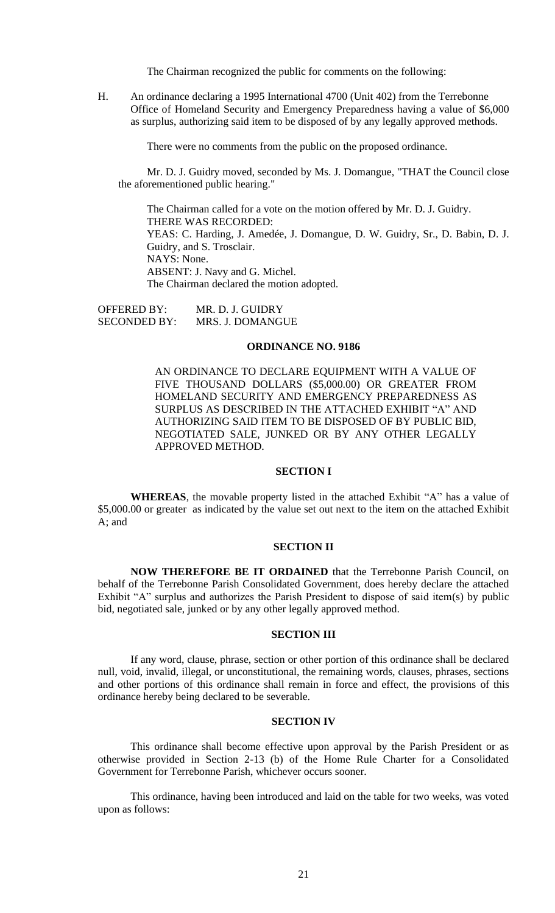The Chairman recognized the public for comments on the following:

H. An ordinance declaring a 1995 International 4700 (Unit 402) from the Terrebonne Office of Homeland Security and Emergency Preparedness having a value of $6,000 as surplus, authorizing said item to be disposed of by any legally approved methods.

There were no comments from the public on the proposed ordinance.

Mr. D. J. Guidry moved, seconded by Ms. J. Domangue, "THAT the Council close the aforementioned public hearing."

The Chairman called for a vote on the motion offered by Mr. D. J. Guidry.
THERE WAS RECORDED:
YEAS: C. Harding, J. Amedée, J. Domangue, D. W. Guidry, Sr., D. Babin, D. J. Guidry, and S. Trosclair.
NAYS: None.
ABSENT: J. Navy and G. Michel.
The Chairman declared the motion adopted.

OFFERED BY: MR. D. J. GUIDRY
SECONDED BY: MRS. J. DOMANGUE

## ORDINANCE NO. 9186

AN ORDINANCE TO DECLARE EQUIPMENT WITH A VALUE OF FIVE THOUSAND DOLLARS ($5,000.00) OR GREATER FROM HOMELAND SECURITY AND EMERGENCY PREPAREDNESS AS SURPLUS AS DESCRIBED IN THE ATTACHED EXHIBIT "A" AND AUTHORIZING SAID ITEM TO BE DISPOSED OF BY PUBLIC BID, NEGOTIATED SALE, JUNKED OR BY ANY OTHER LEGALLY APPROVED METHOD.

### SECTION I

**WHEREAS**, the movable property listed in the attached Exhibit "A" has a value of $5,000.00 or greater as indicated by the value set out next to the item on the attached Exhibit A; and

### SECTION II

**NOW THEREFORE BE IT ORDAINED** that the Terrebonne Parish Council, on behalf of the Terrebonne Parish Consolidated Government, does hereby declare the attached Exhibit "A" surplus and authorizes the Parish President to dispose of said item(s) by public bid, negotiated sale, junked or by any other legally approved method.

### SECTION III

If any word, clause, phrase, section or other portion of this ordinance shall be declared null, void, invalid, illegal, or unconstitutional, the remaining words, clauses, phrases, sections and other portions of this ordinance shall remain in force and effect, the provisions of this ordinance hereby being declared to be severable.

### SECTION IV

This ordinance shall become effective upon approval by the Parish President or as otherwise provided in Section 2-13 (b) of the Home Rule Charter for a Consolidated Government for Terrebonne Parish, whichever occurs sooner.

This ordinance, having been introduced and laid on the table for two weeks, was voted upon as follows: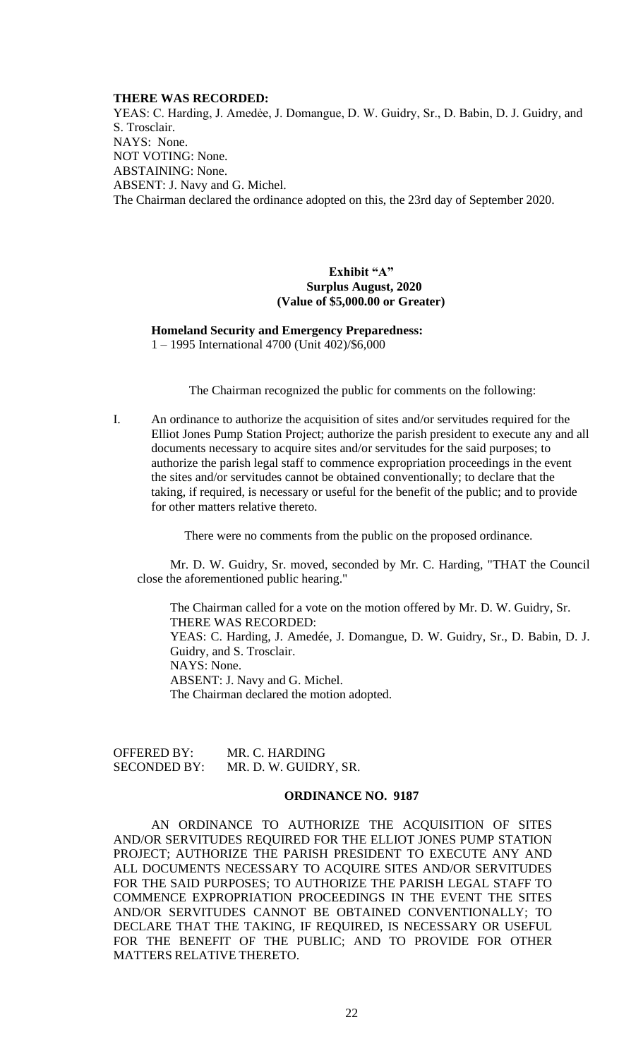**THERE WAS RECORDED:**
YEAS: C. Harding, J. Amedée, J. Domangue, D. W. Guidry, Sr., D. Babin, D. J. Guidry, and S. Trosclair.
NAYS: None.
NOT VOTING: None.
ABSTAINING: None.
ABSENT: J. Navy and G. Michel.
The Chairman declared the ordinance adopted on this, the 23rd day of September 2020.

**Exhibit "A"**
**Surplus August, 2020**
**(Value of $5,000.00 or Greater)**

**Homeland Security and Emergency Preparedness:**
1 – 1995 International 4700 (Unit 402)/$6,000

The Chairman recognized the public for comments on the following:

I. An ordinance to authorize the acquisition of sites and/or servitudes required for the Elliot Jones Pump Station Project; authorize the parish president to execute any and all documents necessary to acquire sites and/or servitudes for the said purposes; to authorize the parish legal staff to commence expropriation proceedings in the event the sites and/or servitudes cannot be obtained conventionally; to declare that the taking, if required, is necessary or useful for the benefit of the public; and to provide for other matters relative thereto.

There were no comments from the public on the proposed ordinance.

Mr. D. W. Guidry, Sr. moved, seconded by Mr. C. Harding, "THAT the Council close the aforementioned public hearing."

The Chairman called for a vote on the motion offered by Mr. D. W. Guidry, Sr.
THERE WAS RECORDED:
YEAS: C. Harding, J. Amedée, J. Domangue, D. W. Guidry, Sr., D. Babin, D. J. Guidry, and S. Trosclair.
NAYS: None.
ABSENT: J. Navy and G. Michel.
The Chairman declared the motion adopted.

OFFERED BY: MR. C. HARDING
SECONDED BY: MR. D. W. GUIDRY, SR.

**ORDINANCE NO. 9187**

AN ORDINANCE TO AUTHORIZE THE ACQUISITION OF SITES AND/OR SERVITUDES REQUIRED FOR THE ELLIOT JONES PUMP STATION PROJECT; AUTHORIZE THE PARISH PRESIDENT TO EXECUTE ANY AND ALL DOCUMENTS NECESSARY TO ACQUIRE SITES AND/OR SERVITUDES FOR THE SAID PURPOSES; TO AUTHORIZE THE PARISH LEGAL STAFF TO COMMENCE EXPROPRIATION PROCEEDINGS IN THE EVENT THE SITES AND/OR SERVITUDES CANNOT BE OBTAINED CONVENTIONALLY; TO DECLARE THAT THE TAKING, IF REQUIRED, IS NECESSARY OR USEFUL FOR THE BENEFIT OF THE PUBLIC; AND TO PROVIDE FOR OTHER MATTERS RELATIVE THERETO.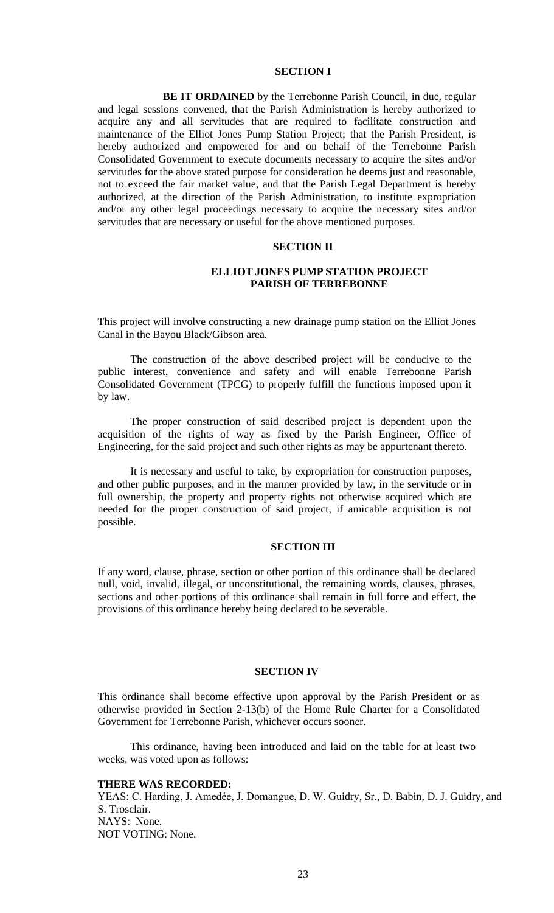## SECTION I

**BE IT ORDAINED** by the Terrebonne Parish Council, in due, regular and legal sessions convened, that the Parish Administration is hereby authorized to acquire any and all servitudes that are required to facilitate construction and maintenance of the Elliot Jones Pump Station Project; that the Parish President, is hereby authorized and empowered for and on behalf of the Terrebonne Parish Consolidated Government to execute documents necessary to acquire the sites and/or servitudes for the above stated purpose for consideration he deems just and reasonable, not to exceed the fair market value, and that the Parish Legal Department is hereby authorized, at the direction of the Parish Administration, to institute expropriation and/or any other legal proceedings necessary to acquire the necessary sites and/or servitudes that are necessary or useful for the above mentioned purposes.

## SECTION II

### ELLIOT JONES PUMP STATION PROJECT
### PARISH OF TERREBONNE

This project will involve constructing a new drainage pump station on the Elliot Jones Canal in the Bayou Black/Gibson area.

The construction of the above described project will be conducive to the public interest, convenience and safety and will enable Terrebonne Parish Consolidated Government (TPCG) to properly fulfill the functions imposed upon it by law.

The proper construction of said described project is dependent upon the acquisition of the rights of way as fixed by the Parish Engineer, Office of Engineering, for the said project and such other rights as may be appurtenant thereto.

It is necessary and useful to take, by expropriation for construction purposes, and other public purposes, and in the manner provided by law, in the servitude or in full ownership, the property and property rights not otherwise acquired which are needed for the proper construction of said project, if amicable acquisition is not possible.

## SECTION III

If any word, clause, phrase, section or other portion of this ordinance shall be declared null, void, invalid, illegal, or unconstitutional, the remaining words, clauses, phrases, sections and other portions of this ordinance shall remain in full force and effect, the provisions of this ordinance hereby being declared to be severable.

## SECTION IV

This ordinance shall become effective upon approval by the Parish President or as otherwise provided in Section 2-13(b) of the Home Rule Charter for a Consolidated Government for Terrebonne Parish, whichever occurs sooner.

This ordinance, having been introduced and laid on the table for at least two weeks, was voted upon as follows:

**THERE WAS RECORDED:**
YEAS: C. Harding, J. Amedée, J. Domangue, D. W. Guidry, Sr., D. Babin, D. J. Guidry, and S. Trosclair.
NAYS: None.
NOT VOTING: None.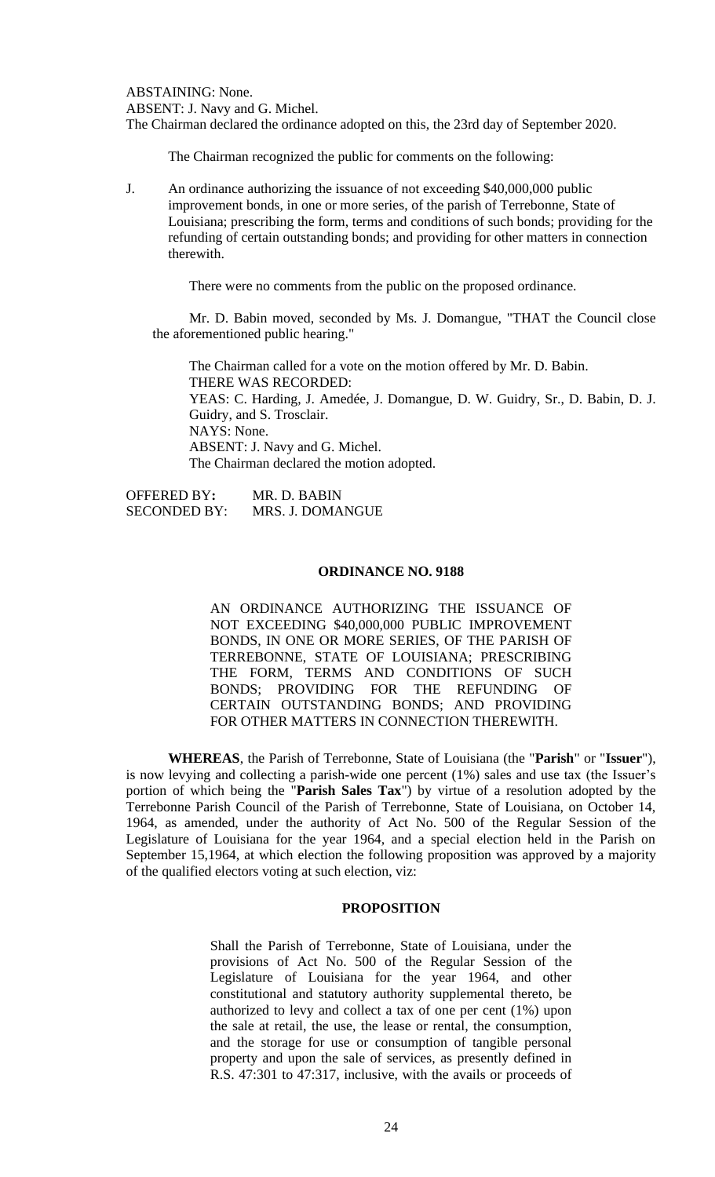ABSTAINING: None.
ABSENT: J. Navy and G. Michel.
The Chairman declared the ordinance adopted on this, the 23rd day of September 2020.

The Chairman recognized the public for comments on the following:

J. An ordinance authorizing the issuance of not exceeding $40,000,000 public improvement bonds, in one or more series, of the parish of Terrebonne, State of Louisiana; prescribing the form, terms and conditions of such bonds; providing for the refunding of certain outstanding bonds; and providing for other matters in connection therewith.

There were no comments from the public on the proposed ordinance.

Mr. D. Babin moved, seconded by Ms. J. Domangue, "THAT the Council close the aforementioned public hearing."

The Chairman called for a vote on the motion offered by Mr. D. Babin.
THERE WAS RECORDED:
YEAS: C. Harding, J. Amedée, J. Domangue, D. W. Guidry, Sr., D. Babin, D. J. Guidry, and S. Trosclair.
NAYS: None.
ABSENT: J. Navy and G. Michel.
The Chairman declared the motion adopted.

OFFERED BY**:** MR. D. BABIN
SECONDED BY: MRS. J. DOMANGUE

**ORDINANCE NO. 9188**

AN ORDINANCE AUTHORIZING THE ISSUANCE OF NOT EXCEEDING $40,000,000 PUBLIC IMPROVEMENT BONDS, IN ONE OR MORE SERIES, OF THE PARISH OF TERREBONNE, STATE OF LOUISIANA; PRESCRIBING THE FORM, TERMS AND CONDITIONS OF SUCH BONDS; PROVIDING FOR THE REFUNDING OF CERTAIN OUTSTANDING BONDS; AND PROVIDING FOR OTHER MATTERS IN CONNECTION THEREWITH.

**WHEREAS**, the Parish of Terrebonne, State of Louisiana (the "**Parish**" or "**Issuer**"), is now levying and collecting a parish-wide one percent (1%) sales and use tax (the Issuer's portion of which being the "**Parish Sales Tax**") by virtue of a resolution adopted by the Terrebonne Parish Council of the Parish of Terrebonne, State of Louisiana, on October 14, 1964, as amended, under the authority of Act No. 500 of the Regular Session of the Legislature of Louisiana for the year 1964, and a special election held in the Parish on September 15,1964, at which election the following proposition was approved by a majority of the qualified electors voting at such election, viz:

**PROPOSITION**

Shall the Parish of Terrebonne, State of Louisiana, under the provisions of Act No. 500 of the Regular Session of the Legislature of Louisiana for the year 1964, and other constitutional and statutory authority supplemental thereto, be authorized to levy and collect a tax of one per cent (1%) upon the sale at retail, the use, the lease or rental, the consumption, and the storage for use or consumption of tangible personal property and upon the sale of services, as presently defined in R.S. 47:301 to 47:317, inclusive, with the avails or proceeds of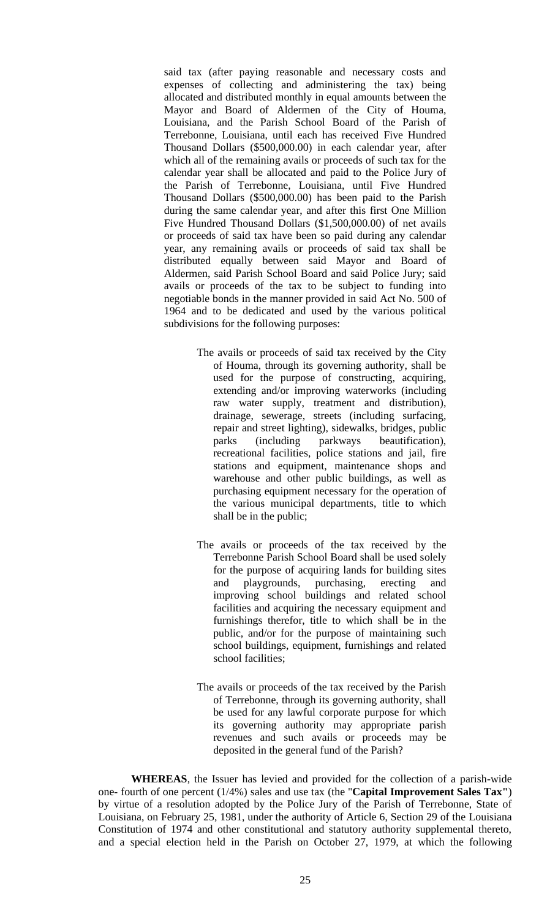said tax (after paying reasonable and necessary costs and expenses of collecting and administering the tax) being allocated and distributed monthly in equal amounts between the Mayor and Board of Aldermen of the City of Houma, Louisiana, and the Parish School Board of the Parish of Terrebonne, Louisiana, until each has received Five Hundred Thousand Dollars ($500,000.00) in each calendar year, after which all of the remaining avails or proceeds of such tax for the calendar year shall be allocated and paid to the Police Jury of the Parish of Terrebonne, Louisiana, until Five Hundred Thousand Dollars ($500,000.00) has been paid to the Parish during the same calendar year, and after this first One Million Five Hundred Thousand Dollars ($1,500,000.00) of net avails or proceeds of said tax have been so paid during any calendar year, any remaining avails or proceeds of said tax shall be distributed equally between said Mayor and Board of Aldermen, said Parish School Board and said Police Jury; said avails or proceeds of the tax to be subject to funding into negotiable bonds in the manner provided in said Act No. 500 of 1964 and to be dedicated and used by the various political subdivisions for the following purposes:

> The avails or proceeds of said tax received by the City of Houma, through its governing authority, shall be used for the purpose of constructing, acquiring, extending and/or improving waterworks (including raw water supply, treatment and distribution), drainage, sewerage, streets (including surfacing, repair and street lighting), sidewalks, bridges, public parks (including parkways beautification), recreational facilities, police stations and jail, fire stations and equipment, maintenance shops and warehouse and other public buildings, as well as purchasing equipment necessary for the operation of the various municipal departments, title to which shall be in the public;
>
> The avails or proceeds of the tax received by the Terrebonne Parish School Board shall be used solely for the purpose of acquiring lands for building sites and playgrounds, purchasing, erecting and improving school buildings and related school facilities and acquiring the necessary equipment and furnishings therefor, title to which shall be in the public, and/or for the purpose of maintaining such school buildings, equipment, furnishings and related school facilities;
>
> The avails or proceeds of the tax received by the Parish of Terrebonne, through its governing authority, shall be used for any lawful corporate purpose for which its governing authority may appropriate parish revenues and such avails or proceeds may be deposited in the general fund of the Parish?

**WHEREAS**, the Issuer has levied and provided for the collection of a parish-wide one- fourth of one percent (1/4%) sales and use tax (the "**Capital Improvement Sales Tax**") by virtue of a resolution adopted by the Police Jury of the Parish of Terrebonne, State of Louisiana, on February 25, 1981, under the authority of Article 6, Section 29 of the Louisiana Constitution of 1974 and other constitutional and statutory authority supplemental thereto, and a special election held in the Parish on October 27, 1979, at which the following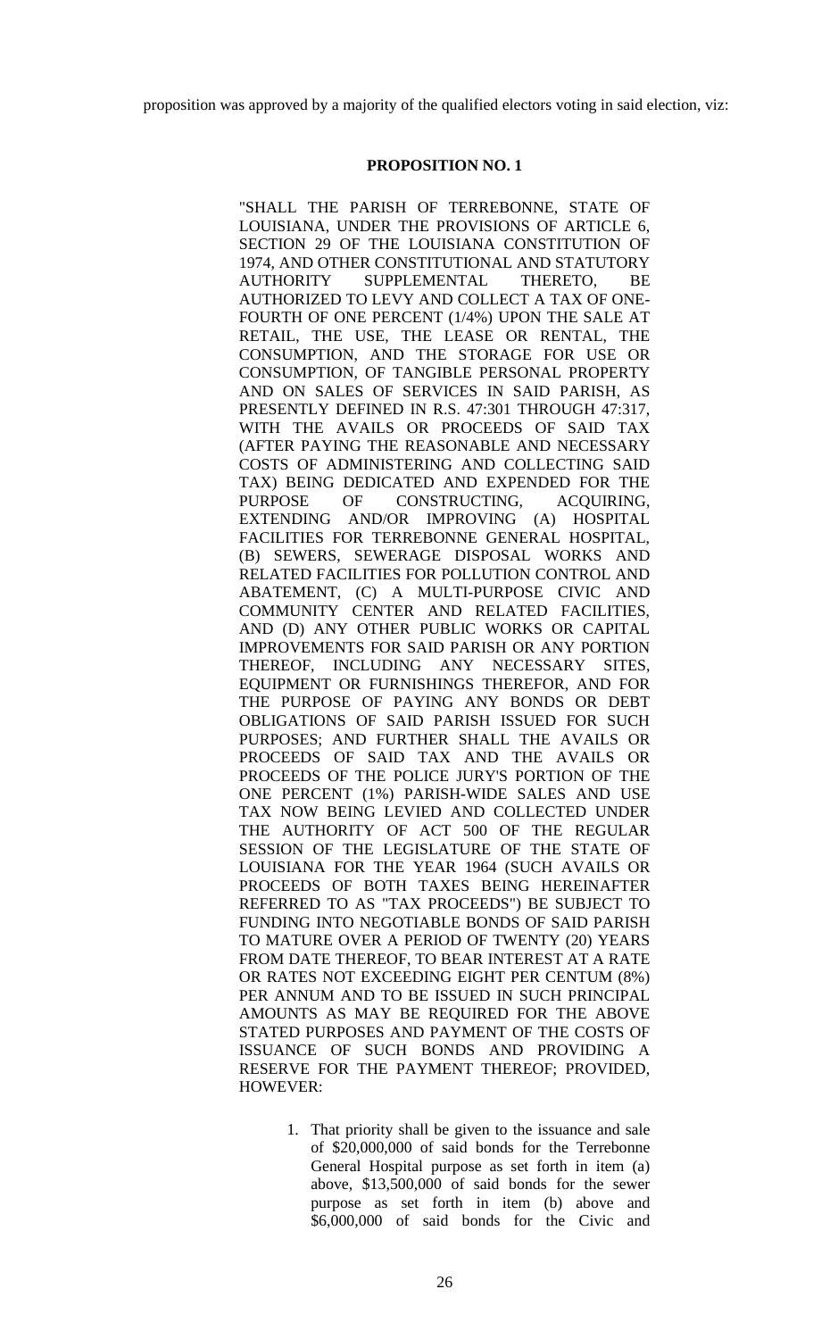proposition was approved by a majority of the qualified electors voting in said election, viz:

**PROPOSITION NO. 1**

"SHALL THE PARISH OF TERREBONNE, STATE OF LOUISIANA, UNDER THE PROVISIONS OF ARTICLE 6, SECTION 29 OF THE LOUISIANA CONSTITUTION OF 1974, AND OTHER CONSTITUTIONAL AND STATUTORY AUTHORITY SUPPLEMENTAL THERETO, BE AUTHORIZED TO LEVY AND COLLECT A TAX OF ONE-FOURTH OF ONE PERCENT (1/4%) UPON THE SALE AT RETAIL, THE USE, THE LEASE OR RENTAL, THE CONSUMPTION, AND THE STORAGE FOR USE OR CONSUMPTION, OF TANGIBLE PERSONAL PROPERTY AND ON SALES OF SERVICES IN SAID PARISH, AS PRESENTLY DEFINED IN R.S. 47:301 THROUGH 47:317, WITH THE AVAILS OR PROCEEDS OF SAID TAX (AFTER PAYING THE REASONABLE AND NECESSARY COSTS OF ADMINISTERING AND COLLECTING SAID TAX) BEING DEDICATED AND EXPENDED FOR THE PURPOSE OF CONSTRUCTING, ACQUIRING, EXTENDING AND/OR IMPROVING (A) HOSPITAL FACILITIES FOR TERREBONNE GENERAL HOSPITAL, (B) SEWERS, SEWERAGE DISPOSAL WORKS AND RELATED FACILITIES FOR POLLUTION CONTROL AND ABATEMENT, (C) A MULTI-PURPOSE CIVIC AND COMMUNITY CENTER AND RELATED FACILITIES, AND (D) ANY OTHER PUBLIC WORKS OR CAPITAL IMPROVEMENTS FOR SAID PARISH OR ANY PORTION THEREOF, INCLUDING ANY NECESSARY SITES, EQUIPMENT OR FURNISHINGS THEREFOR, AND FOR THE PURPOSE OF PAYING ANY BONDS OR DEBT OBLIGATIONS OF SAID PARISH ISSUED FOR SUCH PURPOSES; AND FURTHER SHALL THE AVAILS OR PROCEEDS OF SAID TAX AND THE AVAILS OR PROCEEDS OF THE POLICE JURY'S PORTION OF THE ONE PERCENT (1%) PARISH-WIDE SALES AND USE TAX NOW BEING LEVIED AND COLLECTED UNDER THE AUTHORITY OF ACT 500 OF THE REGULAR SESSION OF THE LEGISLATURE OF THE STATE OF LOUISIANA FOR THE YEAR 1964 (SUCH AVAILS OR PROCEEDS OF BOTH TAXES BEING HEREINAFTER REFERRED TO AS "TAX PROCEEDS") BE SUBJECT TO FUNDING INTO NEGOTIABLE BONDS OF SAID PARISH TO MATURE OVER A PERIOD OF TWENTY (20) YEARS FROM DATE THEREOF, TO BEAR INTEREST AT A RATE OR RATES NOT EXCEEDING EIGHT PER CENTUM (8%) PER ANNUM AND TO BE ISSUED IN SUCH PRINCIPAL AMOUNTS AS MAY BE REQUIRED FOR THE ABOVE STATED PURPOSES AND PAYMENT OF THE COSTS OF ISSUANCE OF SUCH BONDS AND PROVIDING A RESERVE FOR THE PAYMENT THEREOF; PROVIDED, HOWEVER:

1. That priority shall be given to the issuance and sale of $20,000,000 of said bonds for the Terrebonne General Hospital purpose as set forth in item (a) above, $13,500,000 of said bonds for the sewer purpose as set forth in item (b) above and $6,000,000 of said bonds for the Civic and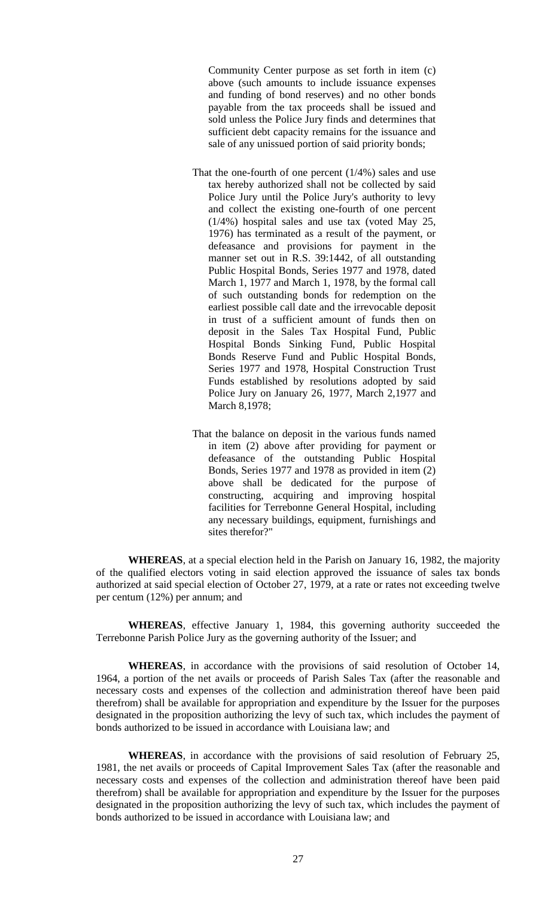Community Center purpose as set forth in item (c) above (such amounts to include issuance expenses and funding of bond reserves) and no other bonds payable from the tax proceeds shall be issued and sold unless the Police Jury finds and determines that sufficient debt capacity remains for the issuance and sale of any unissued portion of said priority bonds;

That the one-fourth of one percent (1/4%) sales and use tax hereby authorized shall not be collected by said Police Jury until the Police Jury's authority to levy and collect the existing one-fourth of one percent (1/4%) hospital sales and use tax (voted May 25, 1976) has terminated as a result of the payment, or defeasance and provisions for payment in the manner set out in R.S. 39:1442, of all outstanding Public Hospital Bonds, Series 1977 and 1978, dated March 1, 1977 and March 1, 1978, by the formal call of such outstanding bonds for redemption on the earliest possible call date and the irrevocable deposit in trust of a sufficient amount of funds then on deposit in the Sales Tax Hospital Fund, Public Hospital Bonds Sinking Fund, Public Hospital Bonds Reserve Fund and Public Hospital Bonds, Series 1977 and 1978, Hospital Construction Trust Funds established by resolutions adopted by said Police Jury on January 26, 1977, March 2,1977 and March 8,1978;

That the balance on deposit in the various funds named in item (2) above after providing for payment or defeasance of the outstanding Public Hospital Bonds, Series 1977 and 1978 as provided in item (2) above shall be dedicated for the purpose of constructing, acquiring and improving hospital facilities for Terrebonne General Hospital, including any necessary buildings, equipment, furnishings and sites therefor?"

**WHEREAS**, at a special election held in the Parish on January 16, 1982, the majority of the qualified electors voting in said election approved the issuance of sales tax bonds authorized at said special election of October 27, 1979, at a rate or rates not exceeding twelve per centum (12%) per annum; and

**WHEREAS**, effective January 1, 1984, this governing authority succeeded the Terrebonne Parish Police Jury as the governing authority of the Issuer; and

**WHEREAS**, in accordance with the provisions of said resolution of October 14, 1964, a portion of the net avails or proceeds of Parish Sales Tax (after the reasonable and necessary costs and expenses of the collection and administration thereof have been paid therefrom) shall be available for appropriation and expenditure by the Issuer for the purposes designated in the proposition authorizing the levy of such tax, which includes the payment of bonds authorized to be issued in accordance with Louisiana law; and

**WHEREAS**, in accordance with the provisions of said resolution of February 25, 1981, the net avails or proceeds of Capital Improvement Sales Tax (after the reasonable and necessary costs and expenses of the collection and administration thereof have been paid therefrom) shall be available for appropriation and expenditure by the Issuer for the purposes designated in the proposition authorizing the levy of such tax, which includes the payment of bonds authorized to be issued in accordance with Louisiana law; and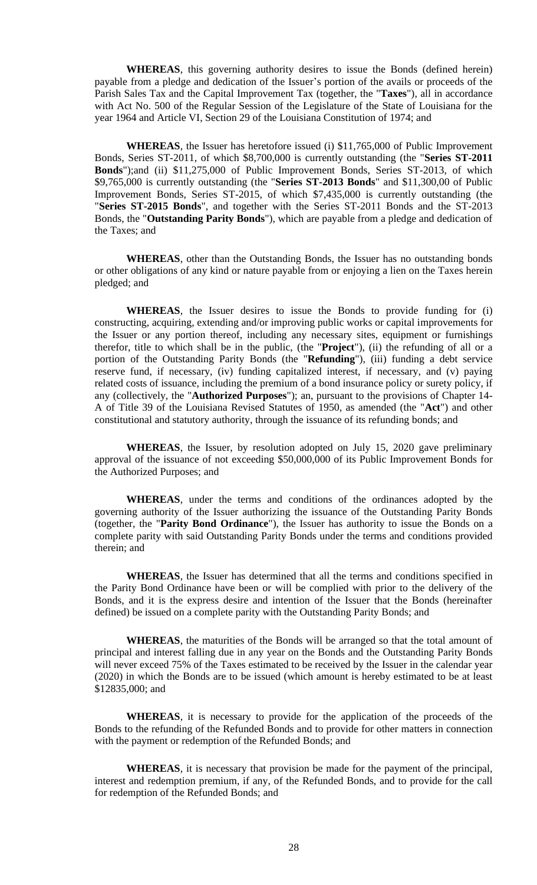**WHEREAS**, this governing authority desires to issue the Bonds (defined herein) payable from a pledge and dedication of the Issuer's portion of the avails or proceeds of the Parish Sales Tax and the Capital Improvement Tax (together, the "**Taxes**"), all in accordance with Act No. 500 of the Regular Session of the Legislature of the State of Louisiana for the year 1964 and Article VI, Section 29 of the Louisiana Constitution of 1974; and

**WHEREAS**, the Issuer has heretofore issued (i) $11,765,000 of Public Improvement Bonds, Series ST-2011, of which $8,700,000 is currently outstanding (the "**Series ST-2011 Bonds**");and (ii) $11,275,000 of Public Improvement Bonds, Series ST-2013, of which $9,765,000 is currently outstanding (the "**Series ST-2013 Bonds**" and $11,300,00 of Public Improvement Bonds, Series ST-2015, of which $7,435,000 is currently outstanding (the "**Series ST-2015 Bonds**", and together with the Series ST-2011 Bonds and the ST-2013 Bonds, the "**Outstanding Parity Bonds**"), which are payable from a pledge and dedication of the Taxes; and

**WHEREAS**, other than the Outstanding Bonds, the Issuer has no outstanding bonds or other obligations of any kind or nature payable from or enjoying a lien on the Taxes herein pledged; and

**WHEREAS**, the Issuer desires to issue the Bonds to provide funding for (i) constructing, acquiring, extending and/or improving public works or capital improvements for the Issuer or any portion thereof, including any necessary sites, equipment or furnishings therefor, title to which shall be in the public, (the "**Project**"), (ii) the refunding of all or a portion of the Outstanding Parity Bonds (the "**Refunding**"), (iii) funding a debt service reserve fund, if necessary, (iv) funding capitalized interest, if necessary, and (v) paying related costs of issuance, including the premium of a bond insurance policy or surety policy, if any (collectively, the "**Authorized Purposes**"); an, pursuant to the provisions of Chapter 14-A of Title 39 of the Louisiana Revised Statutes of 1950, as amended (the "**Act**") and other constitutional and statutory authority, through the issuance of its refunding bonds; and

**WHEREAS**, the Issuer, by resolution adopted on July 15, 2020 gave preliminary approval of the issuance of not exceeding $50,000,000 of its Public Improvement Bonds for the Authorized Purposes; and

**WHEREAS**, under the terms and conditions of the ordinances adopted by the governing authority of the Issuer authorizing the issuance of the Outstanding Parity Bonds (together, the "**Parity Bond Ordinance**"), the Issuer has authority to issue the Bonds on a complete parity with said Outstanding Parity Bonds under the terms and conditions provided therein; and

**WHEREAS**, the Issuer has determined that all the terms and conditions specified in the Parity Bond Ordinance have been or will be complied with prior to the delivery of the Bonds, and it is the express desire and intention of the Issuer that the Bonds (hereinafter defined) be issued on a complete parity with the Outstanding Parity Bonds; and

**WHEREAS**, the maturities of the Bonds will be arranged so that the total amount of principal and interest falling due in any year on the Bonds and the Outstanding Parity Bonds will never exceed 75% of the Taxes estimated to be received by the Issuer in the calendar year (2020) in which the Bonds are to be issued (which amount is hereby estimated to be at least $12835,000; and

**WHEREAS**, it is necessary to provide for the application of the proceeds of the Bonds to the refunding of the Refunded Bonds and to provide for other matters in connection with the payment or redemption of the Refunded Bonds; and

**WHEREAS**, it is necessary that provision be made for the payment of the principal, interest and redemption premium, if any, of the Refunded Bonds, and to provide for the call for redemption of the Refunded Bonds; and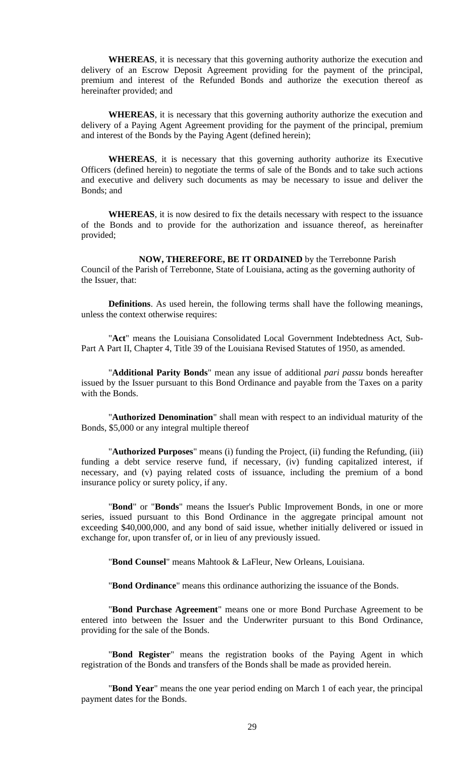**WHEREAS**, it is necessary that this governing authority authorize the execution and delivery of an Escrow Deposit Agreement providing for the payment of the principal, premium and interest of the Refunded Bonds and authorize the execution thereof as hereinafter provided; and

**WHEREAS**, it is necessary that this governing authority authorize the execution and delivery of a Paying Agent Agreement providing for the payment of the principal, premium and interest of the Bonds by the Paying Agent (defined herein);

**WHEREAS**, it is necessary that this governing authority authorize its Executive Officers (defined herein) to negotiate the terms of sale of the Bonds and to take such actions and executive and delivery such documents as may be necessary to issue and deliver the Bonds; and

**WHEREAS**, it is now desired to fix the details necessary with respect to the issuance of the Bonds and to provide for the authorization and issuance thereof, as hereinafter provided;

**NOW, THEREFORE, BE IT ORDAINED** by the Terrebonne Parish Council of the Parish of Terrebonne, State of Louisiana, acting as the governing authority of the Issuer, that:

**Definitions**. As used herein, the following terms shall have the following meanings, unless the context otherwise requires:

"**Act**" means the Louisiana Consolidated Local Government Indebtedness Act, Sub-Part A Part II, Chapter 4, Title 39 of the Louisiana Revised Statutes of 1950, as amended.

"**Additional Parity Bonds**" mean any issue of additional *pari passu* bonds hereafter issued by the Issuer pursuant to this Bond Ordinance and payable from the Taxes on a parity with the Bonds.

"**Authorized Denomination**" shall mean with respect to an individual maturity of the Bonds, $5,000 or any integral multiple thereof

"**Authorized Purposes**" means (i) funding the Project, (ii) funding the Refunding, (iii) funding a debt service reserve fund, if necessary, (iv) funding capitalized interest, if necessary, and (v) paying related costs of issuance, including the premium of a bond insurance policy or surety policy, if any.

"**Bond**" or "**Bonds**" means the Issuer's Public Improvement Bonds, in one or more series, issued pursuant to this Bond Ordinance in the aggregate principal amount not exceeding $40,000,000, and any bond of said issue, whether initially delivered or issued in exchange for, upon transfer of, or in lieu of any previously issued.

"**Bond Counsel**" means Mahtook & LaFleur, New Orleans, Louisiana.

"**Bond Ordinance**" means this ordinance authorizing the issuance of the Bonds.

"**Bond Purchase Agreement**" means one or more Bond Purchase Agreement to be entered into between the Issuer and the Underwriter pursuant to this Bond Ordinance, providing for the sale of the Bonds.

"**Bond Register**" means the registration books of the Paying Agent in which registration of the Bonds and transfers of the Bonds shall be made as provided herein.

"**Bond Year**" means the one year period ending on March 1 of each year, the principal payment dates for the Bonds.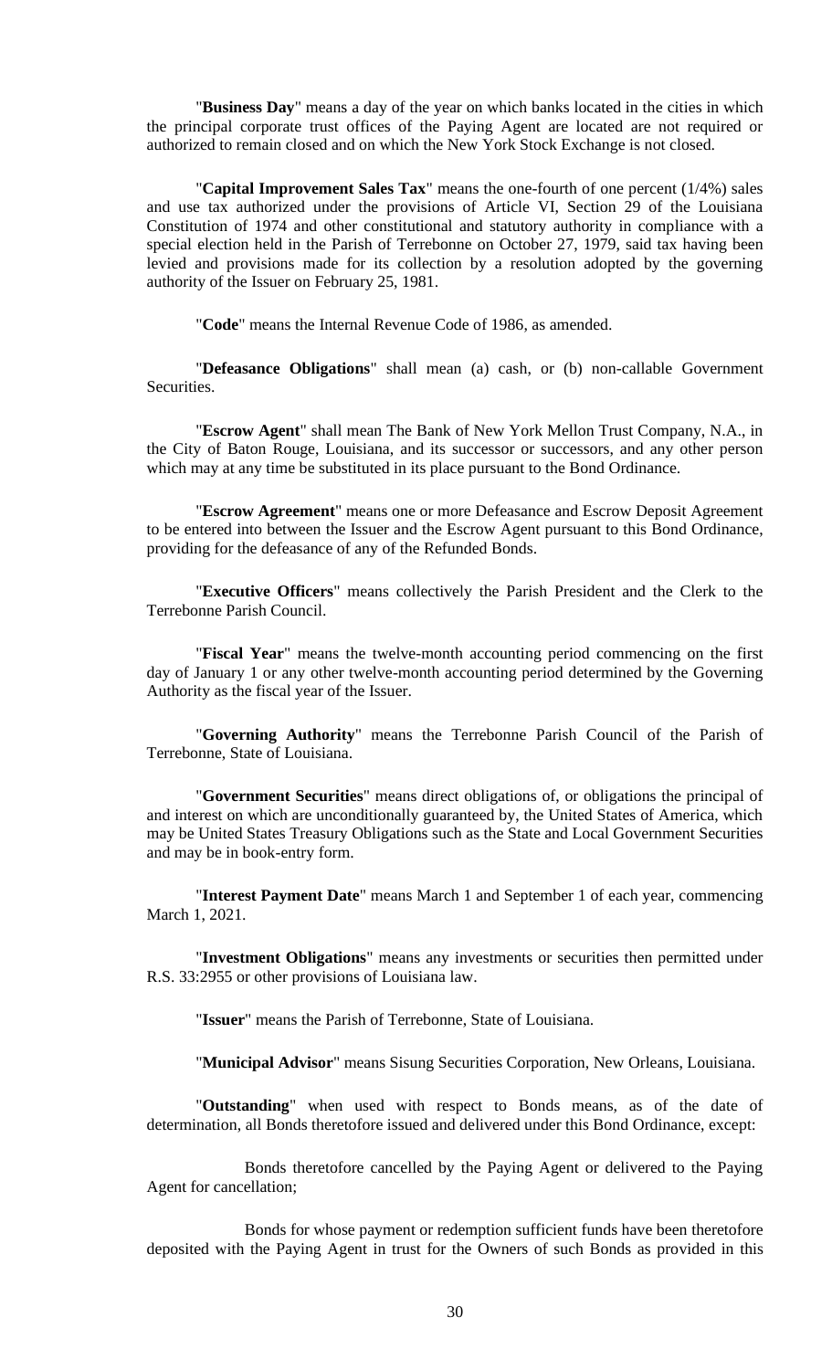"**Business Day**" means a day of the year on which banks located in the cities in which the principal corporate trust offices of the Paying Agent are located are not required or authorized to remain closed and on which the New York Stock Exchange is not closed.

"**Capital Improvement Sales Tax**" means the one-fourth of one percent (1/4%) sales and use tax authorized under the provisions of Article VI, Section 29 of the Louisiana Constitution of 1974 and other constitutional and statutory authority in compliance with a special election held in the Parish of Terrebonne on October 27, 1979, said tax having been levied and provisions made for its collection by a resolution adopted by the governing authority of the Issuer on February 25, 1981.

"**Code**" means the Internal Revenue Code of 1986, as amended.

"**Defeasance Obligations**" shall mean (a) cash, or (b) non-callable Government Securities.

"**Escrow Agent**" shall mean The Bank of New York Mellon Trust Company, N.A., in the City of Baton Rouge, Louisiana, and its successor or successors, and any other person which may at any time be substituted in its place pursuant to the Bond Ordinance.

"**Escrow Agreement**" means one or more Defeasance and Escrow Deposit Agreement to be entered into between the Issuer and the Escrow Agent pursuant to this Bond Ordinance, providing for the defeasance of any of the Refunded Bonds.

"**Executive Officers**" means collectively the Parish President and the Clerk to the Terrebonne Parish Council.

"**Fiscal Year**" means the twelve-month accounting period commencing on the first day of January 1 or any other twelve-month accounting period determined by the Governing Authority as the fiscal year of the Issuer.

"**Governing Authority**" means the Terrebonne Parish Council of the Parish of Terrebonne, State of Louisiana.

"**Government Securities**" means direct obligations of, or obligations the principal of and interest on which are unconditionally guaranteed by, the United States of America, which may be United States Treasury Obligations such as the State and Local Government Securities and may be in book-entry form.

"**Interest Payment Date**" means March 1 and September 1 of each year, commencing March 1, 2021.

"**Investment Obligations**" means any investments or securities then permitted under R.S. 33:2955 or other provisions of Louisiana law.

"**Issuer**" means the Parish of Terrebonne, State of Louisiana.

"**Municipal Advisor**" means Sisung Securities Corporation, New Orleans, Louisiana.

"**Outstanding**" when used with respect to Bonds means, as of the date of determination, all Bonds theretofore issued and delivered under this Bond Ordinance, except:

Bonds theretofore cancelled by the Paying Agent or delivered to the Paying Agent for cancellation;

Bonds for whose payment or redemption sufficient funds have been theretofore deposited with the Paying Agent in trust for the Owners of such Bonds as provided in this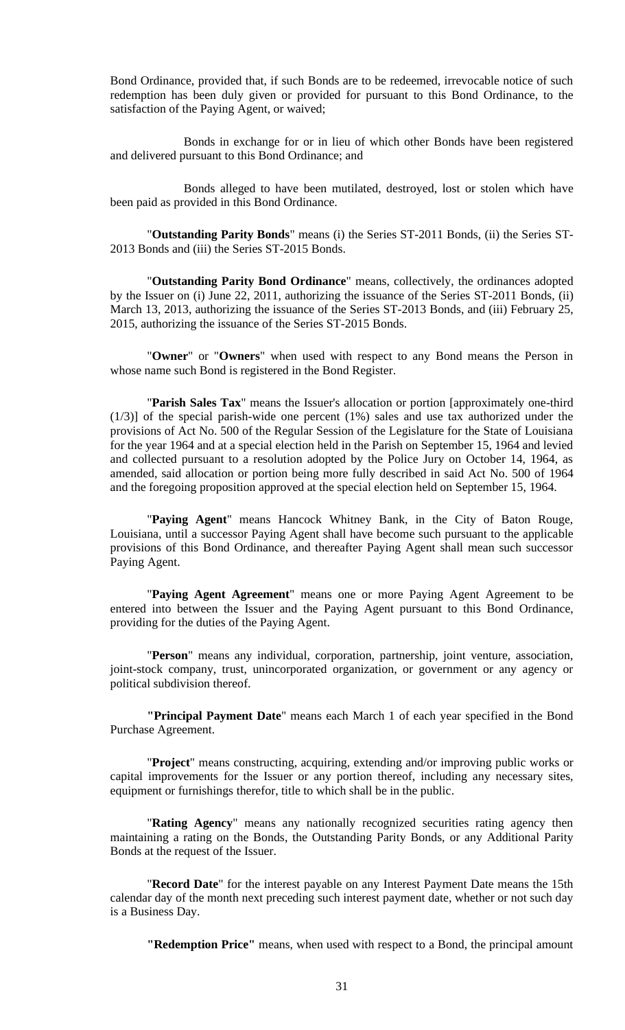Bond Ordinance, provided that, if such Bonds are to be redeemed, irrevocable notice of such redemption has been duly given or provided for pursuant to this Bond Ordinance, to the satisfaction of the Paying Agent, or waived;

Bonds in exchange for or in lieu of which other Bonds have been registered and delivered pursuant to this Bond Ordinance; and

Bonds alleged to have been mutilated, destroyed, lost or stolen which have been paid as provided in this Bond Ordinance.

"**Outstanding Parity Bonds**" means (i) the Series ST-2011 Bonds, (ii) the Series ST-2013 Bonds and (iii) the Series ST-2015 Bonds.

"**Outstanding Parity Bond Ordinance**" means, collectively, the ordinances adopted by the Issuer on (i) June 22, 2011, authorizing the issuance of the Series ST-2011 Bonds, (ii) March 13, 2013, authorizing the issuance of the Series ST-2013 Bonds, and (iii) February 25, 2015, authorizing the issuance of the Series ST-2015 Bonds.

"**Owner**" or "**Owners**" when used with respect to any Bond means the Person in whose name such Bond is registered in the Bond Register.

"**Parish Sales Tax**" means the Issuer's allocation or portion [approximately one-third (1/3)] of the special parish-wide one percent (1%) sales and use tax authorized under the provisions of Act No. 500 of the Regular Session of the Legislature for the State of Louisiana for the year 1964 and at a special election held in the Parish on September 15, 1964 and levied and collected pursuant to a resolution adopted by the Police Jury on October 14, 1964, as amended, said allocation or portion being more fully described in said Act No. 500 of 1964 and the foregoing proposition approved at the special election held on September 15, 1964.

"**Paying Agent**" means Hancock Whitney Bank, in the City of Baton Rouge, Louisiana, until a successor Paying Agent shall have become such pursuant to the applicable provisions of this Bond Ordinance, and thereafter Paying Agent shall mean such successor Paying Agent.

"**Paying Agent Agreement**" means one or more Paying Agent Agreement to be entered into between the Issuer and the Paying Agent pursuant to this Bond Ordinance, providing for the duties of the Paying Agent.

"**Person**" means any individual, corporation, partnership, joint venture, association, joint-stock company, trust, unincorporated organization, or government or any agency or political subdivision thereof.

**"Principal Payment Date**" means each March 1 of each year specified in the Bond Purchase Agreement.

"**Project**" means constructing, acquiring, extending and/or improving public works or capital improvements for the Issuer or any portion thereof, including any necessary sites, equipment or furnishings therefor, title to which shall be in the public.

"**Rating Agency**" means any nationally recognized securities rating agency then maintaining a rating on the Bonds, the Outstanding Parity Bonds, or any Additional Parity Bonds at the request of the Issuer.

"**Record Date**" for the interest payable on any Interest Payment Date means the 15th calendar day of the month next preceding such interest payment date, whether or not such day is a Business Day.

**"Redemption Price"** means, when used with respect to a Bond, the principal amount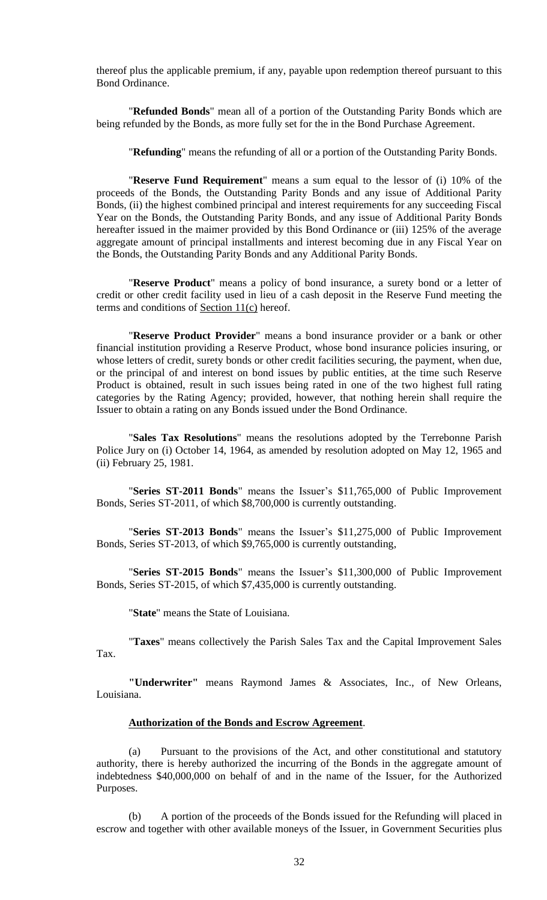thereof plus the applicable premium, if any, payable upon redemption thereof pursuant to this Bond Ordinance.

"**Refunded Bonds**" mean all of a portion of the Outstanding Parity Bonds which are being refunded by the Bonds, as more fully set for the in the Bond Purchase Agreement.

"**Refunding**" means the refunding of all or a portion of the Outstanding Parity Bonds.

"**Reserve Fund Requirement**" means a sum equal to the lessor of (i) 10% of the proceeds of the Bonds, the Outstanding Parity Bonds and any issue of Additional Parity Bonds, (ii) the highest combined principal and interest requirements for any succeeding Fiscal Year on the Bonds, the Outstanding Parity Bonds, and any issue of Additional Parity Bonds hereafter issued in the maimer provided by this Bond Ordinance or (iii) 125% of the average aggregate amount of principal installments and interest becoming due in any Fiscal Year on the Bonds, the Outstanding Parity Bonds and any Additional Parity Bonds.

"**Reserve Product**" means a policy of bond insurance, a surety bond or a letter of credit or other credit facility used in lieu of a cash deposit in the Reserve Fund meeting the terms and conditions of Section 11(c) hereof.

"**Reserve Product Provider**" means a bond insurance provider or a bank or other financial institution providing a Reserve Product, whose bond insurance policies insuring, or whose letters of credit, surety bonds or other credit facilities securing, the payment, when due, or the principal of and interest on bond issues by public entities, at the time such Reserve Product is obtained, result in such issues being rated in one of the two highest full rating categories by the Rating Agency; provided, however, that nothing herein shall require the Issuer to obtain a rating on any Bonds issued under the Bond Ordinance.

"**Sales Tax Resolutions**" means the resolutions adopted by the Terrebonne Parish Police Jury on (i) October 14, 1964, as amended by resolution adopted on May 12, 1965 and (ii) February 25, 1981.

"**Series ST-2011 Bonds**" means the Issuer's $11,765,000 of Public Improvement Bonds, Series ST-2011, of which $8,700,000 is currently outstanding.

"**Series ST-2013 Bonds**" means the Issuer's $11,275,000 of Public Improvement Bonds, Series ST-2013, of which $9,765,000 is currently outstanding,

"**Series ST-2015 Bonds**" means the Issuer's $11,300,000 of Public Improvement Bonds, Series ST-2015, of which $7,435,000 is currently outstanding.

"**State**" means the State of Louisiana.

"**Taxes**" means collectively the Parish Sales Tax and the Capital Improvement Sales Tax.

**"Underwriter"** means Raymond James & Associates, Inc., of New Orleans, Louisiana.

**Authorization of the Bonds and Escrow Agreement**.

(a) Pursuant to the provisions of the Act, and other constitutional and statutory authority, there is hereby authorized the incurring of the Bonds in the aggregate amount of indebtedness $40,000,000 on behalf of and in the name of the Issuer, for the Authorized Purposes.

(b) A portion of the proceeds of the Bonds issued for the Refunding will placed in escrow and together with other available moneys of the Issuer, in Government Securities plus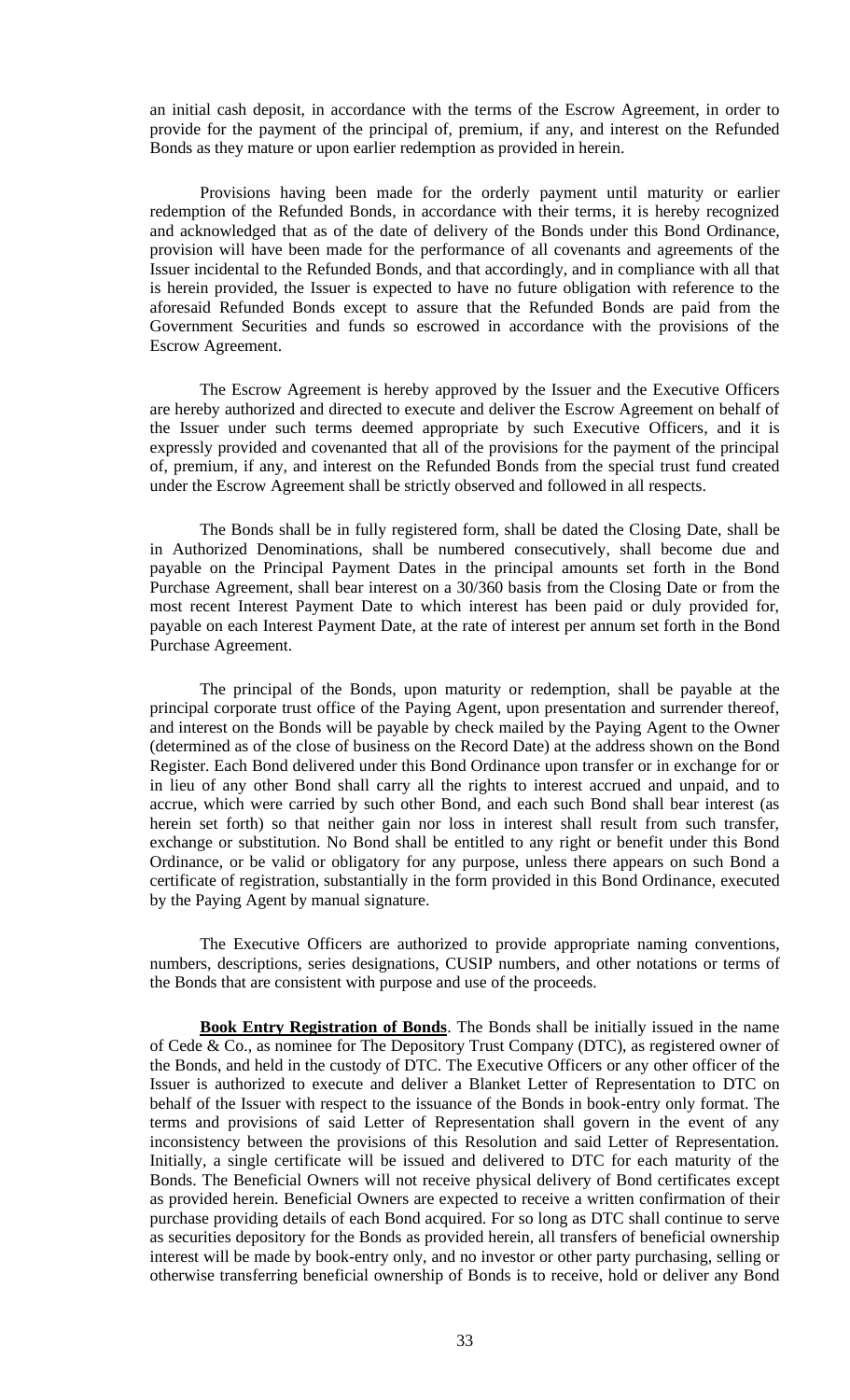an initial cash deposit, in accordance with the terms of the Escrow Agreement, in order to provide for the payment of the principal of, premium, if any, and interest on the Refunded Bonds as they mature or upon earlier redemption as provided in herein.

Provisions having been made for the orderly payment until maturity or earlier redemption of the Refunded Bonds, in accordance with their terms, it is hereby recognized and acknowledged that as of the date of delivery of the Bonds under this Bond Ordinance, provision will have been made for the performance of all covenants and agreements of the Issuer incidental to the Refunded Bonds, and that accordingly, and in compliance with all that is herein provided, the Issuer is expected to have no future obligation with reference to the aforesaid Refunded Bonds except to assure that the Refunded Bonds are paid from the Government Securities and funds so escrowed in accordance with the provisions of the Escrow Agreement.

The Escrow Agreement is hereby approved by the Issuer and the Executive Officers are hereby authorized and directed to execute and deliver the Escrow Agreement on behalf of the Issuer under such terms deemed appropriate by such Executive Officers, and it is expressly provided and covenanted that all of the provisions for the payment of the principal of, premium, if any, and interest on the Refunded Bonds from the special trust fund created under the Escrow Agreement shall be strictly observed and followed in all respects.

The Bonds shall be in fully registered form, shall be dated the Closing Date, shall be in Authorized Denominations, shall be numbered consecutively, shall become due and payable on the Principal Payment Dates in the principal amounts set forth in the Bond Purchase Agreement, shall bear interest on a 30/360 basis from the Closing Date or from the most recent Interest Payment Date to which interest has been paid or duly provided for, payable on each Interest Payment Date, at the rate of interest per annum set forth in the Bond Purchase Agreement.

The principal of the Bonds, upon maturity or redemption, shall be payable at the principal corporate trust office of the Paying Agent, upon presentation and surrender thereof, and interest on the Bonds will be payable by check mailed by the Paying Agent to the Owner (determined as of the close of business on the Record Date) at the address shown on the Bond Register. Each Bond delivered under this Bond Ordinance upon transfer or in exchange for or in lieu of any other Bond shall carry all the rights to interest accrued and unpaid, and to accrue, which were carried by such other Bond, and each such Bond shall bear interest (as herein set forth) so that neither gain nor loss in interest shall result from such transfer, exchange or substitution. No Bond shall be entitled to any right or benefit under this Bond Ordinance, or be valid or obligatory for any purpose, unless there appears on such Bond a certificate of registration, substantially in the form provided in this Bond Ordinance, executed by the Paying Agent by manual signature.

The Executive Officers are authorized to provide appropriate naming conventions, numbers, descriptions, series designations, CUSIP numbers, and other notations or terms of the Bonds that are consistent with purpose and use of the proceeds.

**Book Entry Registration of Bonds**. The Bonds shall be initially issued in the name of Cede & Co., as nominee for The Depository Trust Company (DTC), as registered owner of the Bonds, and held in the custody of DTC. The Executive Officers or any other officer of the Issuer is authorized to execute and deliver a Blanket Letter of Representation to DTC on behalf of the Issuer with respect to the issuance of the Bonds in book-entry only format. The terms and provisions of said Letter of Representation shall govern in the event of any inconsistency between the provisions of this Resolution and said Letter of Representation. Initially, a single certificate will be issued and delivered to DTC for each maturity of the Bonds. The Beneficial Owners will not receive physical delivery of Bond certificates except as provided herein. Beneficial Owners are expected to receive a written confirmation of their purchase providing details of each Bond acquired. For so long as DTC shall continue to serve as securities depository for the Bonds as provided herein, all transfers of beneficial ownership interest will be made by book-entry only, and no investor or other party purchasing, selling or otherwise transferring beneficial ownership of Bonds is to receive, hold or deliver any Bond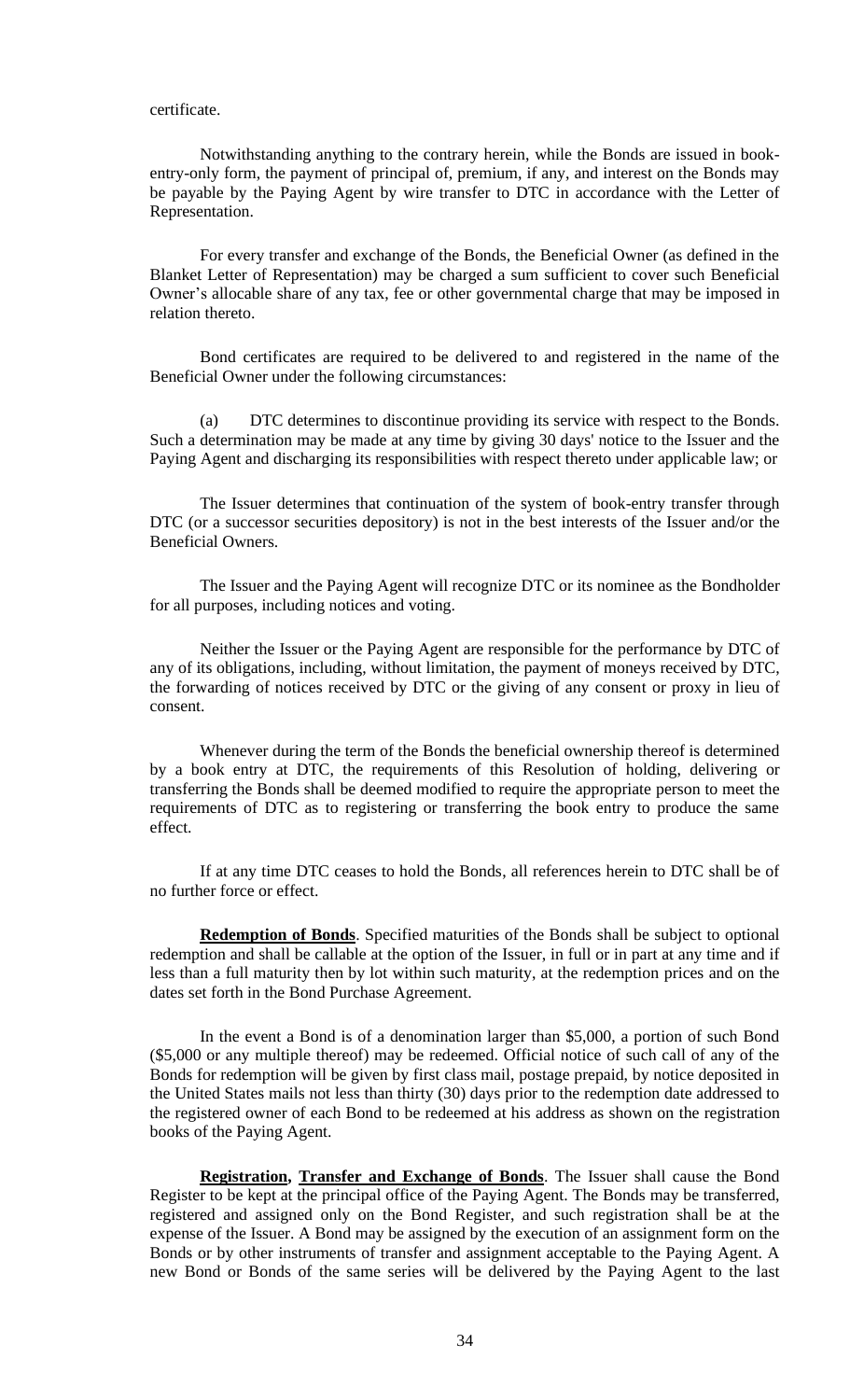certificate.

Notwithstanding anything to the contrary herein, while the Bonds are issued in book-entry-only form, the payment of principal of, premium, if any, and interest on the Bonds may be payable by the Paying Agent by wire transfer to DTC in accordance with the Letter of Representation.

For every transfer and exchange of the Bonds, the Beneficial Owner (as defined in the Blanket Letter of Representation) may be charged a sum sufficient to cover such Beneficial Owner's allocable share of any tax, fee or other governmental charge that may be imposed in relation thereto.

Bond certificates are required to be delivered to and registered in the name of the Beneficial Owner under the following circumstances:

(a) DTC determines to discontinue providing its service with respect to the Bonds. Such a determination may be made at any time by giving 30 days' notice to the Issuer and the Paying Agent and discharging its responsibilities with respect thereto under applicable law; or

The Issuer determines that continuation of the system of book-entry transfer through DTC (or a successor securities depository) is not in the best interests of the Issuer and/or the Beneficial Owners.

The Issuer and the Paying Agent will recognize DTC or its nominee as the Bondholder for all purposes, including notices and voting.

Neither the Issuer or the Paying Agent are responsible for the performance by DTC of any of its obligations, including, without limitation, the payment of moneys received by DTC, the forwarding of notices received by DTC or the giving of any consent or proxy in lieu of consent.

Whenever during the term of the Bonds the beneficial ownership thereof is determined by a book entry at DTC, the requirements of this Resolution of holding, delivering or transferring the Bonds shall be deemed modified to require the appropriate person to meet the requirements of DTC as to registering or transferring the book entry to produce the same effect.

If at any time DTC ceases to hold the Bonds, all references herein to DTC shall be of no further force or effect.

**Redemption of Bonds**. Specified maturities of the Bonds shall be subject to optional redemption and shall be callable at the option of the Issuer, in full or in part at any time and if less than a full maturity then by lot within such maturity, at the redemption prices and on the dates set forth in the Bond Purchase Agreement.

In the event a Bond is of a denomination larger than $5,000, a portion of such Bond ($5,000 or any multiple thereof) may be redeemed. Official notice of such call of any of the Bonds for redemption will be given by first class mail, postage prepaid, by notice deposited in the United States mails not less than thirty (30) days prior to the redemption date addressed to the registered owner of each Bond to be redeemed at his address as shown on the registration books of the Paying Agent.

**Registration, Transfer and Exchange of Bonds**. The Issuer shall cause the Bond Register to be kept at the principal office of the Paying Agent. The Bonds may be transferred, registered and assigned only on the Bond Register, and such registration shall be at the expense of the Issuer. A Bond may be assigned by the execution of an assignment form on the Bonds or by other instruments of transfer and assignment acceptable to the Paying Agent. A new Bond or Bonds of the same series will be delivered by the Paying Agent to the last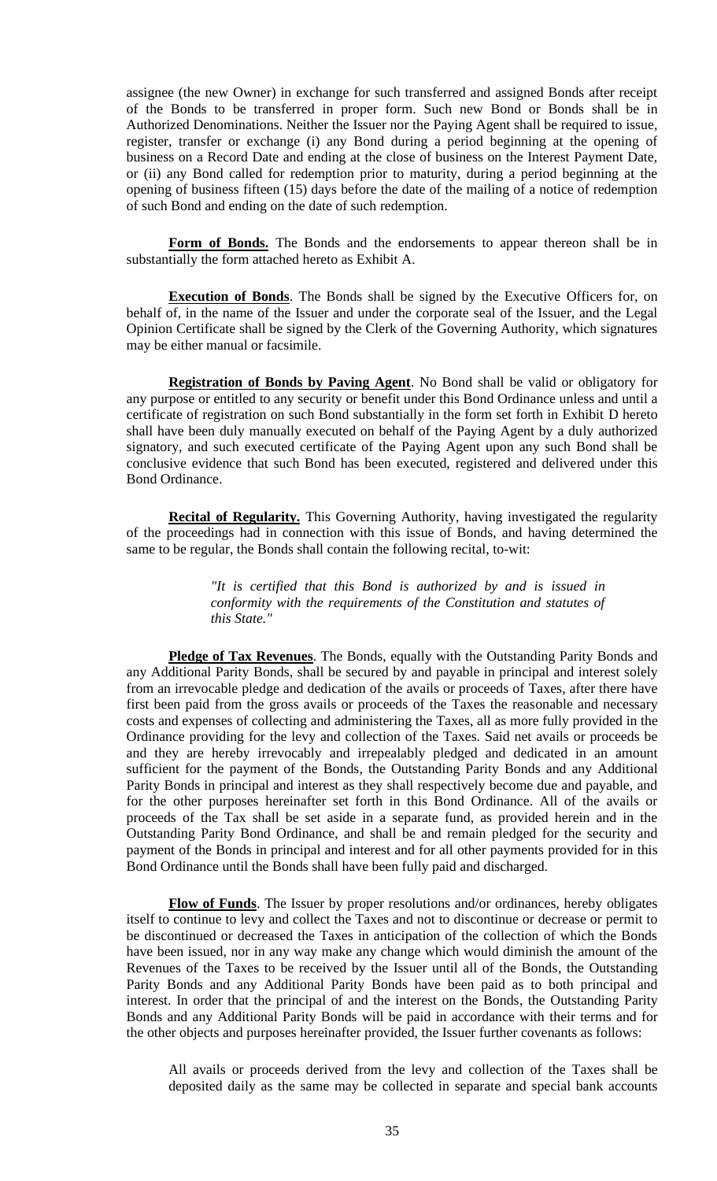assignee (the new Owner) in exchange for such transferred and assigned Bonds after receipt of the Bonds to be transferred in proper form. Such new Bond or Bonds shall be in Authorized Denominations. Neither the Issuer nor the Paying Agent shall be required to issue, register, transfer or exchange (i) any Bond during a period beginning at the opening of business on a Record Date and ending at the close of business on the Interest Payment Date, or (ii) any Bond called for redemption prior to maturity, during a period beginning at the opening of business fifteen (15) days before the date of the mailing of a notice of redemption of such Bond and ending on the date of such redemption.

**Form of Bonds.** The Bonds and the endorsements to appear thereon shall be in substantially the form attached hereto as Exhibit A.

**Execution of Bonds**. The Bonds shall be signed by the Executive Officers for, on behalf of, in the name of the Issuer and under the corporate seal of the Issuer, and the Legal Opinion Certificate shall be signed by the Clerk of the Governing Authority, which signatures may be either manual or facsimile.

**Registration of Bonds by Paying Agent**. No Bond shall be valid or obligatory for any purpose or entitled to any security or benefit under this Bond Ordinance unless and until a certificate of registration on such Bond substantially in the form set forth in Exhibit D hereto shall have been duly manually executed on behalf of the Paying Agent by a duly authorized signatory, and such executed certificate of the Paying Agent upon any such Bond shall be conclusive evidence that such Bond has been executed, registered and delivered under this Bond Ordinance.

**Recital of Regularity.** This Governing Authority, having investigated the regularity of the proceedings had in connection with this issue of Bonds, and having determined the same to be regular, the Bonds shall contain the following recital, to-wit:

> *"It is certified that this Bond is authorized by and is issued in conformity with the requirements of the Constitution and statutes of this State."*

**Pledge of Tax Revenues**. The Bonds, equally with the Outstanding Parity Bonds and any Additional Parity Bonds, shall be secured by and payable in principal and interest solely from an irrevocable pledge and dedication of the avails or proceeds of Taxes, after there have first been paid from the gross avails or proceeds of the Taxes the reasonable and necessary costs and expenses of collecting and administering the Taxes, all as more fully provided in the Ordinance providing for the levy and collection of the Taxes. Said net avails or proceeds be and they are hereby irrevocably and irrepealably pledged and dedicated in an amount sufficient for the payment of the Bonds, the Outstanding Parity Bonds and any Additional Parity Bonds in principal and interest as they shall respectively become due and payable, and for the other purposes hereinafter set forth in this Bond Ordinance. All of the avails or proceeds of the Tax shall be set aside in a separate fund, as provided herein and in the Outstanding Parity Bond Ordinance, and shall be and remain pledged for the security and payment of the Bonds in principal and interest and for all other payments provided for in this Bond Ordinance until the Bonds shall have been fully paid and discharged.

**Flow of Funds**. The Issuer by proper resolutions and/or ordinances, hereby obligates itself to continue to levy and collect the Taxes and not to discontinue or decrease or permit to be discontinued or decreased the Taxes in anticipation of the collection of which the Bonds have been issued, nor in any way make any change which would diminish the amount of the Revenues of the Taxes to be received by the Issuer until all of the Bonds, the Outstanding Parity Bonds and any Additional Parity Bonds have been paid as to both principal and interest. In order that the principal of and the interest on the Bonds, the Outstanding Parity Bonds and any Additional Parity Bonds will be paid in accordance with their terms and for the other objects and purposes hereinafter provided, the Issuer further covenants as follows:

All avails or proceeds derived from the levy and collection of the Taxes shall be deposited daily as the same may be collected in separate and special bank accounts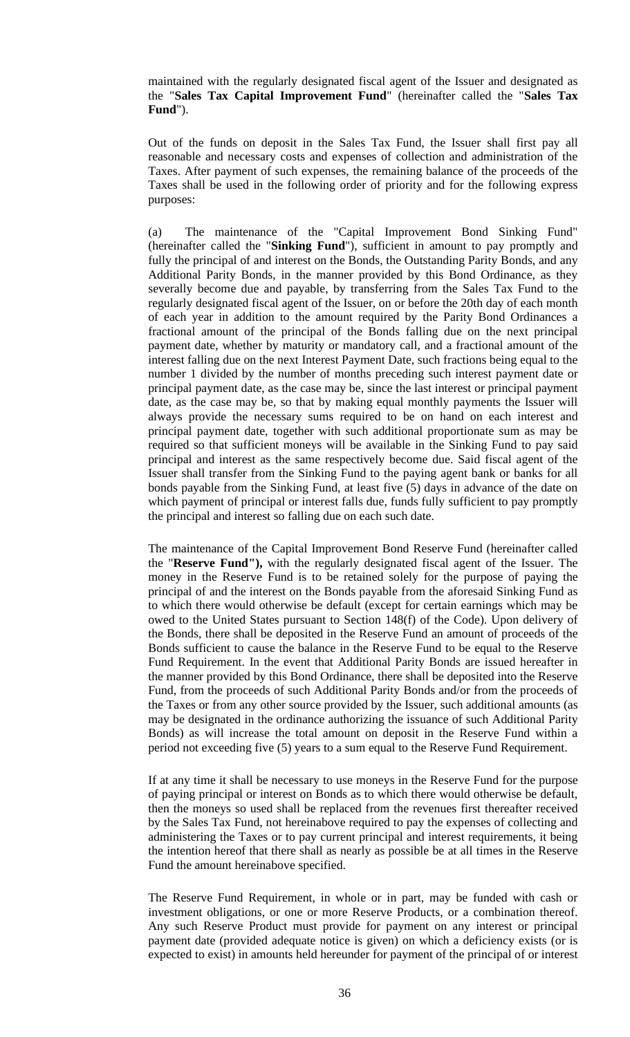maintained with the regularly designated fiscal agent of the Issuer and designated as the "**Sales Tax Capital Improvement Fund**" (hereinafter called the "**Sales Tax Fund**").

Out of the funds on deposit in the Sales Tax Fund, the Issuer shall first pay all reasonable and necessary costs and expenses of collection and administration of the Taxes. After payment of such expenses, the remaining balance of the proceeds of the Taxes shall be used in the following order of priority and for the following express purposes:

(a) The maintenance of the "Capital Improvement Bond Sinking Fund" (hereinafter called the "**Sinking Fund**"), sufficient in amount to pay promptly and fully the principal of and interest on the Bonds, the Outstanding Parity Bonds, and any Additional Parity Bonds, in the manner provided by this Bond Ordinance, as they severally become due and payable, by transferring from the Sales Tax Fund to the regularly designated fiscal agent of the Issuer, on or before the 20th day of each month of each year in addition to the amount required by the Parity Bond Ordinances a fractional amount of the principal of the Bonds falling due on the next principal payment date, whether by maturity or mandatory call, and a fractional amount of the interest falling due on the next Interest Payment Date, such fractions being equal to the number 1 divided by the number of months preceding such interest payment date or principal payment date, as the case may be, since the last interest or principal payment date, as the case may be, so that by making equal monthly payments the Issuer will always provide the necessary sums required to be on hand on each interest and principal payment date, together with such additional proportionate sum as may be required so that sufficient moneys will be available in the Sinking Fund to pay said principal and interest as the same respectively become due. Said fiscal agent of the Issuer shall transfer from the Sinking Fund to the paying agent bank or banks for all bonds payable from the Sinking Fund, at least five (5) days in advance of the date on which payment of principal or interest falls due, funds fully sufficient to pay promptly the principal and interest so falling due on each such date.

The maintenance of the Capital Improvement Bond Reserve Fund (hereinafter called the "**Reserve Fund"),** with the regularly designated fiscal agent of the Issuer. The money in the Reserve Fund is to be retained solely for the purpose of paying the principal of and the interest on the Bonds payable from the aforesaid Sinking Fund as to which there would otherwise be default (except for certain earnings which may be owed to the United States pursuant to Section 148(f) of the Code). Upon delivery of the Bonds, there shall be deposited in the Reserve Fund an amount of proceeds of the Bonds sufficient to cause the balance in the Reserve Fund to be equal to the Reserve Fund Requirement. In the event that Additional Parity Bonds are issued hereafter in the manner provided by this Bond Ordinance, there shall be deposited into the Reserve Fund, from the proceeds of such Additional Parity Bonds and/or from the proceeds of the Taxes or from any other source provided by the Issuer, such additional amounts (as may be designated in the ordinance authorizing the issuance of such Additional Parity Bonds) as will increase the total amount on deposit in the Reserve Fund within a period not exceeding five (5) years to a sum equal to the Reserve Fund Requirement.

If at any time it shall be necessary to use moneys in the Reserve Fund for the purpose of paying principal or interest on Bonds as to which there would otherwise be default, then the moneys so used shall be replaced from the revenues first thereafter received by the Sales Tax Fund, not hereinabove required to pay the expenses of collecting and administering the Taxes or to pay current principal and interest requirements, it being the intention hereof that there shall as nearly as possible be at all times in the Reserve Fund the amount hereinabove specified.

The Reserve Fund Requirement, in whole or in part, may be funded with cash or investment obligations, or one or more Reserve Products, or a combination thereof. Any such Reserve Product must provide for payment on any interest or principal payment date (provided adequate notice is given) on which a deficiency exists (or is expected to exist) in amounts held hereunder for payment of the principal of or interest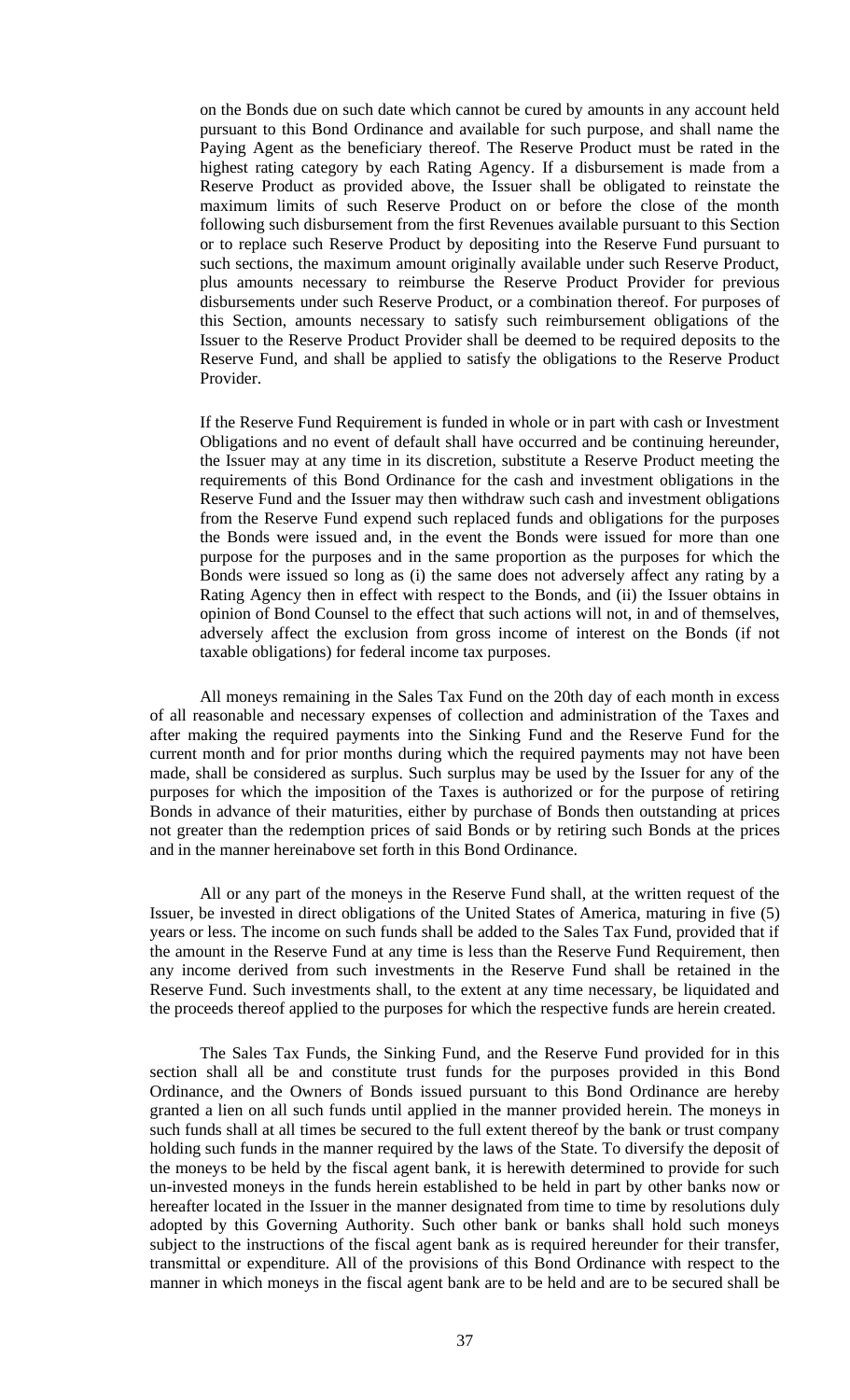on the Bonds due on such date which cannot be cured by amounts in any account held pursuant to this Bond Ordinance and available for such purpose, and shall name the Paying Agent as the beneficiary thereof. The Reserve Product must be rated in the highest rating category by each Rating Agency. If a disbursement is made from a Reserve Product as provided above, the Issuer shall be obligated to reinstate the maximum limits of such Reserve Product on or before the close of the month following such disbursement from the first Revenues available pursuant to this Section or to replace such Reserve Product by depositing into the Reserve Fund pursuant to such sections, the maximum amount originally available under such Reserve Product, plus amounts necessary to reimburse the Reserve Product Provider for previous disbursements under such Reserve Product, or a combination thereof. For purposes of this Section, amounts necessary to satisfy such reimbursement obligations of the Issuer to the Reserve Product Provider shall be deemed to be required deposits to the Reserve Fund, and shall be applied to satisfy the obligations to the Reserve Product Provider.

If the Reserve Fund Requirement is funded in whole or in part with cash or Investment Obligations and no event of default shall have occurred and be continuing hereunder, the Issuer may at any time in its discretion, substitute a Reserve Product meeting the requirements of this Bond Ordinance for the cash and investment obligations in the Reserve Fund and the Issuer may then withdraw such cash and investment obligations from the Reserve Fund expend such replaced funds and obligations for the purposes the Bonds were issued and, in the event the Bonds were issued for more than one purpose for the purposes and in the same proportion as the purposes for which the Bonds were issued so long as (i) the same does not adversely affect any rating by a Rating Agency then in effect with respect to the Bonds, and (ii) the Issuer obtains in opinion of Bond Counsel to the effect that such actions will not, in and of themselves, adversely affect the exclusion from gross income of interest on the Bonds (if not taxable obligations) for federal income tax purposes.

All moneys remaining in the Sales Tax Fund on the 20th day of each month in excess of all reasonable and necessary expenses of collection and administration of the Taxes and after making the required payments into the Sinking Fund and the Reserve Fund for the current month and for prior months during which the required payments may not have been made, shall be considered as surplus. Such surplus may be used by the Issuer for any of the purposes for which the imposition of the Taxes is authorized or for the purpose of retiring Bonds in advance of their maturities, either by purchase of Bonds then outstanding at prices not greater than the redemption prices of said Bonds or by retiring such Bonds at the prices and in the manner hereinabove set forth in this Bond Ordinance.

All or any part of the moneys in the Reserve Fund shall, at the written request of the Issuer, be invested in direct obligations of the United States of America, maturing in five (5) years or less. The income on such funds shall be added to the Sales Tax Fund, provided that if the amount in the Reserve Fund at any time is less than the Reserve Fund Requirement, then any income derived from such investments in the Reserve Fund shall be retained in the Reserve Fund. Such investments shall, to the extent at any time necessary, be liquidated and the proceeds thereof applied to the purposes for which the respective funds are herein created.

The Sales Tax Funds, the Sinking Fund, and the Reserve Fund provided for in this section shall all be and constitute trust funds for the purposes provided in this Bond Ordinance, and the Owners of Bonds issued pursuant to this Bond Ordinance are hereby granted a lien on all such funds until applied in the manner provided herein. The moneys in such funds shall at all times be secured to the full extent thereof by the bank or trust company holding such funds in the manner required by the laws of the State. To diversify the deposit of the moneys to be held by the fiscal agent bank, it is herewith determined to provide for such un-invested moneys in the funds herein established to be held in part by other banks now or hereafter located in the Issuer in the manner designated from time to time by resolutions duly adopted by this Governing Authority. Such other bank or banks shall hold such moneys subject to the instructions of the fiscal agent bank as is required hereunder for their transfer, transmittal or expenditure. All of the provisions of this Bond Ordinance with respect to the manner in which moneys in the fiscal agent bank are to be held and are to be secured shall be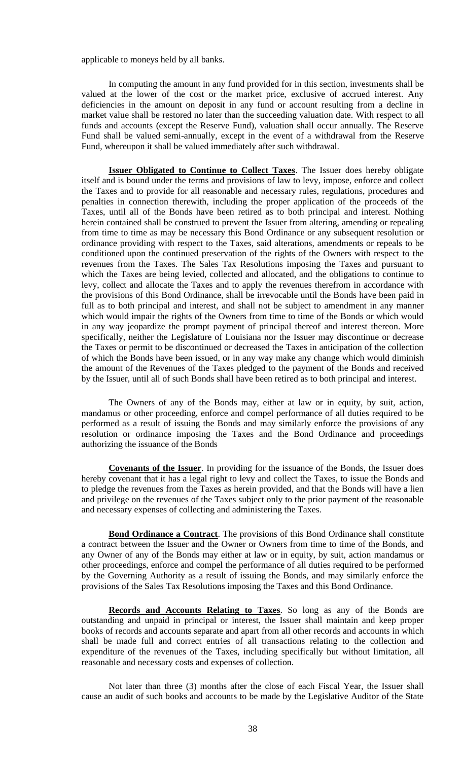applicable to moneys held by all banks.

In computing the amount in any fund provided for in this section, investments shall be valued at the lower of the cost or the market price, exclusive of accrued interest. Any deficiencies in the amount on deposit in any fund or account resulting from a decline in market value shall be restored no later than the succeeding valuation date. With respect to all funds and accounts (except the Reserve Fund), valuation shall occur annually. The Reserve Fund shall be valued semi-annually, except in the event of a withdrawal from the Reserve Fund, whereupon it shall be valued immediately after such withdrawal.

**Issuer Obligated to Continue to Collect Taxes**. The Issuer does hereby obligate itself and is bound under the terms and provisions of law to levy, impose, enforce and collect the Taxes and to provide for all reasonable and necessary rules, regulations, procedures and penalties in connection therewith, including the proper application of the proceeds of the Taxes, until all of the Bonds have been retired as to both principal and interest. Nothing herein contained shall be construed to prevent the Issuer from altering, amending or repealing from time to time as may be necessary this Bond Ordinance or any subsequent resolution or ordinance providing with respect to the Taxes, said alterations, amendments or repeals to be conditioned upon the continued preservation of the rights of the Owners with respect to the revenues from the Taxes. The Sales Tax Resolutions imposing the Taxes and pursuant to which the Taxes are being levied, collected and allocated, and the obligations to continue to levy, collect and allocate the Taxes and to apply the revenues therefrom in accordance with the provisions of this Bond Ordinance, shall be irrevocable until the Bonds have been paid in full as to both principal and interest, and shall not be subject to amendment in any manner which would impair the rights of the Owners from time to time of the Bonds or which would in any way jeopardize the prompt payment of principal thereof and interest thereon. More specifically, neither the Legislature of Louisiana nor the Issuer may discontinue or decrease the Taxes or permit to be discontinued or decreased the Taxes in anticipation of the collection of which the Bonds have been issued, or in any way make any change which would diminish the amount of the Revenues of the Taxes pledged to the payment of the Bonds and received by the Issuer, until all of such Bonds shall have been retired as to both principal and interest.

The Owners of any of the Bonds may, either at law or in equity, by suit, action, mandamus or other proceeding, enforce and compel performance of all duties required to be performed as a result of issuing the Bonds and may similarly enforce the provisions of any resolution or ordinance imposing the Taxes and the Bond Ordinance and proceedings authorizing the issuance of the Bonds

**Covenants of the Issuer**. In providing for the issuance of the Bonds, the Issuer does hereby covenant that it has a legal right to levy and collect the Taxes, to issue the Bonds and to pledge the revenues from the Taxes as herein provided, and that the Bonds will have a lien and privilege on the revenues of the Taxes subject only to the prior payment of the reasonable and necessary expenses of collecting and administering the Taxes.

**Bond Ordinance a Contract**. The provisions of this Bond Ordinance shall constitute a contract between the Issuer and the Owner or Owners from time to time of the Bonds, and any Owner of any of the Bonds may either at law or in equity, by suit, action mandamus or other proceedings, enforce and compel the performance of all duties required to be performed by the Governing Authority as a result of issuing the Bonds, and may similarly enforce the provisions of the Sales Tax Resolutions imposing the Taxes and this Bond Ordinance.

**Records and Accounts Relating to Taxes**. So long as any of the Bonds are outstanding and unpaid in principal or interest, the Issuer shall maintain and keep proper books of records and accounts separate and apart from all other records and accounts in which shall be made full and correct entries of all transactions relating to the collection and expenditure of the revenues of the Taxes, including specifically but without limitation, all reasonable and necessary costs and expenses of collection.

Not later than three (3) months after the close of each Fiscal Year, the Issuer shall cause an audit of such books and accounts to be made by the Legislative Auditor of the State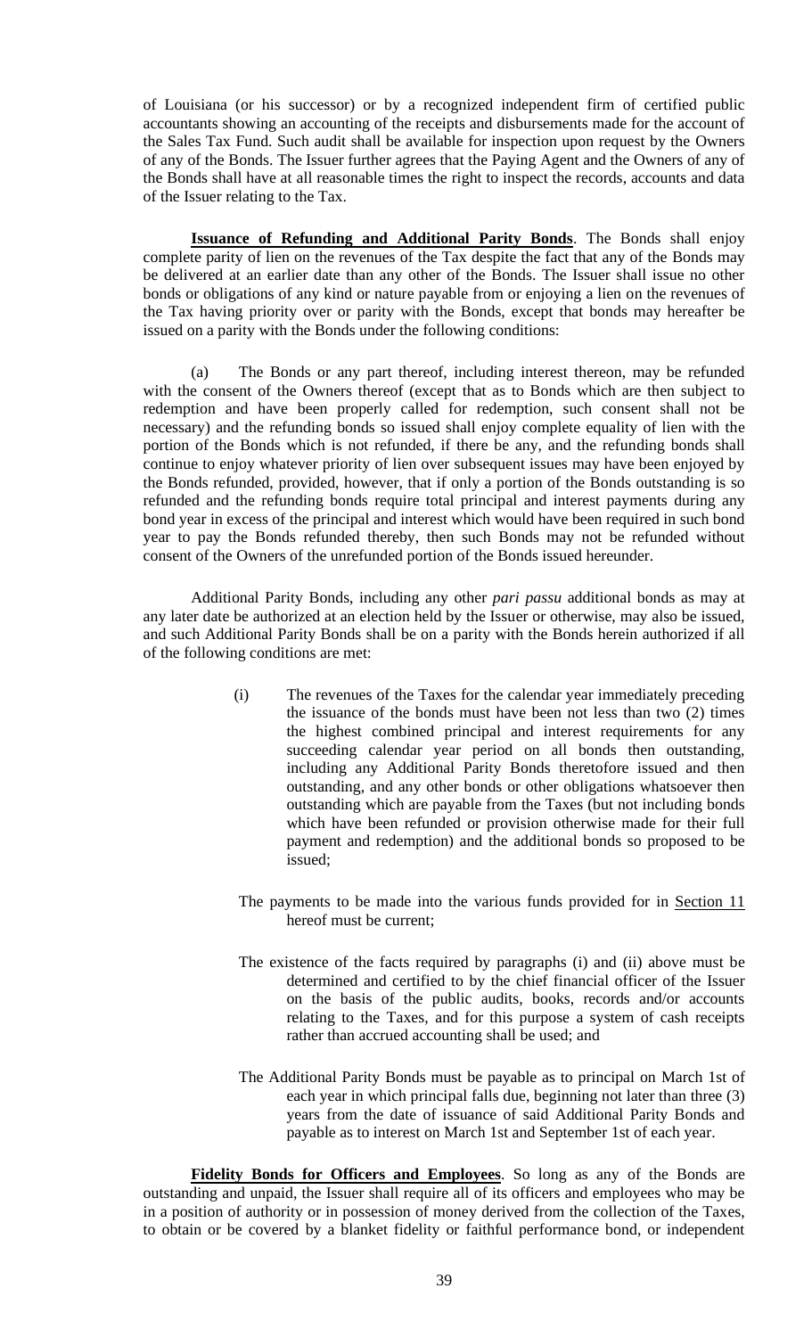of Louisiana (or his successor) or by a recognized independent firm of certified public accountants showing an accounting of the receipts and disbursements made for the account of the Sales Tax Fund. Such audit shall be available for inspection upon request by the Owners of any of the Bonds. The Issuer further agrees that the Paying Agent and the Owners of any of the Bonds shall have at all reasonable times the right to inspect the records, accounts and data of the Issuer relating to the Tax.

**Issuance of Refunding and Additional Parity Bonds**. The Bonds shall enjoy complete parity of lien on the revenues of the Tax despite the fact that any of the Bonds may be delivered at an earlier date than any other of the Bonds. The Issuer shall issue no other bonds or obligations of any kind or nature payable from or enjoying a lien on the revenues of the Tax having priority over or parity with the Bonds, except that bonds may hereafter be issued on a parity with the Bonds under the following conditions:

(a) The Bonds or any part thereof, including interest thereon, may be refunded with the consent of the Owners thereof (except that as to Bonds which are then subject to redemption and have been properly called for redemption, such consent shall not be necessary) and the refunding bonds so issued shall enjoy complete equality of lien with the portion of the Bonds which is not refunded, if there be any, and the refunding bonds shall continue to enjoy whatever priority of lien over subsequent issues may have been enjoyed by the Bonds refunded, provided, however, that if only a portion of the Bonds outstanding is so refunded and the refunding bonds require total principal and interest payments during any bond year in excess of the principal and interest which would have been required in such bond year to pay the Bonds refunded thereby, then such Bonds may not be refunded without consent of the Owners of the unrefunded portion of the Bonds issued hereunder.

Additional Parity Bonds, including any other *pari passu* additional bonds as may at any later date be authorized at an election held by the Issuer or otherwise, may also be issued, and such Additional Parity Bonds shall be on a parity with the Bonds herein authorized if all of the following conditions are met:

(i) The revenues of the Taxes for the calendar year immediately preceding the issuance of the bonds must have been not less than two (2) times the highest combined principal and interest requirements for any succeeding calendar year period on all bonds then outstanding, including any Additional Parity Bonds theretofore issued and then outstanding, and any other bonds or other obligations whatsoever then outstanding which are payable from the Taxes (but not including bonds which have been refunded or provision otherwise made for their full payment and redemption) and the additional bonds so proposed to be issued;

The payments to be made into the various funds provided for in Section 11 hereof must be current;

The existence of the facts required by paragraphs (i) and (ii) above must be determined and certified to by the chief financial officer of the Issuer on the basis of the public audits, books, records and/or accounts relating to the Taxes, and for this purpose a system of cash receipts rather than accrued accounting shall be used; and

The Additional Parity Bonds must be payable as to principal on March 1st of each year in which principal falls due, beginning not later than three (3) years from the date of issuance of said Additional Parity Bonds and payable as to interest on March 1st and September 1st of each year.

**Fidelity Bonds for Officers and Employees**. So long as any of the Bonds are outstanding and unpaid, the Issuer shall require all of its officers and employees who may be in a position of authority or in possession of money derived from the collection of the Taxes, to obtain or be covered by a blanket fidelity or faithful performance bond, or independent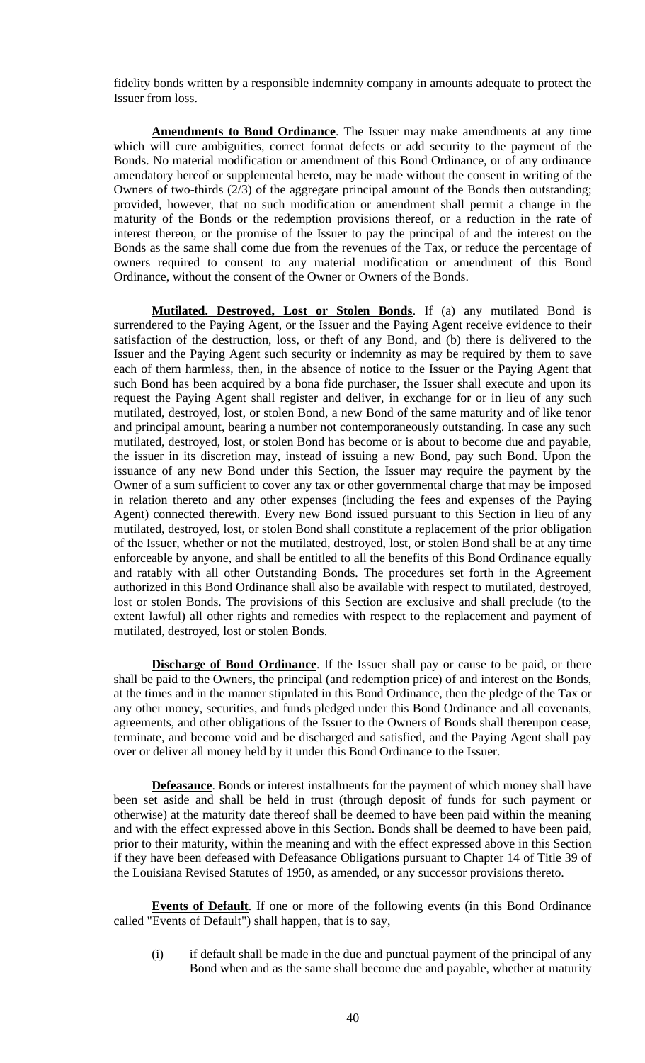fidelity bonds written by a responsible indemnity company in amounts adequate to protect the Issuer from loss.

**Amendments to Bond Ordinance**. The Issuer may make amendments at any time which will cure ambiguities, correct format defects or add security to the payment of the Bonds. No material modification or amendment of this Bond Ordinance, or of any ordinance amendatory hereof or supplemental hereto, may be made without the consent in writing of the Owners of two-thirds (2/3) of the aggregate principal amount of the Bonds then outstanding; provided, however, that no such modification or amendment shall permit a change in the maturity of the Bonds or the redemption provisions thereof, or a reduction in the rate of interest thereon, or the promise of the Issuer to pay the principal of and the interest on the Bonds as the same shall come due from the revenues of the Tax, or reduce the percentage of owners required to consent to any material modification or amendment of this Bond Ordinance, without the consent of the Owner or Owners of the Bonds.

**Mutilated. Destroyed, Lost or Stolen Bonds**. If (a) any mutilated Bond is surrendered to the Paying Agent, or the Issuer and the Paying Agent receive evidence to their satisfaction of the destruction, loss, or theft of any Bond, and (b) there is delivered to the Issuer and the Paying Agent such security or indemnity as may be required by them to save each of them harmless, then, in the absence of notice to the Issuer or the Paying Agent that such Bond has been acquired by a bona fide purchaser, the Issuer shall execute and upon its request the Paying Agent shall register and deliver, in exchange for or in lieu of any such mutilated, destroyed, lost, or stolen Bond, a new Bond of the same maturity and of like tenor and principal amount, bearing a number not contemporaneously outstanding. In case any such mutilated, destroyed, lost, or stolen Bond has become or is about to become due and payable, the issuer in its discretion may, instead of issuing a new Bond, pay such Bond. Upon the issuance of any new Bond under this Section, the Issuer may require the payment by the Owner of a sum sufficient to cover any tax or other governmental charge that may be imposed in relation thereto and any other expenses (including the fees and expenses of the Paying Agent) connected therewith. Every new Bond issued pursuant to this Section in lieu of any mutilated, destroyed, lost, or stolen Bond shall constitute a replacement of the prior obligation of the Issuer, whether or not the mutilated, destroyed, lost, or stolen Bond shall be at any time enforceable by anyone, and shall be entitled to all the benefits of this Bond Ordinance equally and ratably with all other Outstanding Bonds. The procedures set forth in the Agreement authorized in this Bond Ordinance shall also be available with respect to mutilated, destroyed, lost or stolen Bonds. The provisions of this Section are exclusive and shall preclude (to the extent lawful) all other rights and remedies with respect to the replacement and payment of mutilated, destroyed, lost or stolen Bonds.

**Discharge of Bond Ordinance**. If the Issuer shall pay or cause to be paid, or there shall be paid to the Owners, the principal (and redemption price) of and interest on the Bonds, at the times and in the manner stipulated in this Bond Ordinance, then the pledge of the Tax or any other money, securities, and funds pledged under this Bond Ordinance and all covenants, agreements, and other obligations of the Issuer to the Owners of Bonds shall thereupon cease, terminate, and become void and be discharged and satisfied, and the Paying Agent shall pay over or deliver all money held by it under this Bond Ordinance to the Issuer.

**Defeasance**. Bonds or interest installments for the payment of which money shall have been set aside and shall be held in trust (through deposit of funds for such payment or otherwise) at the maturity date thereof shall be deemed to have been paid within the meaning and with the effect expressed above in this Section. Bonds shall be deemed to have been paid, prior to their maturity, within the meaning and with the effect expressed above in this Section if they have been defeased with Defeasance Obligations pursuant to Chapter 14 of Title 39 of the Louisiana Revised Statutes of 1950, as amended, or any successor provisions thereto.

**Events of Default**. If one or more of the following events (in this Bond Ordinance called "Events of Default") shall happen, that is to say,

(i) if default shall be made in the due and punctual payment of the principal of any Bond when and as the same shall become due and payable, whether at maturity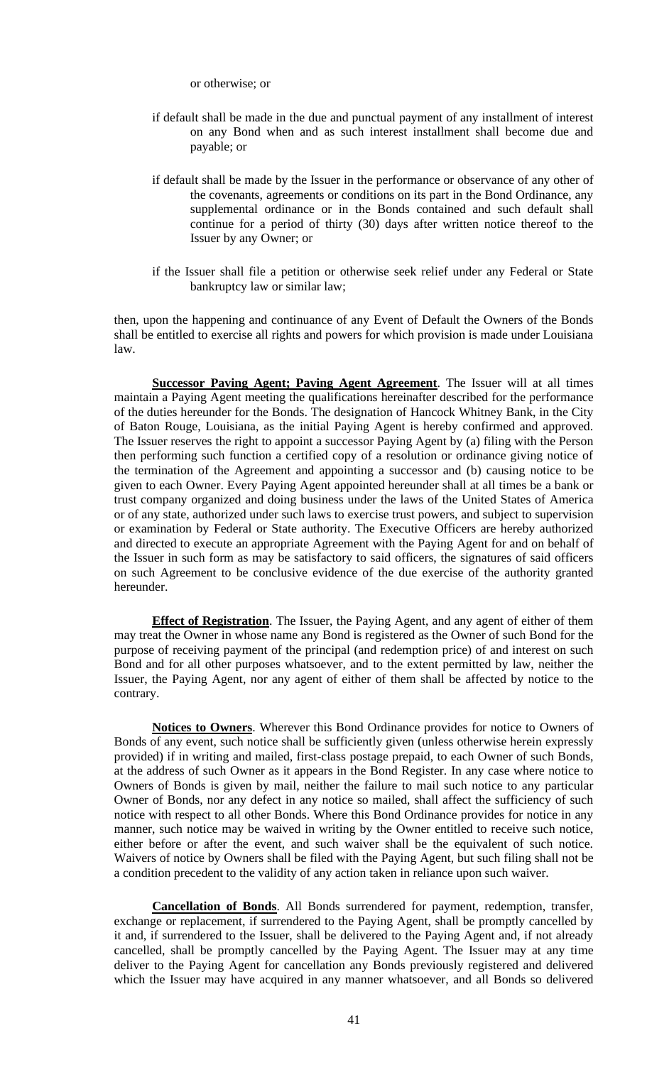or otherwise; or

if default shall be made in the due and punctual payment of any installment of interest on any Bond when and as such interest installment shall become due and payable; or

if default shall be made by the Issuer in the performance or observance of any other of the covenants, agreements or conditions on its part in the Bond Ordinance, any supplemental ordinance or in the Bonds contained and such default shall continue for a period of thirty (30) days after written notice thereof to the Issuer by any Owner; or

if the Issuer shall file a petition or otherwise seek relief under any Federal or State bankruptcy law or similar law;

then, upon the happening and continuance of any Event of Default the Owners of the Bonds shall be entitled to exercise all rights and powers for which provision is made under Louisiana law.

**Successor Paying Agent; Paying Agent Agreement**. The Issuer will at all times maintain a Paying Agent meeting the qualifications hereinafter described for the performance of the duties hereunder for the Bonds. The designation of Hancock Whitney Bank, in the City of Baton Rouge, Louisiana, as the initial Paying Agent is hereby confirmed and approved. The Issuer reserves the right to appoint a successor Paying Agent by (a) filing with the Person then performing such function a certified copy of a resolution or ordinance giving notice of the termination of the Agreement and appointing a successor and (b) causing notice to be given to each Owner. Every Paying Agent appointed hereunder shall at all times be a bank or trust company organized and doing business under the laws of the United States of America or of any state, authorized under such laws to exercise trust powers, and subject to supervision or examination by Federal or State authority. The Executive Officers are hereby authorized and directed to execute an appropriate Agreement with the Paying Agent for and on behalf of the Issuer in such form as may be satisfactory to said officers, the signatures of said officers on such Agreement to be conclusive evidence of the due exercise of the authority granted hereunder.

**Effect of Registration**. The Issuer, the Paying Agent, and any agent of either of them may treat the Owner in whose name any Bond is registered as the Owner of such Bond for the purpose of receiving payment of the principal (and redemption price) of and interest on such Bond and for all other purposes whatsoever, and to the extent permitted by law, neither the Issuer, the Paying Agent, nor any agent of either of them shall be affected by notice to the contrary.

**Notices to Owners**. Wherever this Bond Ordinance provides for notice to Owners of Bonds of any event, such notice shall be sufficiently given (unless otherwise herein expressly provided) if in writing and mailed, first-class postage prepaid, to each Owner of such Bonds, at the address of such Owner as it appears in the Bond Register. In any case where notice to Owners of Bonds is given by mail, neither the failure to mail such notice to any particular Owner of Bonds, nor any defect in any notice so mailed, shall affect the sufficiency of such notice with respect to all other Bonds. Where this Bond Ordinance provides for notice in any manner, such notice may be waived in writing by the Owner entitled to receive such notice, either before or after the event, and such waiver shall be the equivalent of such notice. Waivers of notice by Owners shall be filed with the Paying Agent, but such filing shall not be a condition precedent to the validity of any action taken in reliance upon such waiver.

**Cancellation of Bonds**. All Bonds surrendered for payment, redemption, transfer, exchange or replacement, if surrendered to the Paying Agent, shall be promptly cancelled by it and, if surrendered to the Issuer, shall be delivered to the Paying Agent and, if not already cancelled, shall be promptly cancelled by the Paying Agent. The Issuer may at any time deliver to the Paying Agent for cancellation any Bonds previously registered and delivered which the Issuer may have acquired in any manner whatsoever, and all Bonds so delivered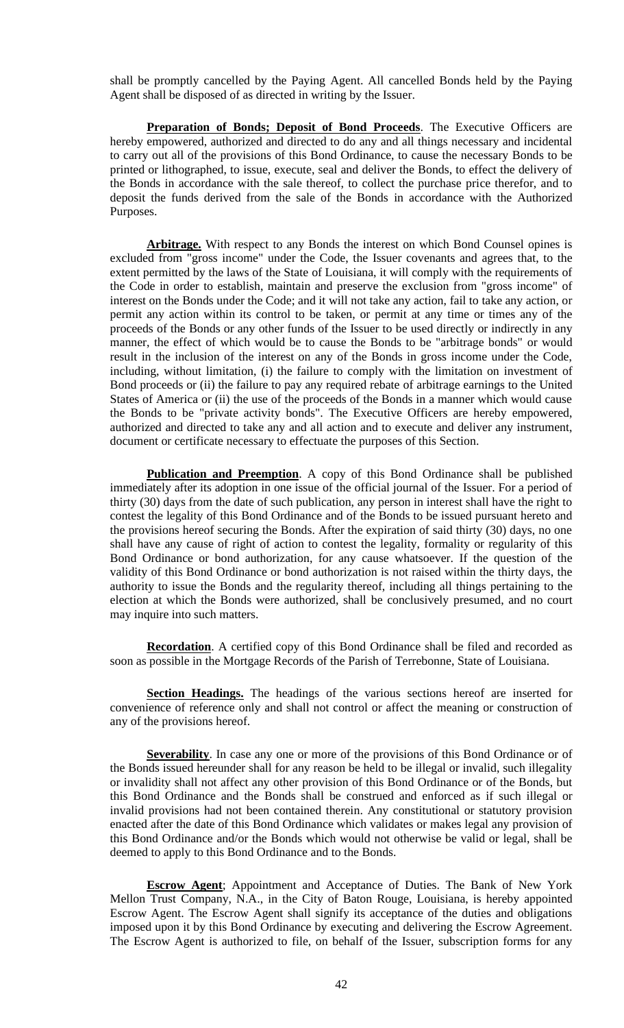shall be promptly cancelled by the Paying Agent. All cancelled Bonds held by the Paying Agent shall be disposed of as directed in writing by the Issuer.

**Preparation of Bonds; Deposit of Bond Proceeds**. The Executive Officers are hereby empowered, authorized and directed to do any and all things necessary and incidental to carry out all of the provisions of this Bond Ordinance, to cause the necessary Bonds to be printed or lithographed, to issue, execute, seal and deliver the Bonds, to effect the delivery of the Bonds in accordance with the sale thereof, to collect the purchase price therefor, and to deposit the funds derived from the sale of the Bonds in accordance with the Authorized Purposes.

**Arbitrage.** With respect to any Bonds the interest on which Bond Counsel opines is excluded from "gross income" under the Code, the Issuer covenants and agrees that, to the extent permitted by the laws of the State of Louisiana, it will comply with the requirements of the Code in order to establish, maintain and preserve the exclusion from "gross income" of interest on the Bonds under the Code; and it will not take any action, fail to take any action, or permit any action within its control to be taken, or permit at any time or times any of the proceeds of the Bonds or any other funds of the Issuer to be used directly or indirectly in any manner, the effect of which would be to cause the Bonds to be "arbitrage bonds" or would result in the inclusion of the interest on any of the Bonds in gross income under the Code, including, without limitation, (i) the failure to comply with the limitation on investment of Bond proceeds or (ii) the failure to pay any required rebate of arbitrage earnings to the United States of America or (ii) the use of the proceeds of the Bonds in a manner which would cause the Bonds to be "private activity bonds". The Executive Officers are hereby empowered, authorized and directed to take any and all action and to execute and deliver any instrument, document or certificate necessary to effectuate the purposes of this Section.

**Publication and Preemption**. A copy of this Bond Ordinance shall be published immediately after its adoption in one issue of the official journal of the Issuer. For a period of thirty (30) days from the date of such publication, any person in interest shall have the right to contest the legality of this Bond Ordinance and of the Bonds to be issued pursuant hereto and the provisions hereof securing the Bonds. After the expiration of said thirty (30) days, no one shall have any cause of right of action to contest the legality, formality or regularity of this Bond Ordinance or bond authorization, for any cause whatsoever. If the question of the validity of this Bond Ordinance or bond authorization is not raised within the thirty days, the authority to issue the Bonds and the regularity thereof, including all things pertaining to the election at which the Bonds were authorized, shall be conclusively presumed, and no court may inquire into such matters.

**Recordation**. A certified copy of this Bond Ordinance shall be filed and recorded as soon as possible in the Mortgage Records of the Parish of Terrebonne, State of Louisiana.

**Section Headings.** The headings of the various sections hereof are inserted for convenience of reference only and shall not control or affect the meaning or construction of any of the provisions hereof.

**Severability**. In case any one or more of the provisions of this Bond Ordinance or of the Bonds issued hereunder shall for any reason be held to be illegal or invalid, such illegality or invalidity shall not affect any other provision of this Bond Ordinance or of the Bonds, but this Bond Ordinance and the Bonds shall be construed and enforced as if such illegal or invalid provisions had not been contained therein. Any constitutional or statutory provision enacted after the date of this Bond Ordinance which validates or makes legal any provision of this Bond Ordinance and/or the Bonds which would not otherwise be valid or legal, shall be deemed to apply to this Bond Ordinance and to the Bonds.

**Escrow Agent**; Appointment and Acceptance of Duties. The Bank of New York Mellon Trust Company, N.A., in the City of Baton Rouge, Louisiana, is hereby appointed Escrow Agent. The Escrow Agent shall signify its acceptance of the duties and obligations imposed upon it by this Bond Ordinance by executing and delivering the Escrow Agreement. The Escrow Agent is authorized to file, on behalf of the Issuer, subscription forms for any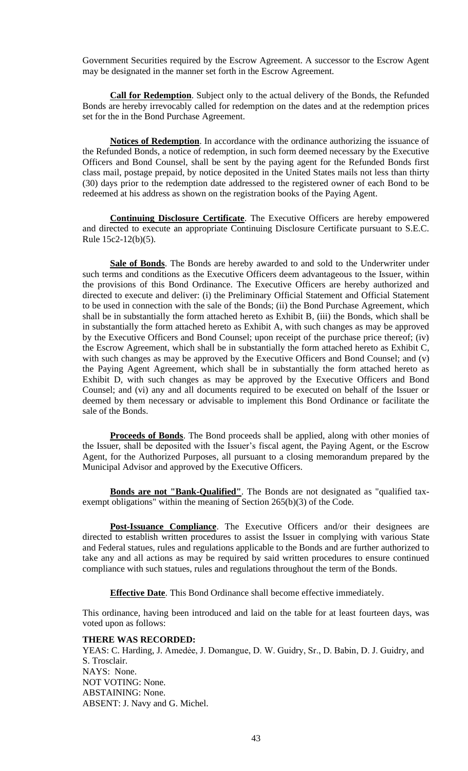Government Securities required by the Escrow Agreement. A successor to the Escrow Agent may be designated in the manner set forth in the Escrow Agreement.

**Call for Redemption**. Subject only to the actual delivery of the Bonds, the Refunded Bonds are hereby irrevocably called for redemption on the dates and at the redemption prices set for the in the Bond Purchase Agreement.

**Notices of Redemption**. In accordance with the ordinance authorizing the issuance of the Refunded Bonds, a notice of redemption, in such form deemed necessary by the Executive Officers and Bond Counsel, shall be sent by the paying agent for the Refunded Bonds first class mail, postage prepaid, by notice deposited in the United States mails not less than thirty (30) days prior to the redemption date addressed to the registered owner of each Bond to be redeemed at his address as shown on the registration books of the Paying Agent.

**Continuing Disclosure Certificate**. The Executive Officers are hereby empowered and directed to execute an appropriate Continuing Disclosure Certificate pursuant to S.E.C. Rule 15c2-12(b)(5).

**Sale of Bonds**. The Bonds are hereby awarded to and sold to the Underwriter under such terms and conditions as the Executive Officers deem advantageous to the Issuer, within the provisions of this Bond Ordinance. The Executive Officers are hereby authorized and directed to execute and deliver: (i) the Preliminary Official Statement and Official Statement to be used in connection with the sale of the Bonds; (ii) the Bond Purchase Agreement, which shall be in substantially the form attached hereto as Exhibit B, (iii) the Bonds, which shall be in substantially the form attached hereto as Exhibit A, with such changes as may be approved by the Executive Officers and Bond Counsel; upon receipt of the purchase price thereof; (iv) the Escrow Agreement, which shall be in substantially the form attached hereto as Exhibit C, with such changes as may be approved by the Executive Officers and Bond Counsel; and (v) the Paying Agent Agreement, which shall be in substantially the form attached hereto as Exhibit D, with such changes as may be approved by the Executive Officers and Bond Counsel; and (vi) any and all documents required to be executed on behalf of the Issuer or deemed by them necessary or advisable to implement this Bond Ordinance or facilitate the sale of the Bonds.

**Proceeds of Bonds**. The Bond proceeds shall be applied, along with other monies of the Issuer, shall be deposited with the Issuer's fiscal agent, the Paying Agent, or the Escrow Agent, for the Authorized Purposes, all pursuant to a closing memorandum prepared by the Municipal Advisor and approved by the Executive Officers.

**Bonds are not "Bank-Qualified"**. The Bonds are not designated as "qualified tax-exempt obligations" within the meaning of Section 265(b)(3) of the Code.

**Post-Issuance Compliance**. The Executive Officers and/or their designees are directed to establish written procedures to assist the Issuer in complying with various State and Federal statues, rules and regulations applicable to the Bonds and are further authorized to take any and all actions as may be required by said written procedures to ensure continued compliance with such statues, rules and regulations throughout the term of the Bonds.

**Effective Date**. This Bond Ordinance shall become effective immediately.

This ordinance, having been introduced and laid on the table for at least fourteen days, was voted upon as follows:

**THERE WAS RECORDED:**
YEAS: C. Harding, J. Amedée, J. Domangue, D. W. Guidry, Sr., D. Babin, D. J. Guidry, and S. Trosclair.
NAYS: None.
NOT VOTING: None.
ABSTAINING: None.
ABSENT: J. Navy and G. Michel.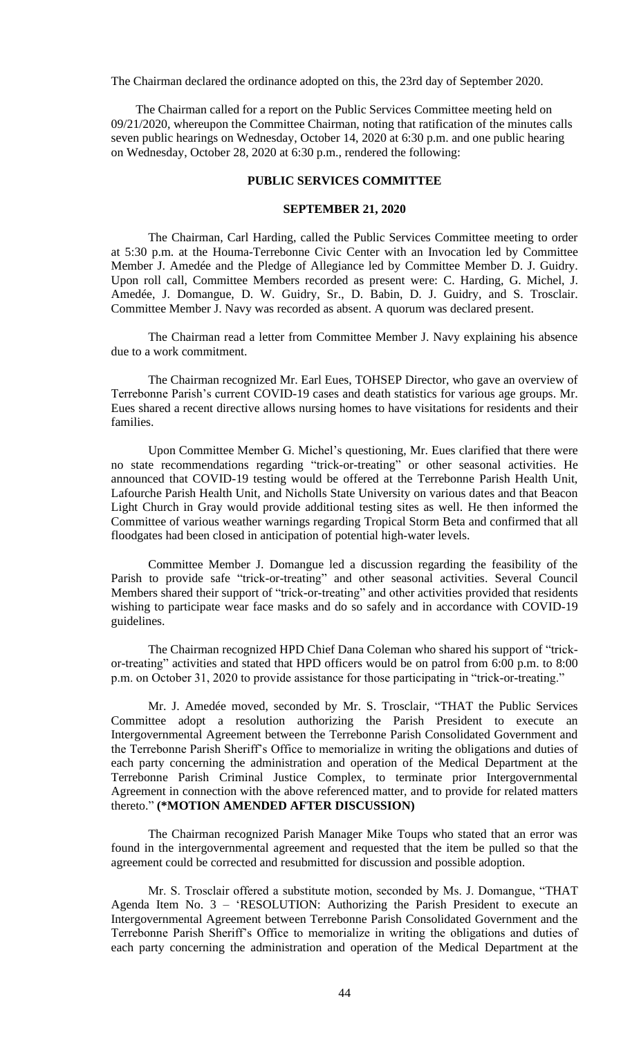The Chairman declared the ordinance adopted on this, the 23rd day of September 2020.

The Chairman called for a report on the Public Services Committee meeting held on 09/21/2020, whereupon the Committee Chairman, noting that ratification of the minutes calls seven public hearings on Wednesday, October 14, 2020 at 6:30 p.m. and one public hearing on Wednesday, October 28, 2020 at 6:30 p.m., rendered the following:

**PUBLIC SERVICES COMMITTEE**

**SEPTEMBER 21, 2020**

The Chairman, Carl Harding, called the Public Services Committee meeting to order at 5:30 p.m. at the Houma-Terrebonne Civic Center with an Invocation led by Committee Member J. Amedée and the Pledge of Allegiance led by Committee Member D. J. Guidry. Upon roll call, Committee Members recorded as present were: C. Harding, G. Michel, J. Amedée, J. Domangue, D. W. Guidry, Sr., D. Babin, D. J. Guidry, and S. Trosclair. Committee Member J. Navy was recorded as absent. A quorum was declared present.

The Chairman read a letter from Committee Member J. Navy explaining his absence due to a work commitment.

The Chairman recognized Mr. Earl Eues, TOHSEP Director, who gave an overview of Terrebonne Parish's current COVID-19 cases and death statistics for various age groups. Mr. Eues shared a recent directive allows nursing homes to have visitations for residents and their families.

Upon Committee Member G. Michel's questioning, Mr. Eues clarified that there were no state recommendations regarding "trick-or-treating" or other seasonal activities. He announced that COVID-19 testing would be offered at the Terrebonne Parish Health Unit, Lafourche Parish Health Unit, and Nicholls State University on various dates and that Beacon Light Church in Gray would provide additional testing sites as well. He then informed the Committee of various weather warnings regarding Tropical Storm Beta and confirmed that all floodgates had been closed in anticipation of potential high-water levels.

Committee Member J. Domangue led a discussion regarding the feasibility of the Parish to provide safe "trick-or-treating" and other seasonal activities. Several Council Members shared their support of "trick-or-treating" and other activities provided that residents wishing to participate wear face masks and do so safely and in accordance with COVID-19 guidelines.

The Chairman recognized HPD Chief Dana Coleman who shared his support of "trick-or-treating" activities and stated that HPD officers would be on patrol from 6:00 p.m. to 8:00 p.m. on October 31, 2020 to provide assistance for those participating in "trick-or-treating."

Mr. J. Amedée moved, seconded by Mr. S. Trosclair, "THAT the Public Services Committee adopt a resolution authorizing the Parish President to execute an Intergovernmental Agreement between the Terrebonne Parish Consolidated Government and the Terrebonne Parish Sheriff's Office to memorialize in writing the obligations and duties of each party concerning the administration and operation of the Medical Department at the Terrebonne Parish Criminal Justice Complex, to terminate prior Intergovernmental Agreement in connection with the above referenced matter, and to provide for related matters thereto." **(\*MOTION AMENDED AFTER DISCUSSION)**

The Chairman recognized Parish Manager Mike Toups who stated that an error was found in the intergovernmental agreement and requested that the item be pulled so that the agreement could be corrected and resubmitted for discussion and possible adoption.

Mr. S. Trosclair offered a substitute motion, seconded by Ms. J. Domangue, "THAT Agenda Item No. 3 – 'RESOLUTION: Authorizing the Parish President to execute an Intergovernmental Agreement between Terrebonne Parish Consolidated Government and the Terrebonne Parish Sheriff's Office to memorialize in writing the obligations and duties of each party concerning the administration and operation of the Medical Department at the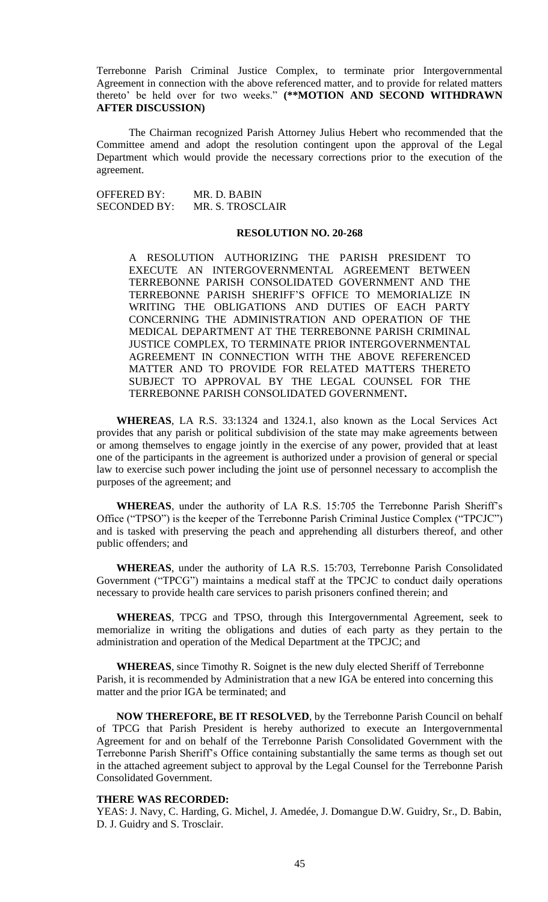Terrebonne Parish Criminal Justice Complex, to terminate prior Intergovernmental Agreement in connection with the above referenced matter, and to provide for related matters thereto' be held over for two weeks." **(**MOTION AND SECOND WITHDRAWN AFTER DISCUSSION)**

The Chairman recognized Parish Attorney Julius Hebert who recommended that the Committee amend and adopt the resolution contingent upon the approval of the Legal Department which would provide the necessary corrections prior to the execution of the agreement.

OFFERED BY: MR. D. BABIN
SECONDED BY: MR. S. TROSCLAIR

**RESOLUTION NO. 20-268**

A RESOLUTION AUTHORIZING THE PARISH PRESIDENT TO EXECUTE AN INTERGOVERNMENTAL AGREEMENT BETWEEN TERREBONNE PARISH CONSOLIDATED GOVERNMENT AND THE TERREBONNE PARISH SHERIFF'S OFFICE TO MEMORIALIZE IN WRITING THE OBLIGATIONS AND DUTIES OF EACH PARTY CONCERNING THE ADMINISTRATION AND OPERATION OF THE MEDICAL DEPARTMENT AT THE TERREBONNE PARISH CRIMINAL JUSTICE COMPLEX, TO TERMINATE PRIOR INTERGOVERNMENTAL AGREEMENT IN CONNECTION WITH THE ABOVE REFERENCED MATTER AND TO PROVIDE FOR RELATED MATTERS THERETO SUBJECT TO APPROVAL BY THE LEGAL COUNSEL FOR THE TERREBONNE PARISH CONSOLIDATED GOVERNMENT**.**

**WHEREAS**, LA R.S. 33:1324 and 1324.1, also known as the Local Services Act provides that any parish or political subdivision of the state may make agreements between or among themselves to engage jointly in the exercise of any power, provided that at least one of the participants in the agreement is authorized under a provision of general or special law to exercise such power including the joint use of personnel necessary to accomplish the purposes of the agreement; and

**WHEREAS**, under the authority of LA R.S. 15:705 the Terrebonne Parish Sheriff's Office ("TPSO") is the keeper of the Terrebonne Parish Criminal Justice Complex ("TPCJC") and is tasked with preserving the peach and apprehending all disturbers thereof, and other public offenders; and

**WHEREAS**, under the authority of LA R.S. 15:703, Terrebonne Parish Consolidated Government ("TPCG") maintains a medical staff at the TPCJC to conduct daily operations necessary to provide health care services to parish prisoners confined therein; and

**WHEREAS**, TPCG and TPSO, through this Intergovernmental Agreement, seek to memorialize in writing the obligations and duties of each party as they pertain to the administration and operation of the Medical Department at the TPCJC; and

**WHEREAS**, since Timothy R. Soignet is the new duly elected Sheriff of Terrebonne Parish, it is recommended by Administration that a new IGA be entered into concerning this matter and the prior IGA be terminated; and

**NOW THEREFORE, BE IT RESOLVED**, by the Terrebonne Parish Council on behalf of TPCG that Parish President is hereby authorized to execute an Intergovernmental Agreement for and on behalf of the Terrebonne Parish Consolidated Government with the Terrebonne Parish Sheriff's Office containing substantially the same terms as though set out in the attached agreement subject to approval by the Legal Counsel for the Terrebonne Parish Consolidated Government.

**THERE WAS RECORDED:**
YEAS: J. Navy, C. Harding, G. Michel, J. Amedée, J. Domangue D.W. Guidry, Sr., D. Babin, D. J. Guidry and S. Trosclair.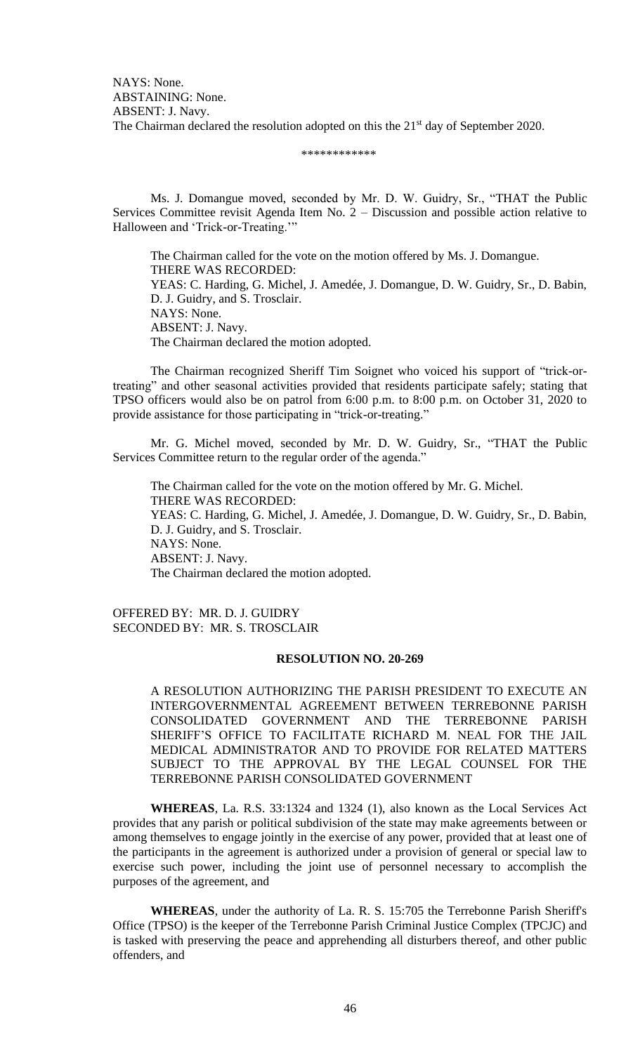NAYS: None.
ABSTAINING: None.
ABSENT: J. Navy.
The Chairman declared the resolution adopted on this the 21st day of September 2020.

\*\*\*\*\*\*\*\*\*\*\*\*

Ms. J. Domangue moved, seconded by Mr. D. W. Guidry, Sr., "THAT the Public Services Committee revisit Agenda Item No. 2 – Discussion and possible action relative to Halloween and 'Trick-or-Treating.'"

The Chairman called for the vote on the motion offered by Ms. J. Domangue.
THERE WAS RECORDED:
YEAS: C. Harding, G. Michel, J. Amedée, J. Domangue, D. W. Guidry, Sr., D. Babin, D. J. Guidry, and S. Trosclair.
NAYS: None.
ABSENT: J. Navy.
The Chairman declared the motion adopted.

The Chairman recognized Sheriff Tim Soignet who voiced his support of "trick-or-treating" and other seasonal activities provided that residents participate safely; stating that TPSO officers would also be on patrol from 6:00 p.m. to 8:00 p.m. on October 31, 2020 to provide assistance for those participating in "trick-or-treating."

Mr. G. Michel moved, seconded by Mr. D. W. Guidry, Sr., "THAT the Public Services Committee return to the regular order of the agenda."

The Chairman called for the vote on the motion offered by Mr. G. Michel.
THERE WAS RECORDED:
YEAS: C. Harding, G. Michel, J. Amedée, J. Domangue, D. W. Guidry, Sr., D. Babin, D. J. Guidry, and S. Trosclair.
NAYS: None.
ABSENT: J. Navy.
The Chairman declared the motion adopted.

OFFERED BY: MR. D. J. GUIDRY
SECONDED BY: MR. S. TROSCLAIR

**RESOLUTION NO. 20-269**

A RESOLUTION AUTHORIZING THE PARISH PRESIDENT TO EXECUTE AN INTERGOVERNMENTAL AGREEMENT BETWEEN TERREBONNE PARISH CONSOLIDATED GOVERNMENT AND THE TERREBONNE PARISH SHERIFF'S OFFICE TO FACILITATE RICHARD M. NEAL FOR THE JAIL MEDICAL ADMINISTRATOR AND TO PROVIDE FOR RELATED MATTERS SUBJECT TO THE APPROVAL BY THE LEGAL COUNSEL FOR THE TERREBONNE PARISH CONSOLIDATED GOVERNMENT

**WHEREAS**, La. R.S. 33:1324 and 1324 (1), also known as the Local Services Act provides that any parish or political subdivision of the state may make agreements between or among themselves to engage jointly in the exercise of any power, provided that at least one of the participants in the agreement is authorized under a provision of general or special law to exercise such power, including the joint use of personnel necessary to accomplish the purposes of the agreement, and

**WHEREAS**, under the authority of La. R. S. 15:705 the Terrebonne Parish Sheriff's Office (TPSO) is the keeper of the Terrebonne Parish Criminal Justice Complex (TPCJC) and is tasked with preserving the peace and apprehending all disturbers thereof, and other public offenders, and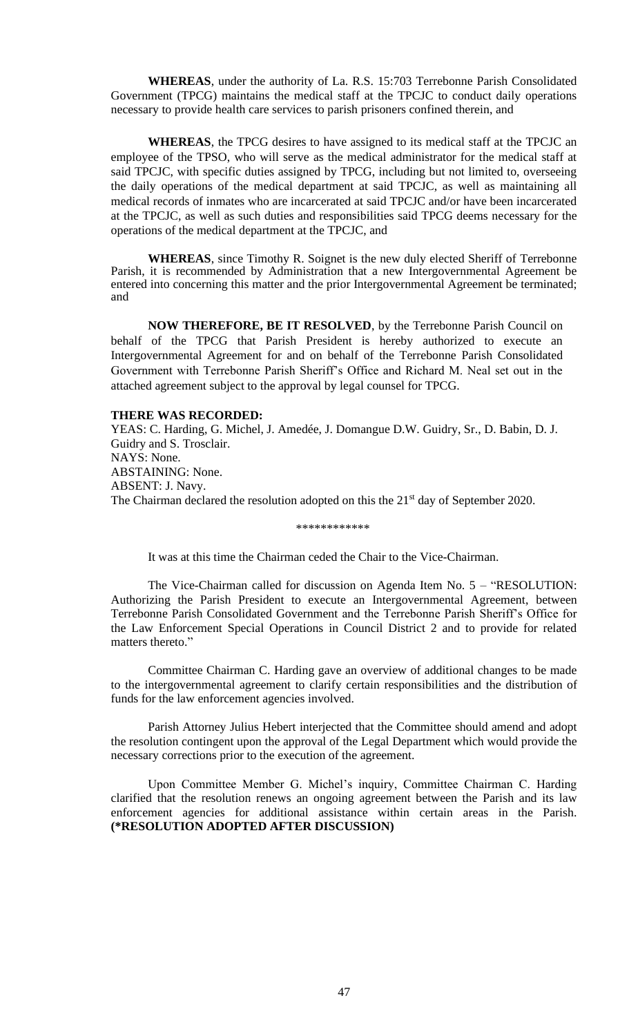**WHEREAS**, under the authority of La. R.S. 15:703 Terrebonne Parish Consolidated Government (TPCG) maintains the medical staff at the TPCJC to conduct daily operations necessary to provide health care services to parish prisoners confined therein, and

**WHEREAS**, the TPCG desires to have assigned to its medical staff at the TPCJC an employee of the TPSO, who will serve as the medical administrator for the medical staff at said TPCJC, with specific duties assigned by TPCG, including but not limited to, overseeing the daily operations of the medical department at said TPCJC, as well as maintaining all medical records of inmates who are incarcerated at said TPCJC and/or have been incarcerated at the TPCJC, as well as such duties and responsibilities said TPCG deems necessary for the operations of the medical department at the TPCJC, and

**WHEREAS**, since Timothy R. Soignet is the new duly elected Sheriff of Terrebonne Parish, it is recommended by Administration that a new Intergovernmental Agreement be entered into concerning this matter and the prior Intergovernmental Agreement be terminated; and

**NOW THEREFORE, BE IT RESOLVED**, by the Terrebonne Parish Council on behalf of the TPCG that Parish President is hereby authorized to execute an Intergovernmental Agreement for and on behalf of the Terrebonne Parish Consolidated Government with Terrebonne Parish Sheriff's Office and Richard M. Neal set out in the attached agreement subject to the approval by legal counsel for TPCG.

**THERE WAS RECORDED:**
YEAS: C. Harding, G. Michel, J. Amedée, J. Domangue D.W. Guidry, Sr., D. Babin, D. J. Guidry and S. Trosclair.
NAYS: None.
ABSTAINING: None.
ABSENT: J. Navy.
The Chairman declared the resolution adopted on this the 21st day of September 2020.

\*\*\*\*\*\*\*\*\*\*\*\*

It was at this time the Chairman ceded the Chair to the Vice-Chairman.

The Vice-Chairman called for discussion on Agenda Item No. 5 – "RESOLUTION: Authorizing the Parish President to execute an Intergovernmental Agreement, between Terrebonne Parish Consolidated Government and the Terrebonne Parish Sheriff's Office for the Law Enforcement Special Operations in Council District 2 and to provide for related matters thereto."

Committee Chairman C. Harding gave an overview of additional changes to be made to the intergovernmental agreement to clarify certain responsibilities and the distribution of funds for the law enforcement agencies involved.

Parish Attorney Julius Hebert interjected that the Committee should amend and adopt the resolution contingent upon the approval of the Legal Department which would provide the necessary corrections prior to the execution of the agreement.

Upon Committee Member G. Michel's inquiry, Committee Chairman C. Harding clarified that the resolution renews an ongoing agreement between the Parish and its law enforcement agencies for additional assistance within certain areas in the Parish. **(\*RESOLUTION ADOPTED AFTER DISCUSSION)**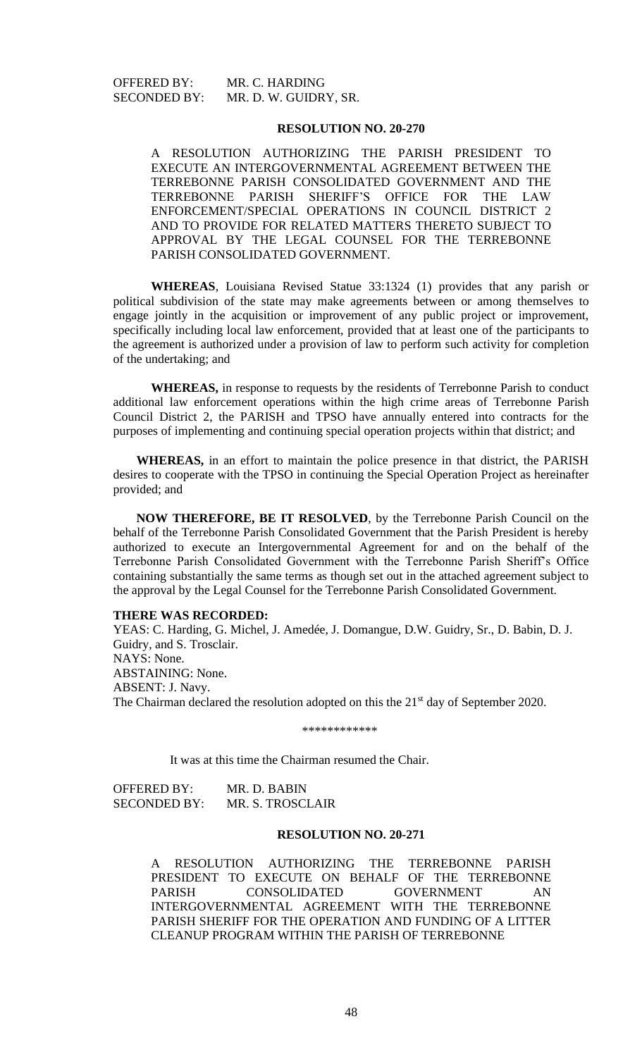OFFERED BY: MR. C. HARDING
SECONDED BY: MR. D. W. GUIDRY, SR.

**RESOLUTION NO. 20-270**

A RESOLUTION AUTHORIZING THE PARISH PRESIDENT TO EXECUTE AN INTERGOVERNMENTAL AGREEMENT BETWEEN THE TERREBONNE PARISH CONSOLIDATED GOVERNMENT AND THE TERREBONNE PARISH SHERIFF'S OFFICE FOR THE LAW ENFORCEMENT/SPECIAL OPERATIONS IN COUNCIL DISTRICT 2 AND TO PROVIDE FOR RELATED MATTERS THERETO SUBJECT TO APPROVAL BY THE LEGAL COUNSEL FOR THE TERREBONNE PARISH CONSOLIDATED GOVERNMENT.

**WHEREAS**, Louisiana Revised Statue 33:1324 (1) provides that any parish or political subdivision of the state may make agreements between or among themselves to engage jointly in the acquisition or improvement of any public project or improvement, specifically including local law enforcement, provided that at least one of the participants to the agreement is authorized under a provision of law to perform such activity for completion of the undertaking; and

**WHEREAS,** in response to requests by the residents of Terrebonne Parish to conduct additional law enforcement operations within the high crime areas of Terrebonne Parish Council District 2, the PARISH and TPSO have annually entered into contracts for the purposes of implementing and continuing special operation projects within that district; and

**WHEREAS,** in an effort to maintain the police presence in that district, the PARISH desires to cooperate with the TPSO in continuing the Special Operation Project as hereinafter provided; and

**NOW THEREFORE, BE IT RESOLVED**, by the Terrebonne Parish Council on the behalf of the Terrebonne Parish Consolidated Government that the Parish President is hereby authorized to execute an Intergovernmental Agreement for and on the behalf of the Terrebonne Parish Consolidated Government with the Terrebonne Parish Sheriff's Office containing substantially the same terms as though set out in the attached agreement subject to the approval by the Legal Counsel for the Terrebonne Parish Consolidated Government.

**THERE WAS RECORDED:**
YEAS: C. Harding, G. Michel, J. Amedée, J. Domangue, D.W. Guidry, Sr., D. Babin, D. J. Guidry, and S. Trosclair.
NAYS: None.
ABSTAINING: None.
ABSENT: J. Navy.
The Chairman declared the resolution adopted on this the 21st day of September 2020.

\*\*\*\*\*\*\*\*\*\*\*\*

It was at this time the Chairman resumed the Chair.

OFFERED BY: MR. D. BABIN
SECONDED BY: MR. S. TROSCLAIR

**RESOLUTION NO. 20-271**

A RESOLUTION AUTHORIZING THE TERREBONNE PARISH PRESIDENT TO EXECUTE ON BEHALF OF THE TERREBONNE PARISH CONSOLIDATED GOVERNMENT AN INTERGOVERNMENTAL AGREEMENT WITH THE TERREBONNE PARISH SHERIFF FOR THE OPERATION AND FUNDING OF A LITTER CLEANUP PROGRAM WITHIN THE PARISH OF TERREBONNE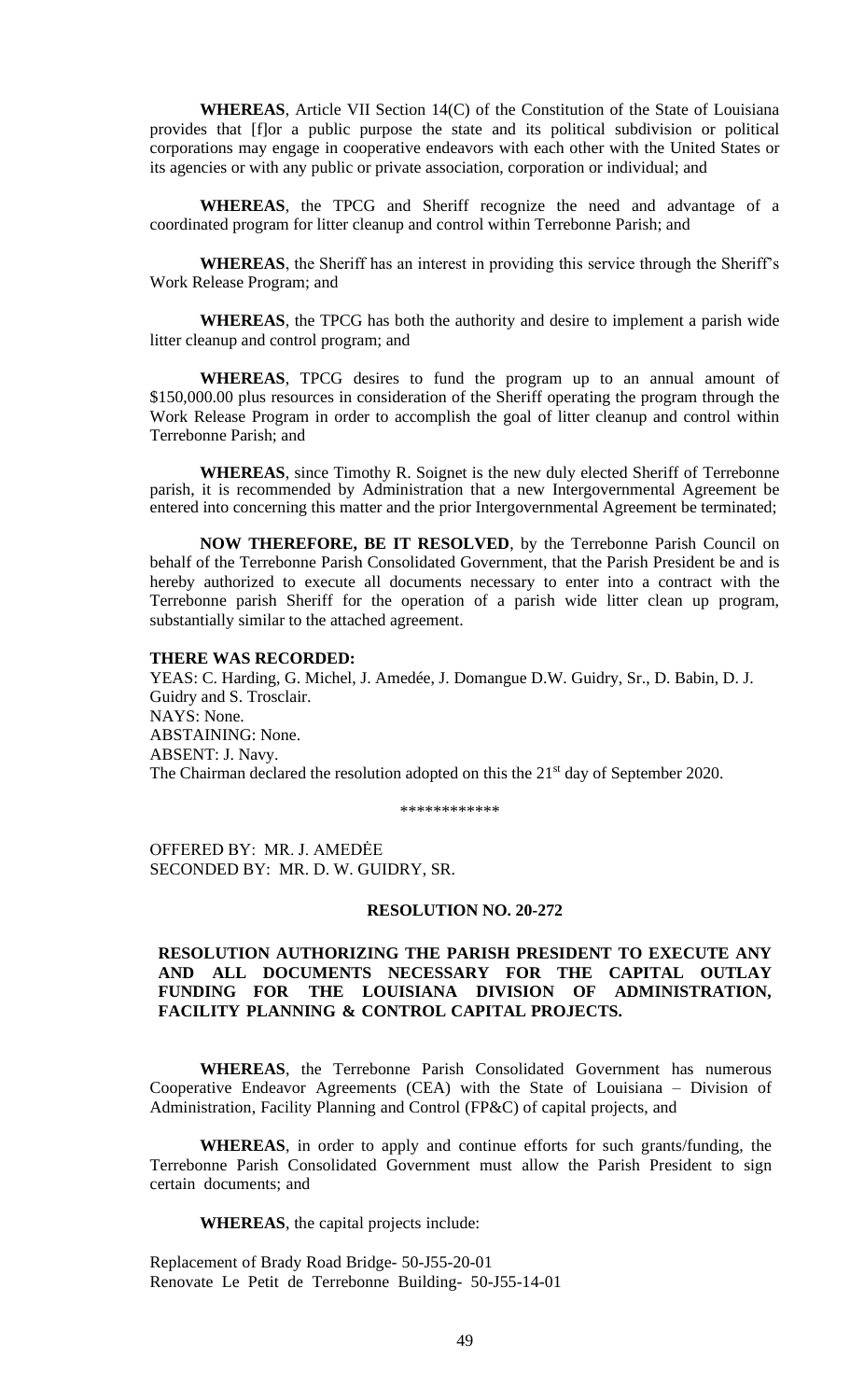**WHEREAS**, Article VII Section 14(C) of the Constitution of the State of Louisiana provides that [f]or a public purpose the state and its political subdivision or political corporations may engage in cooperative endeavors with each other with the United States or its agencies or with any public or private association, corporation or individual; and

**WHEREAS**, the TPCG and Sheriff recognize the need and advantage of a coordinated program for litter cleanup and control within Terrebonne Parish; and

**WHEREAS**, the Sheriff has an interest in providing this service through the Sheriff's Work Release Program; and

**WHEREAS**, the TPCG has both the authority and desire to implement a parish wide litter cleanup and control program; and

**WHEREAS**, TPCG desires to fund the program up to an annual amount of $150,000.00 plus resources in consideration of the Sheriff operating the program through the Work Release Program in order to accomplish the goal of litter cleanup and control within Terrebonne Parish; and

**WHEREAS**, since Timothy R. Soignet is the new duly elected Sheriff of Terrebonne parish, it is recommended by Administration that a new Intergovernmental Agreement be entered into concerning this matter and the prior Intergovernmental Agreement be terminated;

**NOW THEREFORE, BE IT RESOLVED**, by the Terrebonne Parish Council on behalf of the Terrebonne Parish Consolidated Government, that the Parish President be and is hereby authorized to execute all documents necessary to enter into a contract with the Terrebonne parish Sheriff for the operation of a parish wide litter clean up program, substantially similar to the attached agreement.

**THERE WAS RECORDED:**
YEAS: C. Harding, G. Michel, J. Amedée, J. Domangue D.W. Guidry, Sr., D. Babin, D. J. Guidry and S. Trosclair.
NAYS: None.
ABSTAINING: None.
ABSENT: J. Navy.
The Chairman declared the resolution adopted on this the 21st day of September 2020.

\*\*\*\*\*\*\*\*\*\*\*\*

OFFERED BY: MR. J. AMEDĖE
SECONDED BY: MR. D. W. GUIDRY, SR.

**RESOLUTION NO. 20-272**

**RESOLUTION AUTHORIZING THE PARISH PRESIDENT TO EXECUTE ANY AND ALL DOCUMENTS NECESSARY FOR THE CAPITAL OUTLAY FUNDING FOR THE LOUISIANA DIVISION OF ADMINISTRATION, FACILITY PLANNING & CONTROL CAPITAL PROJECTS.**

**WHEREAS**, the Terrebonne Parish Consolidated Government has numerous Cooperative Endeavor Agreements (CEA) with the State of Louisiana – Division of Administration, Facility Planning and Control (FP&C) of capital projects, and

**WHEREAS**, in order to apply and continue efforts for such grants/funding, the Terrebonne Parish Consolidated Government must allow the Parish President to sign certain documents; and

**WHEREAS**, the capital projects include:

Replacement of Brady Road Bridge- 50-J55-20-01
Renovate Le Petit de Terrebonne Building- 50-J55-14-01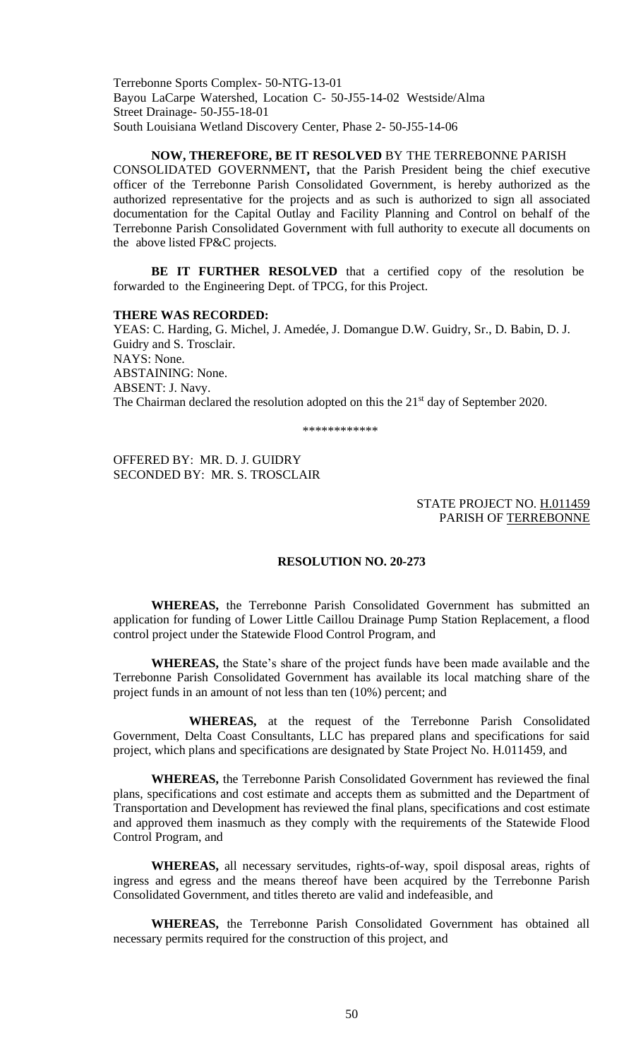Terrebonne Sports Complex- 50-NTG-13-01
Bayou LaCarpe Watershed, Location C- 50-J55-14-02 Westside/Alma
Street Drainage- 50-J55-18-01
South Louisiana Wetland Discovery Center, Phase 2- 50-J55-14-06

**NOW, THEREFORE, BE IT RESOLVED** BY THE TERREBONNE PARISH CONSOLIDATED GOVERNMENT**,** that the Parish President being the chief executive officer of the Terrebonne Parish Consolidated Government, is hereby authorized as the authorized representative for the projects and as such is authorized to sign all associated documentation for the Capital Outlay and Facility Planning and Control on behalf of the Terrebonne Parish Consolidated Government with full authority to execute all documents on the above listed FP&C projects.

**BE IT FURTHER RESOLVED** that a certified copy of the resolution be forwarded to the Engineering Dept. of TPCG, for this Project.

**THERE WAS RECORDED:**
YEAS: C. Harding, G. Michel, J. Amedée, J. Domangue D.W. Guidry, Sr., D. Babin, D. J. Guidry and S. Trosclair.
NAYS: None.
ABSTAINING: None.
ABSENT: J. Navy.
The Chairman declared the resolution adopted on this the 21st day of September 2020.

\*\*\*\*\*\*\*\*\*\*\*\*

OFFERED BY: MR. D. J. GUIDRY
SECONDED BY: MR. S. TROSCLAIR

STATE PROJECT NO. H.011459
PARISH OF TERREBONNE

**RESOLUTION NO. 20-273**

**WHEREAS,** the Terrebonne Parish Consolidated Government has submitted an application for funding of Lower Little Caillou Drainage Pump Station Replacement, a flood control project under the Statewide Flood Control Program, and

**WHEREAS,** the State's share of the project funds have been made available and the Terrebonne Parish Consolidated Government has available its local matching share of the project funds in an amount of not less than ten (10%) percent; and

**WHEREAS,** at the request of the Terrebonne Parish Consolidated Government, Delta Coast Consultants, LLC has prepared plans and specifications for said project, which plans and specifications are designated by State Project No. H.011459, and

**WHEREAS,** the Terrebonne Parish Consolidated Government has reviewed the final plans, specifications and cost estimate and accepts them as submitted and the Department of Transportation and Development has reviewed the final plans, specifications and cost estimate and approved them inasmuch as they comply with the requirements of the Statewide Flood Control Program, and

**WHEREAS,** all necessary servitudes, rights-of-way, spoil disposal areas, rights of ingress and egress and the means thereof have been acquired by the Terrebonne Parish Consolidated Government, and titles thereto are valid and indefeasible, and

**WHEREAS,** the Terrebonne Parish Consolidated Government has obtained all necessary permits required for the construction of this project, and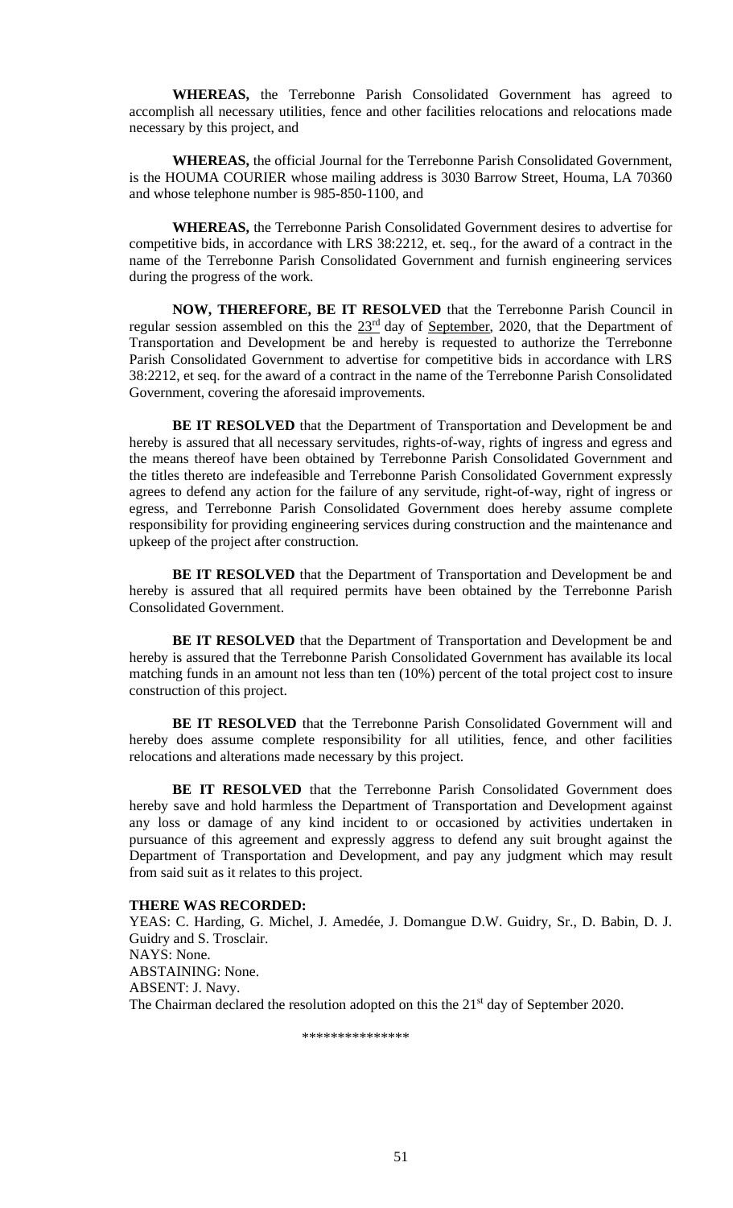**WHEREAS,** the Terrebonne Parish Consolidated Government has agreed to accomplish all necessary utilities, fence and other facilities relocations and relocations made necessary by this project, and

**WHEREAS,** the official Journal for the Terrebonne Parish Consolidated Government, is the HOUMA COURIER whose mailing address is 3030 Barrow Street, Houma, LA 70360 and whose telephone number is 985-850-1100, and

**WHEREAS,** the Terrebonne Parish Consolidated Government desires to advertise for competitive bids, in accordance with LRS 38:2212, et. seq., for the award of a contract in the name of the Terrebonne Parish Consolidated Government and furnish engineering services during the progress of the work.

**NOW, THEREFORE, BE IT RESOLVED** that the Terrebonne Parish Council in regular session assembled on this the 23rd day of September, 2020, that the Department of Transportation and Development be and hereby is requested to authorize the Terrebonne Parish Consolidated Government to advertise for competitive bids in accordance with LRS 38:2212, et seq. for the award of a contract in the name of the Terrebonne Parish Consolidated Government, covering the aforesaid improvements.

**BE IT RESOLVED** that the Department of Transportation and Development be and hereby is assured that all necessary servitudes, rights-of-way, rights of ingress and egress and the means thereof have been obtained by Terrebonne Parish Consolidated Government and the titles thereto are indefeasible and Terrebonne Parish Consolidated Government expressly agrees to defend any action for the failure of any servitude, right-of-way, right of ingress or egress, and Terrebonne Parish Consolidated Government does hereby assume complete responsibility for providing engineering services during construction and the maintenance and upkeep of the project after construction.

**BE IT RESOLVED** that the Department of Transportation and Development be and hereby is assured that all required permits have been obtained by the Terrebonne Parish Consolidated Government.

**BE IT RESOLVED** that the Department of Transportation and Development be and hereby is assured that the Terrebonne Parish Consolidated Government has available its local matching funds in an amount not less than ten (10%) percent of the total project cost to insure construction of this project.

**BE IT RESOLVED** that the Terrebonne Parish Consolidated Government will and hereby does assume complete responsibility for all utilities, fence, and other facilities relocations and alterations made necessary by this project.

**BE IT RESOLVED** that the Terrebonne Parish Consolidated Government does hereby save and hold harmless the Department of Transportation and Development against any loss or damage of any kind incident to or occasioned by activities undertaken in pursuance of this agreement and expressly aggress to defend any suit brought against the Department of Transportation and Development, and pay any judgment which may result from said suit as it relates to this project.

**THERE WAS RECORDED:**
YEAS: C. Harding, G. Michel, J. Amedée, J. Domangue D.W. Guidry, Sr., D. Babin, D. J. Guidry and S. Trosclair.
NAYS: None.
ABSTAINING: None.
ABSENT: J. Navy.
The Chairman declared the resolution adopted on this the 21st day of September 2020.

***************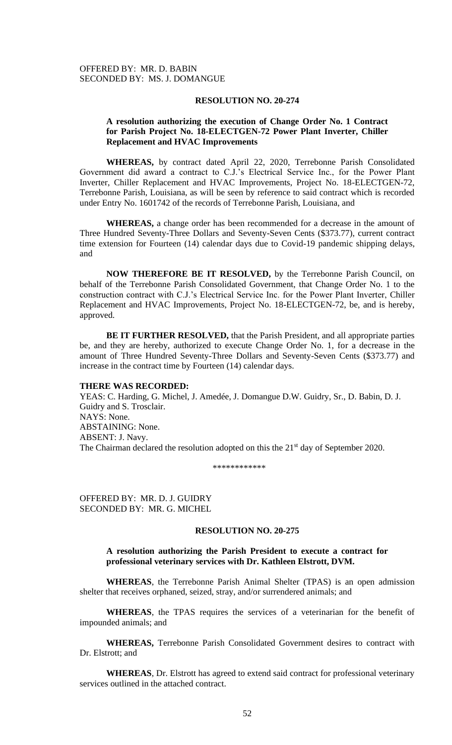OFFERED BY: MR. D. BABIN
SECONDED BY: MS. J. DOMANGUE

**RESOLUTION NO. 20-274**

**A resolution authorizing the execution of Change Order No. 1 Contract for Parish Project No. 18-ELECTGEN-72 Power Plant Inverter, Chiller Replacement and HVAC Improvements**

**WHEREAS,** by contract dated April 22, 2020, Terrebonne Parish Consolidated Government did award a contract to C.J.'s Electrical Service Inc., for the Power Plant Inverter, Chiller Replacement and HVAC Improvements, Project No. 18-ELECTGEN-72, Terrebonne Parish, Louisiana, as will be seen by reference to said contract which is recorded under Entry No. 1601742 of the records of Terrebonne Parish, Louisiana, and

**WHEREAS,** a change order has been recommended for a decrease in the amount of Three Hundred Seventy-Three Dollars and Seventy-Seven Cents ($373.77), current contract time extension for Fourteen (14) calendar days due to Covid-19 pandemic shipping delays, and

**NOW THEREFORE BE IT RESOLVED,** by the Terrebonne Parish Council, on behalf of the Terrebonne Parish Consolidated Government, that Change Order No. 1 to the construction contract with C.J.'s Electrical Service Inc. for the Power Plant Inverter, Chiller Replacement and HVAC Improvements, Project No. 18-ELECTGEN-72, be, and is hereby, approved.

**BE IT FURTHER RESOLVED,** that the Parish President, and all appropriate parties be, and they are hereby, authorized to execute Change Order No. 1, for a decrease in the amount of Three Hundred Seventy-Three Dollars and Seventy-Seven Cents ($373.77) and increase in the contract time by Fourteen (14) calendar days.

**THERE WAS RECORDED:**
YEAS: C. Harding, G. Michel, J. Amedée, J. Domangue D.W. Guidry, Sr., D. Babin, D. J. Guidry and S. Trosclair.
NAYS: None.
ABSTAINING: None.
ABSENT: J. Navy.
The Chairman declared the resolution adopted on this the 21st day of September 2020.

\*\*\*\*\*\*\*\*\*\*\*\*

OFFERED BY: MR. D. J. GUIDRY
SECONDED BY: MR. G. MICHEL

**RESOLUTION NO. 20-275**

**A resolution authorizing the Parish President to execute a contract for professional veterinary services with Dr. Kathleen Elstrott, DVM.**

**WHEREAS**, the Terrebonne Parish Animal Shelter (TPAS) is an open admission shelter that receives orphaned, seized, stray, and/or surrendered animals; and

**WHEREAS**, the TPAS requires the services of a veterinarian for the benefit of impounded animals; and

**WHEREAS,** Terrebonne Parish Consolidated Government desires to contract with Dr. Elstrott; and

**WHEREAS**, Dr. Elstrott has agreed to extend said contract for professional veterinary services outlined in the attached contract.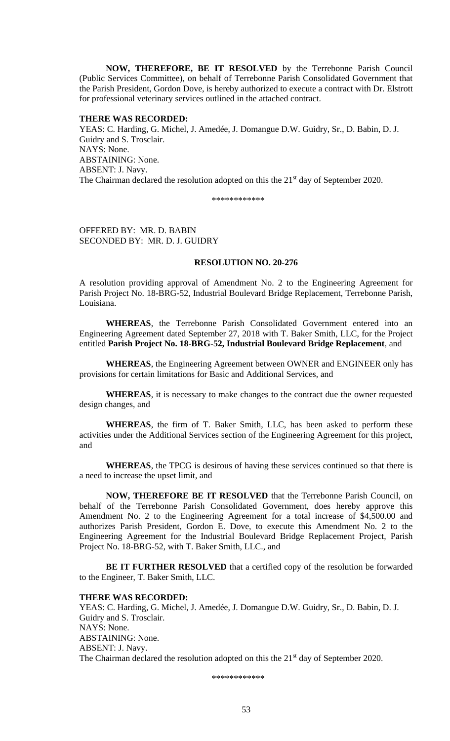**NOW, THEREFORE, BE IT RESOLVED** by the Terrebonne Parish Council (Public Services Committee), on behalf of Terrebonne Parish Consolidated Government that the Parish President, Gordon Dove, is hereby authorized to execute a contract with Dr. Elstrott for professional veterinary services outlined in the attached contract.

**THERE WAS RECORDED:**
YEAS: C. Harding, G. Michel, J. Amedée, J. Domangue D.W. Guidry, Sr., D. Babin, D. J. Guidry and S. Trosclair.
NAYS: None.
ABSTAINING: None.
ABSENT: J. Navy.
The Chairman declared the resolution adopted on this the 21st day of September 2020.

\*\*\*\*\*\*\*\*\*\*\*\*

OFFERED BY: MR. D. BABIN
SECONDED BY: MR. D. J. GUIDRY

**RESOLUTION NO. 20-276**

A resolution providing approval of Amendment No. 2 to the Engineering Agreement for Parish Project No. 18-BRG-52, Industrial Boulevard Bridge Replacement, Terrebonne Parish, Louisiana.

**WHEREAS**, the Terrebonne Parish Consolidated Government entered into an Engineering Agreement dated September 27, 2018 with T. Baker Smith, LLC, for the Project entitled **Parish Project No. 18-BRG-52, Industrial Boulevard Bridge Replacement**, and

**WHEREAS**, the Engineering Agreement between OWNER and ENGINEER only has provisions for certain limitations for Basic and Additional Services, and

**WHEREAS**, it is necessary to make changes to the contract due the owner requested design changes, and

**WHEREAS**, the firm of T. Baker Smith, LLC, has been asked to perform these activities under the Additional Services section of the Engineering Agreement for this project, and

**WHEREAS**, the TPCG is desirous of having these services continued so that there is a need to increase the upset limit, and

**NOW, THEREFORE BE IT RESOLVED** that the Terrebonne Parish Council, on behalf of the Terrebonne Parish Consolidated Government, does hereby approve this Amendment No. 2 to the Engineering Agreement for a total increase of $4,500.00 and authorizes Parish President, Gordon E. Dove, to execute this Amendment No. 2 to the Engineering Agreement for the Industrial Boulevard Bridge Replacement Project, Parish Project No. 18-BRG-52, with T. Baker Smith, LLC., and

**BE IT FURTHER RESOLVED** that a certified copy of the resolution be forwarded to the Engineer, T. Baker Smith, LLC.

**THERE WAS RECORDED:**
YEAS: C. Harding, G. Michel, J. Amedée, J. Domangue D.W. Guidry, Sr., D. Babin, D. J. Guidry and S. Trosclair.
NAYS: None.
ABSTAINING: None.
ABSENT: J. Navy.
The Chairman declared the resolution adopted on this the 21st day of September 2020.

\*\*\*\*\*\*\*\*\*\*\*\*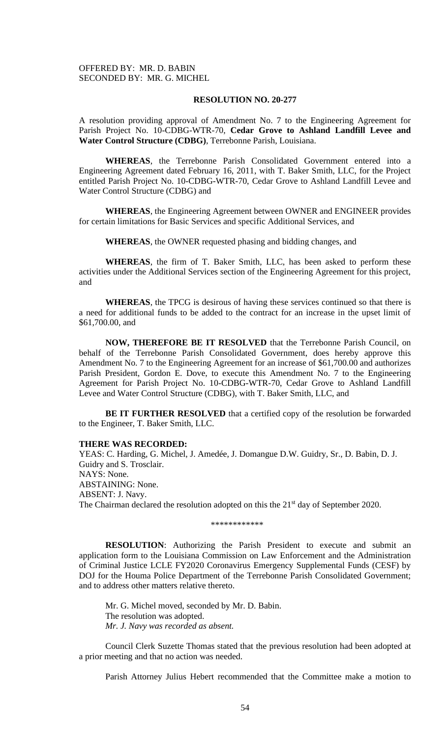OFFERED BY: MR. D. BABIN
SECONDED BY: MR. G. MICHEL

**RESOLUTION NO. 20-277**

A resolution providing approval of Amendment No. 7 to the Engineering Agreement for Parish Project No. 10-CDBG-WTR-70, **Cedar Grove to Ashland Landfill Levee and Water Control Structure (CDBG)**, Terrebonne Parish, Louisiana.

**WHEREAS**, the Terrebonne Parish Consolidated Government entered into a Engineering Agreement dated February 16, 2011, with T. Baker Smith, LLC, for the Project entitled Parish Project No. 10-CDBG-WTR-70, Cedar Grove to Ashland Landfill Levee and Water Control Structure (CDBG) and

**WHEREAS**, the Engineering Agreement between OWNER and ENGINEER provides for certain limitations for Basic Services and specific Additional Services, and

**WHEREAS**, the OWNER requested phasing and bidding changes, and

**WHEREAS**, the firm of T. Baker Smith, LLC, has been asked to perform these activities under the Additional Services section of the Engineering Agreement for this project, and

**WHEREAS**, the TPCG is desirous of having these services continued so that there is a need for additional funds to be added to the contract for an increase in the upset limit of $61,700.00, and

**NOW, THEREFORE BE IT RESOLVED** that the Terrebonne Parish Council, on behalf of the Terrebonne Parish Consolidated Government, does hereby approve this Amendment No. 7 to the Engineering Agreement for an increase of $61,700.00 and authorizes Parish President, Gordon E. Dove, to execute this Amendment No. 7 to the Engineering Agreement for Parish Project No. 10-CDBG-WTR-70, Cedar Grove to Ashland Landfill Levee and Water Control Structure (CDBG), with T. Baker Smith, LLC, and

**BE IT FURTHER RESOLVED** that a certified copy of the resolution be forwarded to the Engineer, T. Baker Smith, LLC.

**THERE WAS RECORDED:**
YEAS: C. Harding, G. Michel, J. Amedée, J. Domangue D.W. Guidry, Sr., D. Babin, D. J. Guidry and S. Trosclair.
NAYS: None.
ABSTAINING: None.
ABSENT: J. Navy.
The Chairman declared the resolution adopted on this the 21st day of September 2020.

\*\*\*\*\*\*\*\*\*\*\*\*

**RESOLUTION**: Authorizing the Parish President to execute and submit an application form to the Louisiana Commission on Law Enforcement and the Administration of Criminal Justice LCLE FY2020 Coronavirus Emergency Supplemental Funds (CESF) by DOJ for the Houma Police Department of the Terrebonne Parish Consolidated Government; and to address other matters relative thereto.

Mr. G. Michel moved, seconded by Mr. D. Babin.
The resolution was adopted.
*Mr. J. Navy was recorded as absent.*

Council Clerk Suzette Thomas stated that the previous resolution had been adopted at a prior meeting and that no action was needed.

Parish Attorney Julius Hebert recommended that the Committee make a motion to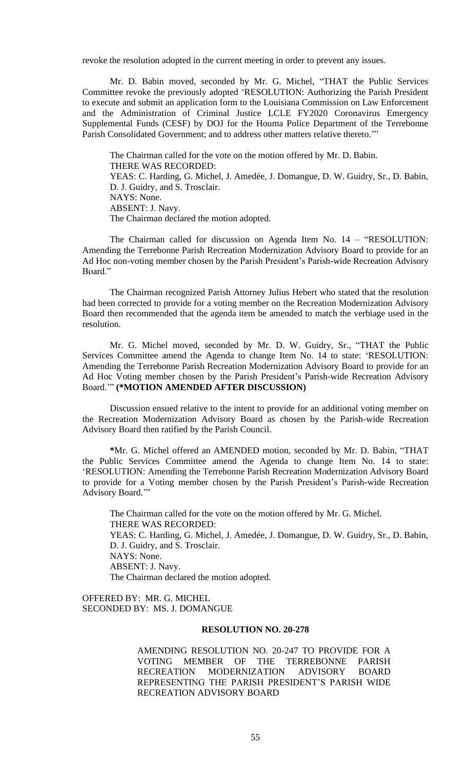revoke the resolution adopted in the current meeting in order to prevent any issues.

Mr. D. Babin moved, seconded by Mr. G. Michel, "THAT the Public Services Committee revoke the previously adopted 'RESOLUTION: Authorizing the Parish President to execute and submit an application form to the Louisiana Commission on Law Enforcement and the Administration of Criminal Justice LCLE FY2020 Coronavirus Emergency Supplemental Funds (CESF) by DOJ for the Houma Police Department of the Terrebonne Parish Consolidated Government; and to address other matters relative thereto.'"

The Chairman called for the vote on the motion offered by Mr. D. Babin.
THERE WAS RECORDED:
YEAS: C. Harding, G. Michel, J. Amedée, J. Domangue, D. W. Guidry, Sr., D. Babin, D. J. Guidry, and S. Trosclair.
NAYS: None.
ABSENT: J. Navy.
The Chairman declared the motion adopted.

The Chairman called for discussion on Agenda Item No. 14 – "RESOLUTION: Amending the Terrebonne Parish Recreation Modernization Advisory Board to provide for an Ad Hoc non-voting member chosen by the Parish President's Parish-wide Recreation Advisory Board."

The Chairman recognized Parish Attorney Julius Hebert who stated that the resolution had been corrected to provide for a voting member on the Recreation Modernization Advisory Board then recommended that the agenda item be amended to match the verbiage used in the resolution.

Mr. G. Michel moved, seconded by Mr. D. W. Guidry, Sr., "THAT the Public Services Committee amend the Agenda to change Item No. 14 to state: 'RESOLUTION: Amending the Terrebonne Parish Recreation Modernization Advisory Board to provide for an Ad Hoc Voting member chosen by the Parish President's Parish-wide Recreation Advisory Board.'" **(*MOTION AMENDED AFTER DISCUSSION)**

Discussion ensued relative to the intent to provide for an additional voting member on the Recreation Modernization Advisory Board as chosen by the Parish-wide Recreation Advisory Board then ratified by the Parish Council.

**\***Mr. G. Michel offered an AMENDED motion, seconded by Mr. D. Babin, "THAT the Public Services Committee amend the Agenda to change Item No. 14 to state: 'RESOLUTION: Amending the Terrebonne Parish Recreation Modernization Advisory Board to provide for a Voting member chosen by the Parish President's Parish-wide Recreation Advisory Board.'"

The Chairman called for the vote on the motion offered by Mr. G. Michel.
THERE WAS RECORDED:
YEAS: C. Harding, G. Michel, J. Amedée, J. Domangue, D. W. Guidry, Sr., D. Babin, D. J. Guidry, and S. Trosclair.
NAYS: None.
ABSENT: J. Navy.
The Chairman declared the motion adopted.

OFFERED BY: MR. G. MICHEL
SECONDED BY: MS. J. DOMANGUE

**RESOLUTION NO. 20-278**

AMENDING RESOLUTION NO. 20-247 TO PROVIDE FOR A VOTING MEMBER OF THE TERREBONNE PARISH RECREATION MODERNIZATION ADVISORY BOARD REPRESENTING THE PARISH PRESIDENT'S PARISH WIDE RECREATION ADVISORY BOARD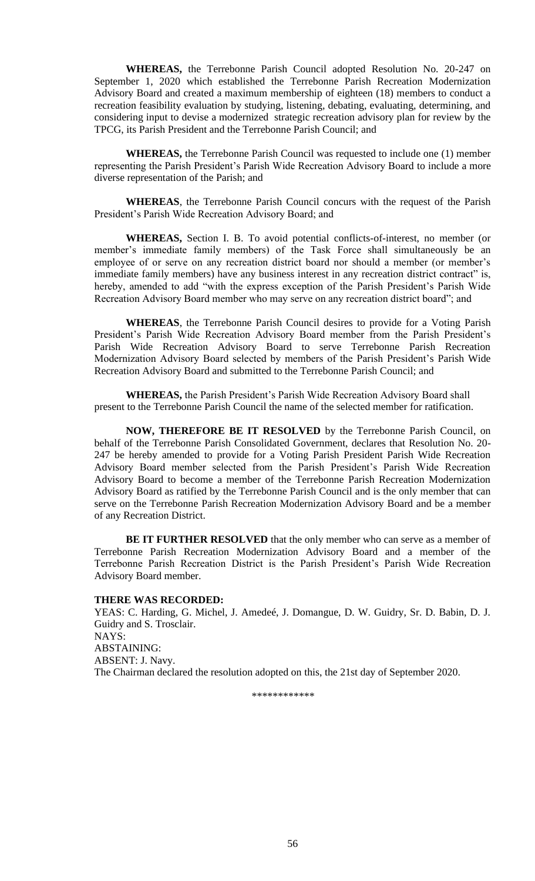**WHEREAS,** the Terrebonne Parish Council adopted Resolution No. 20-247 on September 1, 2020 which established the Terrebonne Parish Recreation Modernization Advisory Board and created a maximum membership of eighteen (18) members to conduct a recreation feasibility evaluation by studying, listening, debating, evaluating, determining, and considering input to devise a modernized strategic recreation advisory plan for review by the TPCG, its Parish President and the Terrebonne Parish Council; and

**WHEREAS,** the Terrebonne Parish Council was requested to include one (1) member representing the Parish President's Parish Wide Recreation Advisory Board to include a more diverse representation of the Parish; and

**WHEREAS**, the Terrebonne Parish Council concurs with the request of the Parish President's Parish Wide Recreation Advisory Board; and

**WHEREAS,** Section I. B. To avoid potential conflicts-of-interest, no member (or member's immediate family members) of the Task Force shall simultaneously be an employee of or serve on any recreation district board nor should a member (or member's immediate family members) have any business interest in any recreation district contract" is, hereby, amended to add "with the express exception of the Parish President's Parish Wide Recreation Advisory Board member who may serve on any recreation district board"; and

**WHEREAS**, the Terrebonne Parish Council desires to provide for a Voting Parish President's Parish Wide Recreation Advisory Board member from the Parish President's Parish Wide Recreation Advisory Board to serve Terrebonne Parish Recreation Modernization Advisory Board selected by members of the Parish President's Parish Wide Recreation Advisory Board and submitted to the Terrebonne Parish Council; and

**WHEREAS,** the Parish President's Parish Wide Recreation Advisory Board shall present to the Terrebonne Parish Council the name of the selected member for ratification.

**NOW, THEREFORE BE IT RESOLVED** by the Terrebonne Parish Council, on behalf of the Terrebonne Parish Consolidated Government, declares that Resolution No. 20-247 be hereby amended to provide for a Voting Parish President Parish Wide Recreation Advisory Board member selected from the Parish President's Parish Wide Recreation Advisory Board to become a member of the Terrebonne Parish Recreation Modernization Advisory Board as ratified by the Terrebonne Parish Council and is the only member that can serve on the Terrebonne Parish Recreation Modernization Advisory Board and be a member of any Recreation District.

**BE IT FURTHER RESOLVED** that the only member who can serve as a member of Terrebonne Parish Recreation Modernization Advisory Board and a member of the Terrebonne Parish Recreation District is the Parish President's Parish Wide Recreation Advisory Board member.

**THERE WAS RECORDED:**

YEAS: C. Harding, G. Michel, J. Amedeé, J. Domangue, D. W. Guidry, Sr. D. Babin, D. J. Guidry and S. Trosclair.
NAYS:
ABSTAINING:
ABSENT: J. Navy.
The Chairman declared the resolution adopted on this, the 21st day of September 2020.

\*\*\*\*\*\*\*\*\*\*\*\*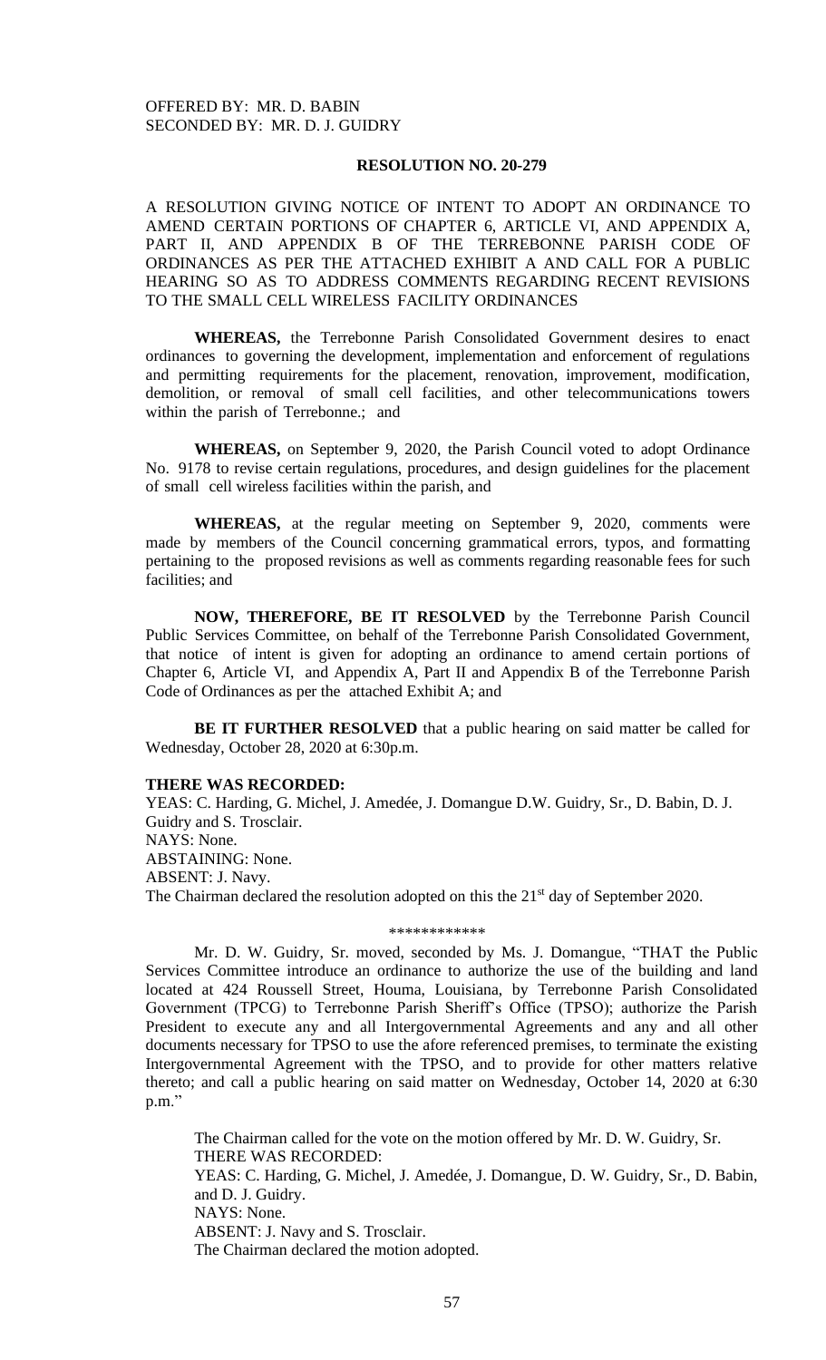OFFERED BY: MR. D. BABIN
SECONDED BY: MR. D. J. GUIDRY

**RESOLUTION NO. 20-279**

A RESOLUTION GIVING NOTICE OF INTENT TO ADOPT AN ORDINANCE TO AMEND CERTAIN PORTIONS OF CHAPTER 6, ARTICLE VI, AND APPENDIX A, PART II, AND APPENDIX B OF THE TERREBONNE PARISH CODE OF ORDINANCES AS PER THE ATTACHED EXHIBIT A AND CALL FOR A PUBLIC HEARING SO AS TO ADDRESS COMMENTS REGARDING RECENT REVISIONS TO THE SMALL CELL WIRELESS FACILITY ORDINANCES

**WHEREAS,** the Terrebonne Parish Consolidated Government desires to enact ordinances to governing the development, implementation and enforcement of regulations and permitting requirements for the placement, renovation, improvement, modification, demolition, or removal of small cell facilities, and other telecommunications towers within the parish of Terrebonne.; and

**WHEREAS,** on September 9, 2020, the Parish Council voted to adopt Ordinance No. 9178 to revise certain regulations, procedures, and design guidelines for the placement of small cell wireless facilities within the parish, and

**WHEREAS,** at the regular meeting on September 9, 2020, comments were made by members of the Council concerning grammatical errors, typos, and formatting pertaining to the proposed revisions as well as comments regarding reasonable fees for such facilities; and

**NOW, THEREFORE, BE IT RESOLVED** by the Terrebonne Parish Council Public Services Committee, on behalf of the Terrebonne Parish Consolidated Government, that notice of intent is given for adopting an ordinance to amend certain portions of Chapter 6, Article VI, and Appendix A, Part II and Appendix B of the Terrebonne Parish Code of Ordinances as per the attached Exhibit A; and

**BE IT FURTHER RESOLVED** that a public hearing on said matter be called for Wednesday, October 28, 2020 at 6:30p.m.

**THERE WAS RECORDED:**

YEAS: C. Harding, G. Michel, J. Amedée, J. Domangue D.W. Guidry, Sr., D. Babin, D. J. Guidry and S. Trosclair.
NAYS: None.
ABSTAINING: None.
ABSENT: J. Navy.
The Chairman declared the resolution adopted on this the 21st day of September 2020.

\*\*\*\*\*\*\*\*\*\*\*\*

Mr. D. W. Guidry, Sr. moved, seconded by Ms. J. Domangue, "THAT the Public Services Committee introduce an ordinance to authorize the use of the building and land located at 424 Roussell Street, Houma, Louisiana, by Terrebonne Parish Consolidated Government (TPCG) to Terrebonne Parish Sheriff's Office (TPSO); authorize the Parish President to execute any and all Intergovernmental Agreements and any and all other documents necessary for TPSO to use the afore referenced premises, to terminate the existing Intergovernmental Agreement with the TPSO, and to provide for other matters relative thereto; and call a public hearing on said matter on Wednesday, October 14, 2020 at 6:30 p.m."

The Chairman called for the vote on the motion offered by Mr. D. W. Guidry, Sr.
THERE WAS RECORDED:
YEAS: C. Harding, G. Michel, J. Amedée, J. Domangue, D. W. Guidry, Sr., D. Babin, and D. J. Guidry.
NAYS: None.
ABSENT: J. Navy and S. Trosclair.
The Chairman declared the motion adopted.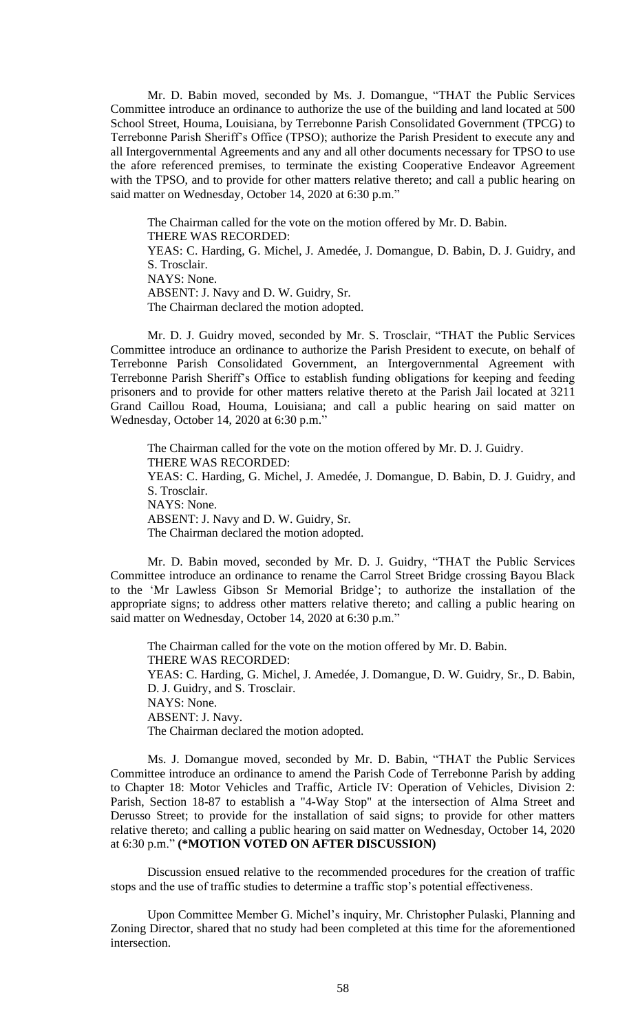Mr. D. Babin moved, seconded by Ms. J. Domangue, "THAT the Public Services Committee introduce an ordinance to authorize the use of the building and land located at 500 School Street, Houma, Louisiana, by Terrebonne Parish Consolidated Government (TPCG) to Terrebonne Parish Sheriff's Office (TPSO); authorize the Parish President to execute any and all Intergovernmental Agreements and any and all other documents necessary for TPSO to use the afore referenced premises, to terminate the existing Cooperative Endeavor Agreement with the TPSO, and to provide for other matters relative thereto; and call a public hearing on said matter on Wednesday, October 14, 2020 at 6:30 p.m."

The Chairman called for the vote on the motion offered by Mr. D. Babin.
THERE WAS RECORDED:
YEAS: C. Harding, G. Michel, J. Amedée, J. Domangue, D. Babin, D. J. Guidry, and S. Trosclair.
NAYS: None.
ABSENT: J. Navy and D. W. Guidry, Sr.
The Chairman declared the motion adopted.

Mr. D. J. Guidry moved, seconded by Mr. S. Trosclair, "THAT the Public Services Committee introduce an ordinance to authorize the Parish President to execute, on behalf of Terrebonne Parish Consolidated Government, an Intergovernmental Agreement with Terrebonne Parish Sheriff's Office to establish funding obligations for keeping and feeding prisoners and to provide for other matters relative thereto at the Parish Jail located at 3211 Grand Caillou Road, Houma, Louisiana; and call a public hearing on said matter on Wednesday, October 14, 2020 at 6:30 p.m."

The Chairman called for the vote on the motion offered by Mr. D. J. Guidry.
THERE WAS RECORDED:
YEAS: C. Harding, G. Michel, J. Amedée, J. Domangue, D. Babin, D. J. Guidry, and S. Trosclair.
NAYS: None.
ABSENT: J. Navy and D. W. Guidry, Sr.
The Chairman declared the motion adopted.

Mr. D. Babin moved, seconded by Mr. D. J. Guidry, "THAT the Public Services Committee introduce an ordinance to rename the Carrol Street Bridge crossing Bayou Black to the 'Mr Lawless Gibson Sr Memorial Bridge'; to authorize the installation of the appropriate signs; to address other matters relative thereto; and calling a public hearing on said matter on Wednesday, October 14, 2020 at 6:30 p.m."

The Chairman called for the vote on the motion offered by Mr. D. Babin.
THERE WAS RECORDED:
YEAS: C. Harding, G. Michel, J. Amedée, J. Domangue, D. W. Guidry, Sr., D. Babin, D. J. Guidry, and S. Trosclair.
NAYS: None.
ABSENT: J. Navy.
The Chairman declared the motion adopted.

Ms. J. Domangue moved, seconded by Mr. D. Babin, "THAT the Public Services Committee introduce an ordinance to amend the Parish Code of Terrebonne Parish by adding to Chapter 18: Motor Vehicles and Traffic, Article IV: Operation of Vehicles, Division 2: Parish, Section 18-87 to establish a "4-Way Stop" at the intersection of Alma Street and Derusso Street; to provide for the installation of said signs; to provide for other matters relative thereto; and calling a public hearing on said matter on Wednesday, October 14, 2020 at 6:30 p.m." **(*MOTION VOTED ON AFTER DISCUSSION)**

Discussion ensued relative to the recommended procedures for the creation of traffic stops and the use of traffic studies to determine a traffic stop's potential effectiveness.

Upon Committee Member G. Michel's inquiry, Mr. Christopher Pulaski, Planning and Zoning Director, shared that no study had been completed at this time for the aforementioned intersection.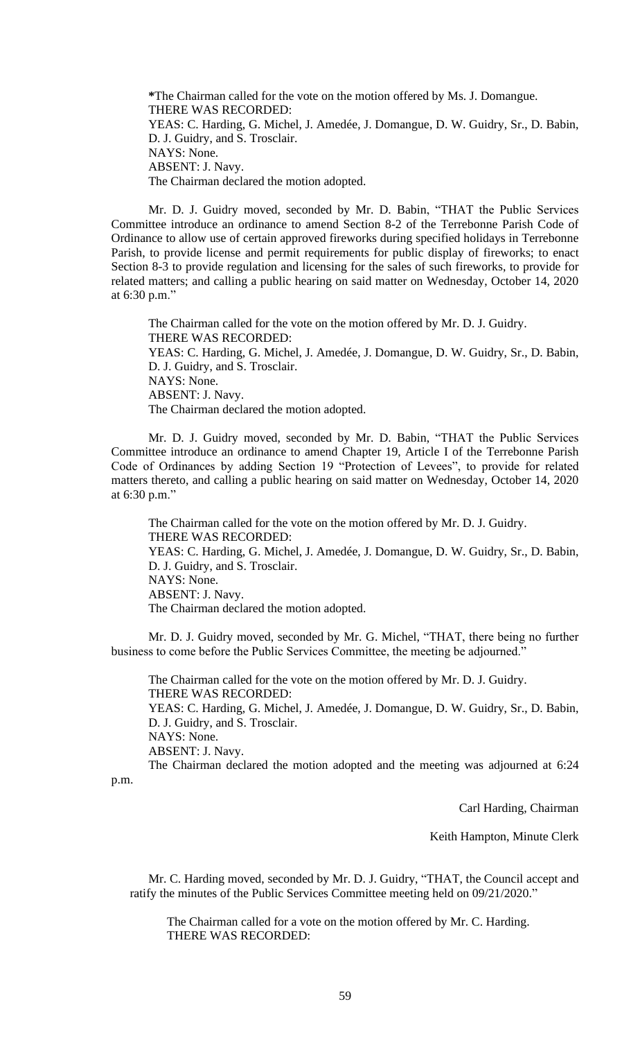*The Chairman called for the vote on the motion offered by Ms. J. Domangue.
THERE WAS RECORDED:
YEAS: C. Harding, G. Michel, J. Amedée, J. Domangue, D. W. Guidry, Sr., D. Babin, D. J. Guidry, and S. Trosclair.
NAYS: None.
ABSENT: J. Navy.
The Chairman declared the motion adopted.

Mr. D. J. Guidry moved, seconded by Mr. D. Babin, "THAT the Public Services Committee introduce an ordinance to amend Section 8-2 of the Terrebonne Parish Code of Ordinance to allow use of certain approved fireworks during specified holidays in Terrebonne Parish, to provide license and permit requirements for public display of fireworks; to enact Section 8-3 to provide regulation and licensing for the sales of such fireworks, to provide for related matters; and calling a public hearing on said matter on Wednesday, October 14, 2020 at 6:30 p.m."

The Chairman called for the vote on the motion offered by Mr. D. J. Guidry.
THERE WAS RECORDED:
YEAS: C. Harding, G. Michel, J. Amedée, J. Domangue, D. W. Guidry, Sr., D. Babin, D. J. Guidry, and S. Trosclair.
NAYS: None.
ABSENT: J. Navy.
The Chairman declared the motion adopted.

Mr. D. J. Guidry moved, seconded by Mr. D. Babin, "THAT the Public Services Committee introduce an ordinance to amend Chapter 19, Article I of the Terrebonne Parish Code of Ordinances by adding Section 19 "Protection of Levees", to provide for related matters thereto, and calling a public hearing on said matter on Wednesday, October 14, 2020 at 6:30 p.m."

The Chairman called for the vote on the motion offered by Mr. D. J. Guidry.
THERE WAS RECORDED:
YEAS: C. Harding, G. Michel, J. Amedée, J. Domangue, D. W. Guidry, Sr., D. Babin, D. J. Guidry, and S. Trosclair.
NAYS: None.
ABSENT: J. Navy.
The Chairman declared the motion adopted.

Mr. D. J. Guidry moved, seconded by Mr. G. Michel, "THAT, there being no further business to come before the Public Services Committee, the meeting be adjourned."

The Chairman called for the vote on the motion offered by Mr. D. J. Guidry.
THERE WAS RECORDED:
YEAS: C. Harding, G. Michel, J. Amedée, J. Domangue, D. W. Guidry, Sr., D. Babin, D. J. Guidry, and S. Trosclair.
NAYS: None.
ABSENT: J. Navy.
The Chairman declared the motion adopted and the meeting was adjourned at 6:24 p.m.

Carl Harding, Chairman

Keith Hampton, Minute Clerk

Mr. C. Harding moved, seconded by Mr. D. J. Guidry, "THAT, the Council accept and ratify the minutes of the Public Services Committee meeting held on 09/21/2020."

The Chairman called for a vote on the motion offered by Mr. C. Harding.
THERE WAS RECORDED: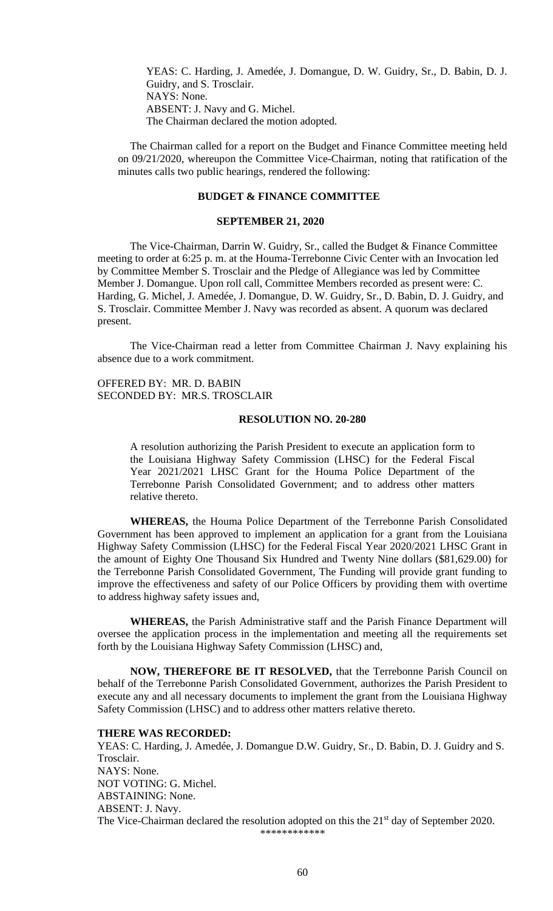YEAS: C. Harding, J. Amedée, J. Domangue, D. W. Guidry, Sr., D. Babin, D. J. Guidry, and S. Trosclair.
NAYS: None.
ABSENT: J. Navy and G. Michel.
The Chairman declared the motion adopted.

The Chairman called for a report on the Budget and Finance Committee meeting held on 09/21/2020, whereupon the Committee Vice-Chairman, noting that ratification of the minutes calls two public hearings, rendered the following:

**BUDGET & FINANCE COMMITTEE**

**SEPTEMBER 21, 2020**

The Vice-Chairman, Darrin W. Guidry, Sr., called the Budget & Finance Committee meeting to order at 6:25 p. m. at the Houma-Terrebonne Civic Center with an Invocation led by Committee Member S. Trosclair and the Pledge of Allegiance was led by Committee Member J. Domangue. Upon roll call, Committee Members recorded as present were: C. Harding, G. Michel, J. Amedée, J. Domangue, D. W. Guidry, Sr., D. Babin, D. J. Guidry, and S. Trosclair. Committee Member J. Navy was recorded as absent. A quorum was declared present.

The Vice-Chairman read a letter from Committee Chairman J. Navy explaining his absence due to a work commitment.

OFFERED BY: MR. D. BABIN
SECONDED BY: MR.S. TROSCLAIR

**RESOLUTION NO. 20-280**

A resolution authorizing the Parish President to execute an application form to the Louisiana Highway Safety Commission (LHSC) for the Federal Fiscal Year 2021/2021 LHSC Grant for the Houma Police Department of the Terrebonne Parish Consolidated Government; and to address other matters relative thereto.

**WHEREAS,** the Houma Police Department of the Terrebonne Parish Consolidated Government has been approved to implement an application for a grant from the Louisiana Highway Safety Commission (LHSC) for the Federal Fiscal Year 2020/2021 LHSC Grant in the amount of Eighty One Thousand Six Hundred and Twenty Nine dollars ($81,629.00) for the Terrebonne Parish Consolidated Government, The Funding will provide grant funding to improve the effectiveness and safety of our Police Officers by providing them with overtime to address highway safety issues and,

**WHEREAS,** the Parish Administrative staff and the Parish Finance Department will oversee the application process in the implementation and meeting all the requirements set forth by the Louisiana Highway Safety Commission (LHSC) and,

**NOW, THEREFORE BE IT RESOLVED,** that the Terrebonne Parish Council on behalf of the Terrebonne Parish Consolidated Government, authorizes the Parish President to execute any and all necessary documents to implement the grant from the Louisiana Highway Safety Commission (LHSC) and to address other matters relative thereto.

**THERE WAS RECORDED:**
YEAS: C. Harding, J. Amedée, J. Domangue D.W. Guidry, Sr., D. Babin, D. J. Guidry and S. Trosclair.
NAYS: None.
NOT VOTING: G. Michel.
ABSTAINING: None.
ABSENT: J. Navy.
The Vice-Chairman declared the resolution adopted on this the 21st day of September 2020.

\*\*\*\*\*\*\*\*\*\*\*\*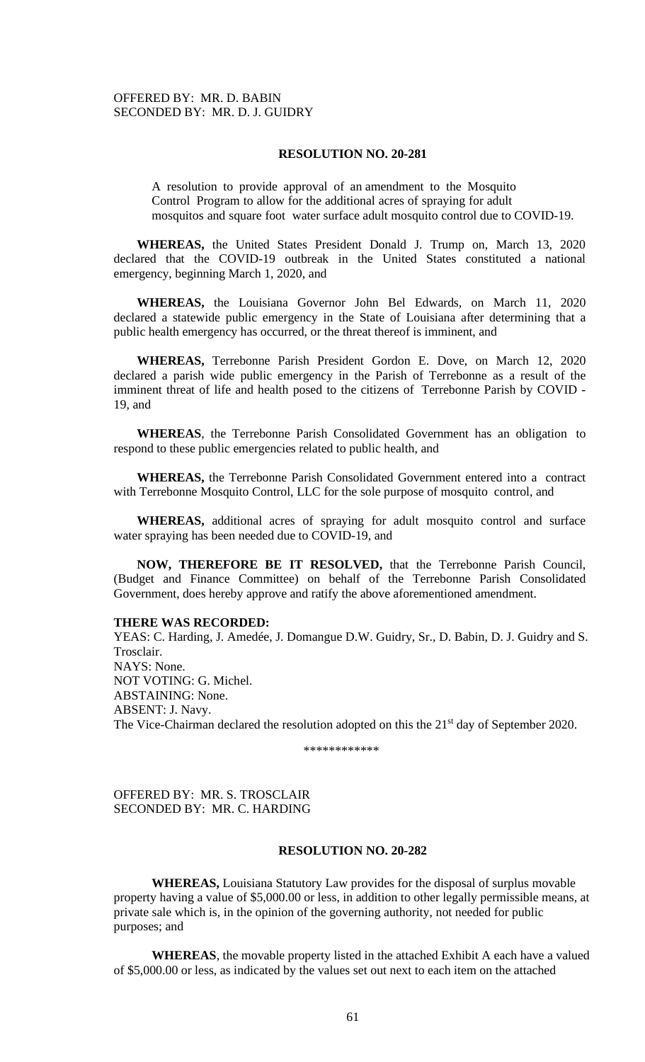OFFERED BY: MR. D. BABIN
SECONDED BY: MR. D. J. GUIDRY

**RESOLUTION NO. 20-281**

A resolution to provide approval of an amendment to the Mosquito Control Program to allow for the additional acres of spraying for adult mosquitos and square foot water surface adult mosquito control due to COVID-19.

**WHEREAS,** the United States President Donald J. Trump on, March 13, 2020 declared that the COVID-19 outbreak in the United States constituted a national emergency, beginning March 1, 2020, and

**WHEREAS,** the Louisiana Governor John Bel Edwards, on March 11, 2020 declared a statewide public emergency in the State of Louisiana after determining that a public health emergency has occurred, or the threat thereof is imminent, and

**WHEREAS,** Terrebonne Parish President Gordon E. Dove, on March 12, 2020 declared a parish wide public emergency in the Parish of Terrebonne as a result of the imminent threat of life and health posed to the citizens of Terrebonne Parish by COVID - 19, and

**WHEREAS**, the Terrebonne Parish Consolidated Government has an obligation to respond to these public emergencies related to public health, and

**WHEREAS,** the Terrebonne Parish Consolidated Government entered into a contract with Terrebonne Mosquito Control, LLC for the sole purpose of mosquito control, and

**WHEREAS,** additional acres of spraying for adult mosquito control and surface water spraying has been needed due to COVID-19, and

**NOW, THEREFORE BE IT RESOLVED,** that the Terrebonne Parish Council, (Budget and Finance Committee) on behalf of the Terrebonne Parish Consolidated Government, does hereby approve and ratify the above aforementioned amendment.

**THERE WAS RECORDED:**
YEAS: C. Harding, J. Amedée, J. Domangue D.W. Guidry, Sr., D. Babin, D. J. Guidry and S. Trosclair.
NAYS: None.
NOT VOTING: G. Michel.
ABSTAINING: None.
ABSENT: J. Navy.
The Vice-Chairman declared the resolution adopted on this the 21st day of September 2020.

\*\*\*\*\*\*\*\*\*\*\*\*

OFFERED BY: MR. S. TROSCLAIR
SECONDED BY: MR. C. HARDING

**RESOLUTION NO. 20-282**

**WHEREAS,** Louisiana Statutory Law provides for the disposal of surplus movable property having a value of $5,000.00 or less, in addition to other legally permissible means, at private sale which is, in the opinion of the governing authority, not needed for public purposes; and

**WHEREAS**, the movable property listed in the attached Exhibit A each have a valued of $5,000.00 or less, as indicated by the values set out next to each item on the attached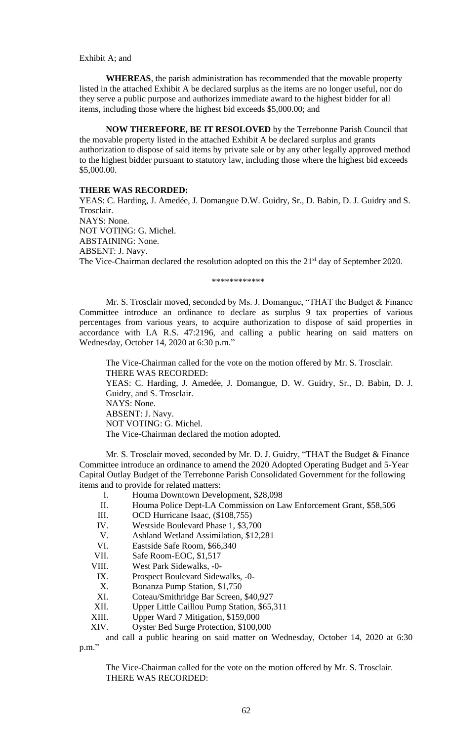Exhibit A; and

**WHEREAS**, the parish administration has recommended that the movable property listed in the attached Exhibit A be declared surplus as the items are no longer useful, nor do they serve a public purpose and authorizes immediate award to the highest bidder for all items, including those where the highest bid exceeds $5,000.00; and

**NOW THEREFORE, BE IT RESOLOVED** by the Terrebonne Parish Council that the movable property listed in the attached Exhibit A be declared surplus and grants authorization to dispose of said items by private sale or by any other legally approved method to the highest bidder pursuant to statutory law, including those where the highest bid exceeds $5,000.00.

**THERE WAS RECORDED:**

YEAS: C. Harding, J. Amedée, J. Domangue D.W. Guidry, Sr., D. Babin, D. J. Guidry and S. Trosclair.
NAYS: None.
NOT VOTING: G. Michel.
ABSTAINING: None.
ABSENT: J. Navy.
The Vice-Chairman declared the resolution adopted on this the 21st day of September 2020.

\*\*\*\*\*\*\*\*\*\*\*\*

Mr. S. Trosclair moved, seconded by Ms. J. Domangue, "THAT the Budget & Finance Committee introduce an ordinance to declare as surplus 9 tax properties of various percentages from various years, to acquire authorization to dispose of said properties in accordance with LA R.S. 47:2196, and calling a public hearing on said matters on Wednesday, October 14, 2020 at 6:30 p.m."

The Vice-Chairman called for the vote on the motion offered by Mr. S. Trosclair.
THERE WAS RECORDED:
YEAS: C. Harding, J. Amedée, J. Domangue, D. W. Guidry, Sr., D. Babin, D. J. Guidry, and S. Trosclair.
NAYS: None.
ABSENT: J. Navy.
NOT VOTING: G. Michel.
The Vice-Chairman declared the motion adopted.

Mr. S. Trosclair moved, seconded by Mr. D. J. Guidry, "THAT the Budget & Finance Committee introduce an ordinance to amend the 2020 Adopted Operating Budget and 5-Year Capital Outlay Budget of the Terrebonne Parish Consolidated Government for the following items and to provide for related matters:

- I. Houma Downtown Development, $28,098
- II. Houma Police Dept-LA Commission on Law Enforcement Grant, $58,506
- III. OCD Hurricane Isaac, ($108,755)
- IV. Westside Boulevard Phase 1, $3,700
- V. Ashland Wetland Assimilation, $12,281
- VI. Eastside Safe Room, $66,340
- VII. Safe Room-EOC, $1,517
- VIII. West Park Sidewalks, -0-
- IX. Prospect Boulevard Sidewalks, -0-
- X. Bonanza Pump Station, $1,750
- XI. Coteau/Smithridge Bar Screen, $40,927
- XII. Upper Little Caillou Pump Station, $65,311
- XIII. Upper Ward 7 Mitigation, $159,000
- XIV. Oyster Bed Surge Protection, $100,000

and call a public hearing on said matter on Wednesday, October 14, 2020 at 6:30 p.m."

The Vice-Chairman called for the vote on the motion offered by Mr. S. Trosclair.
THERE WAS RECORDED: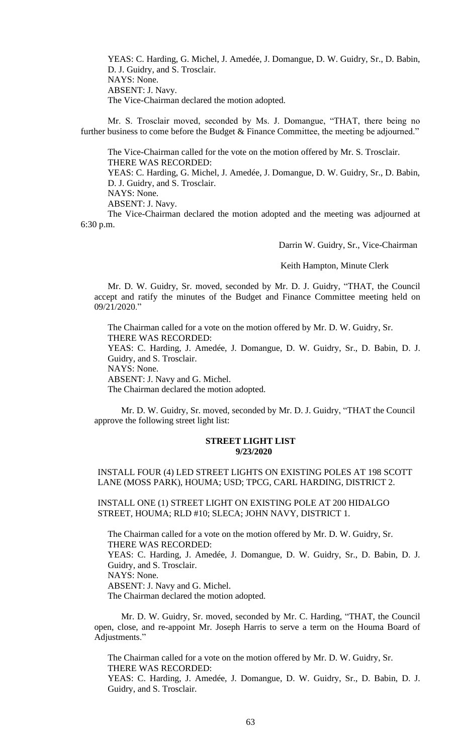YEAS: C. Harding, G. Michel, J. Amedée, J. Domangue, D. W. Guidry, Sr., D. Babin, D. J. Guidry, and S. Trosclair.
NAYS: None.
ABSENT: J. Navy.
The Vice-Chairman declared the motion adopted.

Mr. S. Trosclair moved, seconded by Ms. J. Domangue, "THAT, there being no further business to come before the Budget & Finance Committee, the meeting be adjourned."

The Vice-Chairman called for the vote on the motion offered by Mr. S. Trosclair.
THERE WAS RECORDED:
YEAS: C. Harding, G. Michel, J. Amedée, J. Domangue, D. W. Guidry, Sr., D. Babin, D. J. Guidry, and S. Trosclair.
NAYS: None.
ABSENT: J. Navy.
The Vice-Chairman declared the motion adopted and the meeting was adjourned at 6:30 p.m.

Darrin W. Guidry, Sr., Vice-Chairman

Keith Hampton, Minute Clerk

Mr. D. W. Guidry, Sr. moved, seconded by Mr. D. J. Guidry, "THAT, the Council accept and ratify the minutes of the Budget and Finance Committee meeting held on 09/21/2020."

The Chairman called for a vote on the motion offered by Mr. D. W. Guidry, Sr.
THERE WAS RECORDED:
YEAS: C. Harding, J. Amedée, J. Domangue, D. W. Guidry, Sr., D. Babin, D. J. Guidry, and S. Trosclair.
NAYS: None.
ABSENT: J. Navy and G. Michel.
The Chairman declared the motion adopted.

Mr. D. W. Guidry, Sr. moved, seconded by Mr. D. J. Guidry, "THAT the Council approve the following street light list:

**STREET LIGHT LIST**
**9/23/2020**

INSTALL FOUR (4) LED STREET LIGHTS ON EXISTING POLES AT 198 SCOTT LANE (MOSS PARK), HOUMA; USD; TPCG, CARL HARDING, DISTRICT 2.

INSTALL ONE (1) STREET LIGHT ON EXISTING POLE AT 200 HIDALGO STREET, HOUMA; RLD #10; SLECA; JOHN NAVY, DISTRICT 1.

The Chairman called for a vote on the motion offered by Mr. D. W. Guidry, Sr.
THERE WAS RECORDED:
YEAS: C. Harding, J. Amedée, J. Domangue, D. W. Guidry, Sr., D. Babin, D. J. Guidry, and S. Trosclair.
NAYS: None.
ABSENT: J. Navy and G. Michel.
The Chairman declared the motion adopted.

Mr. D. W. Guidry, Sr. moved, seconded by Mr. C. Harding, "THAT, the Council open, close, and re-appoint Mr. Joseph Harris to serve a term on the Houma Board of Adjustments."

The Chairman called for a vote on the motion offered by Mr. D. W. Guidry, Sr.
THERE WAS RECORDED:
YEAS: C. Harding, J. Amedée, J. Domangue, D. W. Guidry, Sr., D. Babin, D. J. Guidry, and S. Trosclair.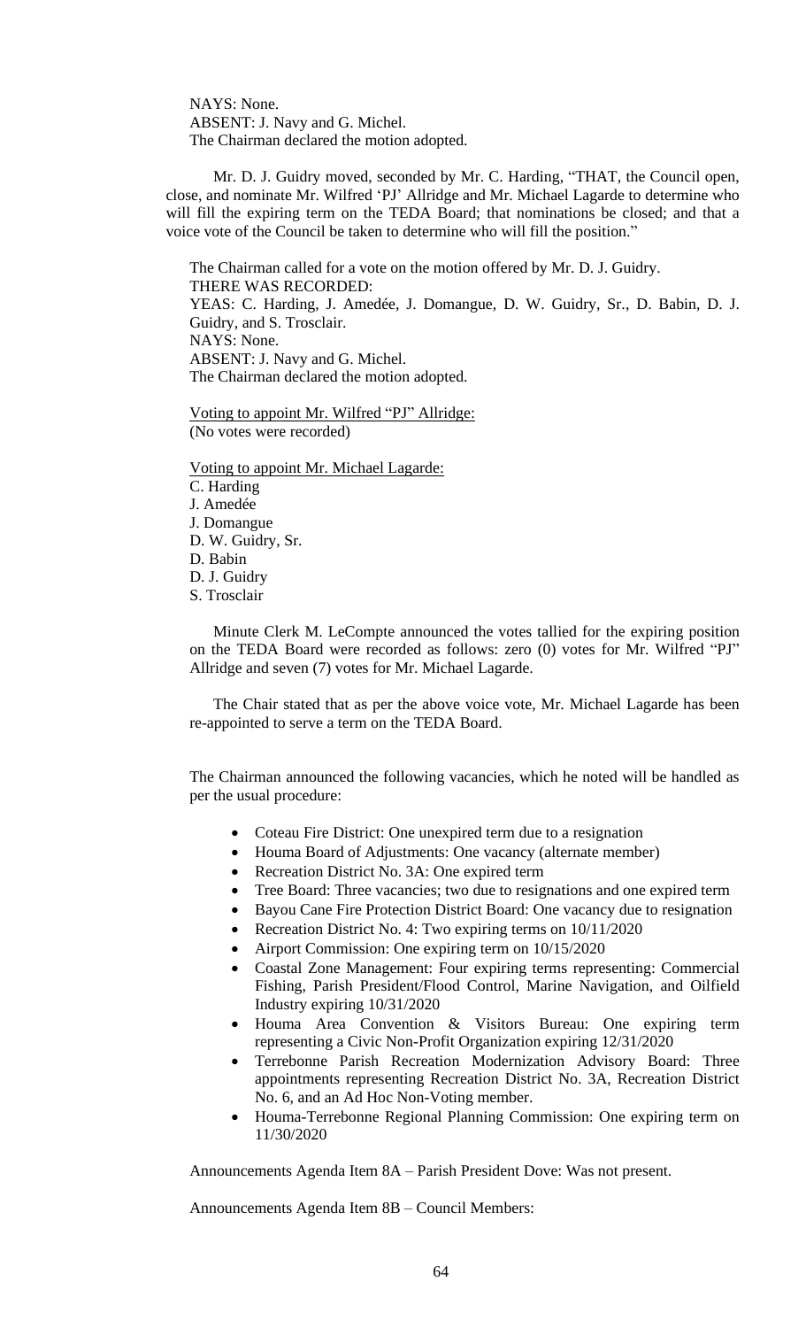NAYS: None.
ABSENT: J. Navy and G. Michel.
The Chairman declared the motion adopted.

Mr. D. J. Guidry moved, seconded by Mr. C. Harding, "THAT, the Council open, close, and nominate Mr. Wilfred 'PJ' Allridge and Mr. Michael Lagarde to determine who will fill the expiring term on the TEDA Board; that nominations be closed; and that a voice vote of the Council be taken to determine who will fill the position."

The Chairman called for a vote on the motion offered by Mr. D. J. Guidry.
THERE WAS RECORDED:
YEAS: C. Harding, J. Amedée, J. Domangue, D. W. Guidry, Sr., D. Babin, D. J. Guidry, and S. Trosclair.
NAYS: None.
ABSENT: J. Navy and G. Michel.
The Chairman declared the motion adopted.

<u>Voting to appoint Mr. Wilfred "PJ" Allridge:</u>
(No votes were recorded)

<u>Voting to appoint Mr. Michael Lagarde:</u>
C. Harding
J. Amedée
J. Domangue
D. W. Guidry, Sr.
D. Babin
D. J. Guidry
S. Trosclair

Minute Clerk M. LeCompte announced the votes tallied for the expiring position on the TEDA Board were recorded as follows: zero (0) votes for Mr. Wilfred "PJ" Allridge and seven (7) votes for Mr. Michael Lagarde.

The Chair stated that as per the above voice vote, Mr. Michael Lagarde has been re-appointed to serve a term on the TEDA Board.

The Chairman announced the following vacancies, which he noted will be handled as per the usual procedure:

- Coteau Fire District: One unexpired term due to a resignation
- Houma Board of Adjustments: One vacancy (alternate member)
- Recreation District No. 3A: One expired term
- Tree Board: Three vacancies; two due to resignations and one expired term
- Bayou Cane Fire Protection District Board: One vacancy due to resignation
- Recreation District No. 4: Two expiring terms on 10/11/2020
- Airport Commission: One expiring term on 10/15/2020
- Coastal Zone Management: Four expiring terms representing: Commercial Fishing, Parish President/Flood Control, Marine Navigation, and Oilfield Industry expiring 10/31/2020
- Houma Area Convention & Visitors Bureau: One expiring term representing a Civic Non-Profit Organization expiring 12/31/2020
- Terrebonne Parish Recreation Modernization Advisory Board: Three appointments representing Recreation District No. 3A, Recreation District No. 6, and an Ad Hoc Non-Voting member.
- Houma-Terrebonne Regional Planning Commission: One expiring term on 11/30/2020

Announcements Agenda Item 8A – Parish President Dove: Was not present.

Announcements Agenda Item 8B – Council Members: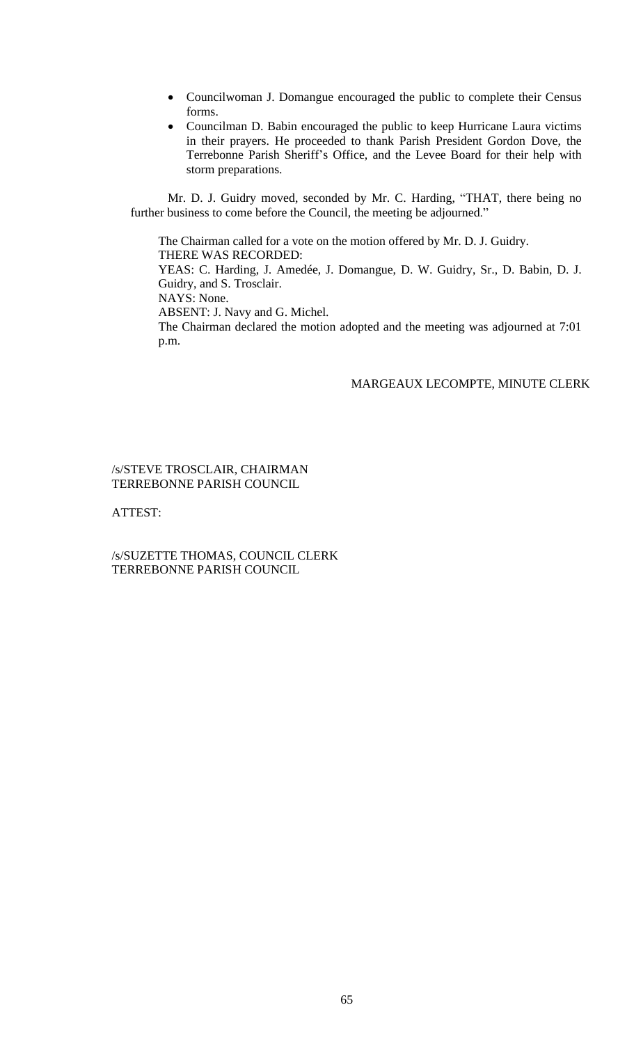- Councilwoman J. Domangue encouraged the public to complete their Census forms.
- Councilman D. Babin encouraged the public to keep Hurricane Laura victims in their prayers. He proceeded to thank Parish President Gordon Dove, the Terrebonne Parish Sheriff's Office, and the Levee Board for their help with storm preparations.

Mr. D. J. Guidry moved, seconded by Mr. C. Harding, "THAT, there being no further business to come before the Council, the meeting be adjourned."

The Chairman called for a vote on the motion offered by Mr. D. J. Guidry.
THERE WAS RECORDED:
YEAS: C. Harding, J. Amedée, J. Domangue, D. W. Guidry, Sr., D. Babin, D. J. Guidry, and S. Trosclair.
NAYS: None.
ABSENT: J. Navy and G. Michel.
The Chairman declared the motion adopted and the meeting was adjourned at 7:01 p.m.

MARGEAUX LECOMPTE, MINUTE CLERK

/s/STEVE TROSCLAIR, CHAIRMAN
TERREBONNE PARISH COUNCIL

ATTEST:

/s/SUZETTE THOMAS, COUNCIL CLERK
TERREBONNE PARISH COUNCIL